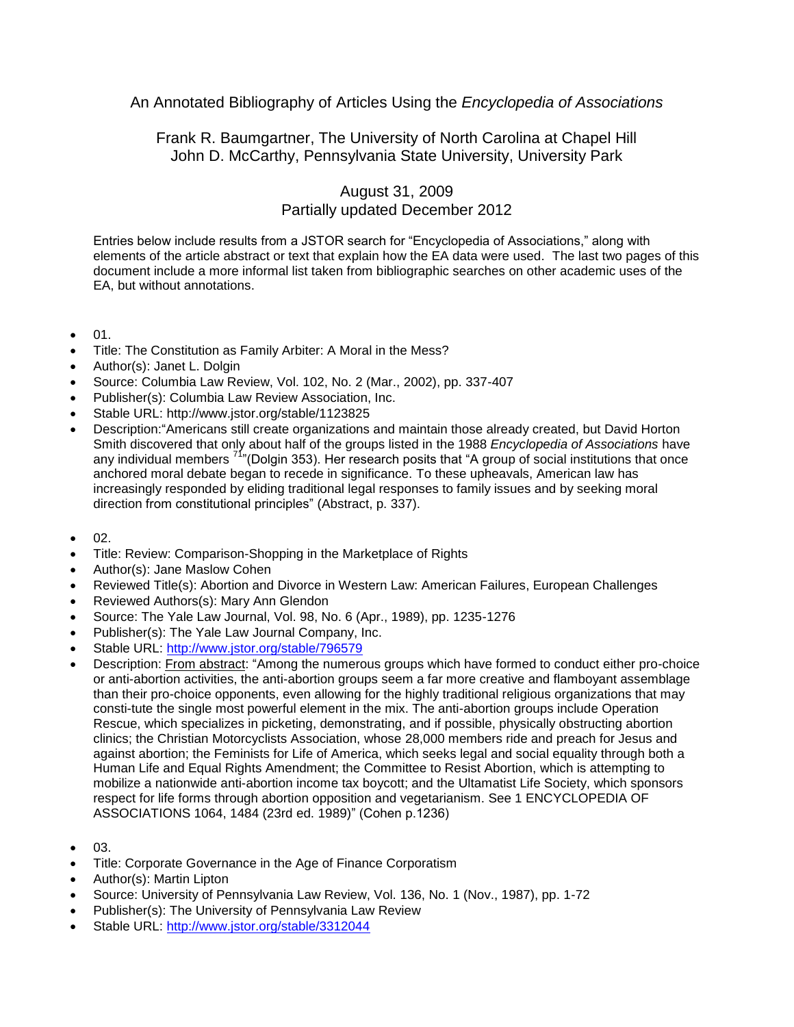# An Annotated Bibliography of Articles Using the *Encyclopedia of Associations*

Frank R. Baumgartner, The University of North Carolina at Chapel Hill
John D. McCarthy, Pennsylvania State University, University Park

August 31, 2009
Partially updated December 2012

Entries below include results from a JSTOR search for "Encyclopedia of Associations," along with elements of the article abstract or text that explain how the EA data were used. The last two pages of this document include a more informal list taken from bibliographic searches on other academic uses of the EA, but without annotations.

- 01.
- Title: The Constitution as Family Arbiter: A Moral in the Mess?
- Author(s): Janet L. Dolgin
- Source: Columbia Law Review, Vol. 102, No. 2 (Mar., 2002), pp. 337-407
- Publisher(s): Columbia Law Review Association, Inc.
- Stable URL: http://www.jstor.org/stable/1123825
- Description:"Americans still create organizations and maintain those already created, but David Horton Smith discovered that only about half of the groups listed in the 1988 *Encyclopedia of Associations* have any individual members [71]"(Dolgin 353). Her research posits that "A group of social institutions that once anchored moral debate began to recede in significance. To these upheavals, American law has increasingly responded by eliding traditional legal responses to family issues and by seeking moral direction from constitutional principles" (Abstract, p. 337).

- 02.
- Title: Review: Comparison-Shopping in the Marketplace of Rights
- Author(s): Jane Maslow Cohen
- Reviewed Title(s): Abortion and Divorce in Western Law: American Failures, European Challenges
- Reviewed Authors(s): Mary Ann Glendon
- Source: The Yale Law Journal, Vol. 98, No. 6 (Apr., 1989), pp. 1235-1276
- Publisher(s): The Yale Law Journal Company, Inc.
- Stable URL: http://www.jstor.org/stable/796579
- Description: From abstract: "Among the numerous groups which have formed to conduct either pro-choice or anti-abortion activities, the anti-abortion groups seem a far more creative and flamboyant assemblage than their pro-choice opponents, even allowing for the highly traditional religious organizations that may consti-tute the single most powerful element in the mix. The anti-abortion groups include Operation Rescue, which specializes in picketing, demonstrating, and if possible, physically obstructing abortion clinics; the Christian Motorcyclists Association, whose 28,000 members ride and preach for Jesus and against abortion; the Feminists for Life of America, which seeks legal and social equality through both a Human Life and Equal Rights Amendment; the Committee to Resist Abortion, which is attempting to mobilize a nationwide anti-abortion income tax boycott; and the Ultamatist Life Society, which sponsors respect for life forms through abortion opposition and vegetarianism. See 1 ENCYCLOPEDIA OF ASSOCIATIONS 1064, 1484 (23rd ed. 1989)" (Cohen p.1236)

- 03.
- Title: Corporate Governance in the Age of Finance Corporatism
- Author(s): Martin Lipton
- Source: University of Pennsylvania Law Review, Vol. 136, No. 1 (Nov., 1987), pp. 1-72
- Publisher(s): The University of Pennsylvania Law Review
- Stable URL: http://www.jstor.org/stable/3312044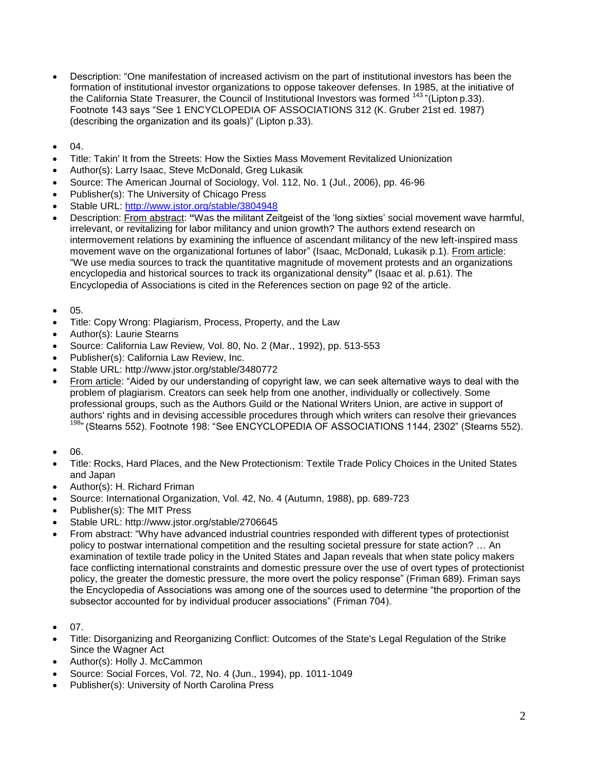- Description: "One manifestation of increased activism on the part of institutional investors has been the formation of institutional investor organizations to oppose takeover defenses. In 1985, at the initiative of the California State Treasurer, the Council of Institutional Investors was formed [143] "(Lipton p.33). Footnote 143 says "See 1 ENCYCLOPEDIA OF ASSOCIATIONS 312 (K. Gruber 21st ed. 1987) (describing the organization and its goals)" (Lipton p.33).

- 04.
- Title: Takin' It from the Streets: How the Sixties Mass Movement Revitalized Unionization
- Author(s): Larry Isaac, Steve McDonald, Greg Lukasik
- Source: The American Journal of Sociology, Vol. 112, No. 1 (Jul., 2006), pp. 46-96
- Publisher(s): The University of Chicago Press
- Stable URL: http://www.jstor.org/stable/3804948
- Description: From abstract: **"**Was the militant Zeitgeist of the 'long sixties' social movement wave harmful, irrelevant, or revitalizing for labor militancy and union growth? The authors extend research on intermovement relations by examining the influence of ascendant militancy of the new left-inspired mass movement wave on the organizational fortunes of labor" (Isaac, McDonald, Lukasik p.1). From article: "We use media sources to track the quantitative magnitude of movement protests and an organizations encyclopedia and historical sources to track its organizational density**"** (Isaac et al. p.61). The Encyclopedia of Associations is cited in the References section on page 92 of the article.

- 05.
- Title: Copy Wrong: Plagiarism, Process, Property, and the Law
- Author(s): Laurie Stearns
- Source: California Law Review, Vol. 80, No. 2 (Mar., 1992), pp. 513-553
- Publisher(s): California Law Review, Inc.
- Stable URL: http://www.jstor.org/stable/3480772
- From article: "Aided by our understanding of copyright law, we can seek alternative ways to deal with the problem of plagiarism. Creators can seek help from one another, individually or collectively. Some professional groups, such as the Authors Guild or the National Writers Union, are active in support of authors' rights and in devising accessible procedures through which writers can resolve their grievances [198]" (Stearns 552). Footnote 198: "See ENCYCLOPEDIA OF ASSOCIATIONS 1144, 2302" (Stearns 552).

- 06.
- Title: Rocks, Hard Places, and the New Protectionism: Textile Trade Policy Choices in the United States and Japan
- Author(s): H. Richard Friman
- Source: International Organization, Vol. 42, No. 4 (Autumn, 1988), pp. 689-723
- Publisher(s): The MIT Press
- Stable URL: http://www.jstor.org/stable/2706645
- From abstract: "Why have advanced industrial countries responded with different types of protectionist policy to postwar international competition and the resulting societal pressure for state action? … An examination of textile trade policy in the United States and Japan reveals that when state policy makers face conflicting international constraints and domestic pressure over the use of overt types of protectionist policy, the greater the domestic pressure, the more overt the policy response" (Friman 689). Friman says the Encyclopedia of Associations was among one of the sources used to determine "the proportion of the subsector accounted for by individual producer associations" (Friman 704).

- 07.
- Title: Disorganizing and Reorganizing Conflict: Outcomes of the State's Legal Regulation of the Strike Since the Wagner Act
- Author(s): Holly J. McCammon
- Source: Social Forces, Vol. 72, No. 4 (Jun., 1994), pp. 1011-1049
- Publisher(s): University of North Carolina Press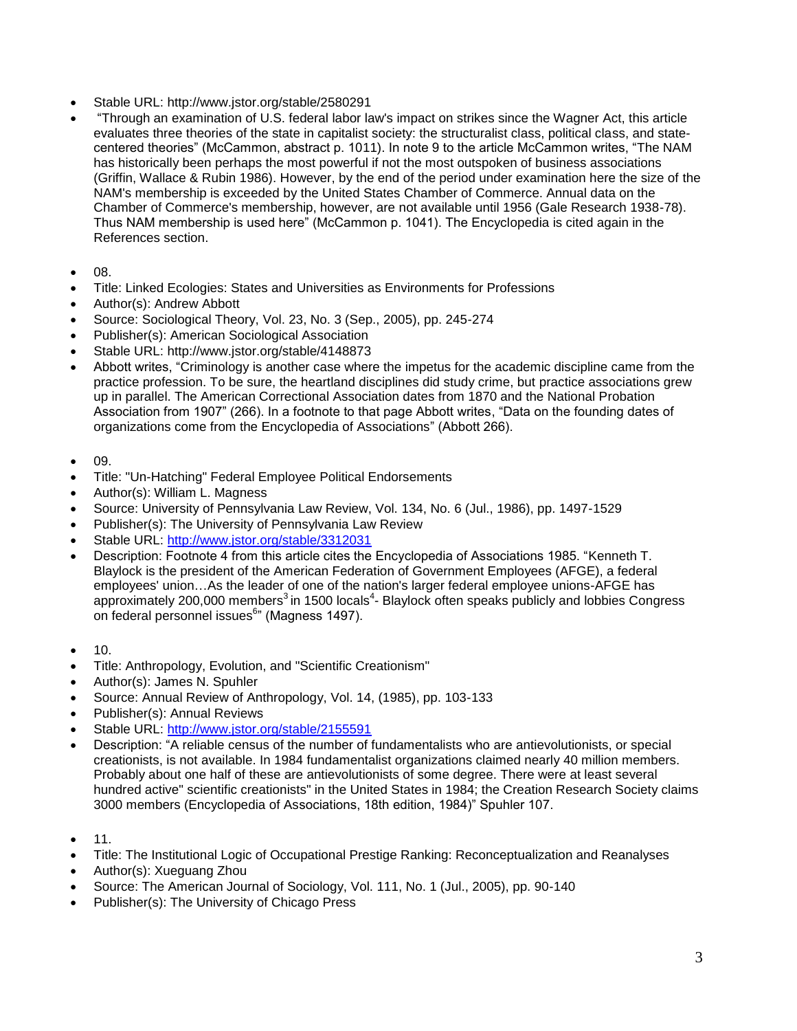- Stable URL: http://www.jstor.org/stable/2580291
- "Through an examination of U.S. federal labor law's impact on strikes since the Wagner Act, this article evaluates three theories of the state in capitalist society: the structuralist class, political class, and state-centered theories" (McCammon, abstract p. 1011). In note 9 to the article McCammon writes, "The NAM has historically been perhaps the most powerful if not the most outspoken of business associations (Griffin, Wallace & Rubin 1986). However, by the end of the period under examination here the size of the NAM's membership is exceeded by the United States Chamber of Commerce. Annual data on the Chamber of Commerce's membership, however, are not available until 1956 (Gale Research 1938-78). Thus NAM membership is used here" (McCammon p. 1041). The Encyclopedia is cited again in the References section.

- 08.
- Title: Linked Ecologies: States and Universities as Environments for Professions
- Author(s): Andrew Abbott
- Source: Sociological Theory, Vol. 23, No. 3 (Sep., 2005), pp. 245-274
- Publisher(s): American Sociological Association
- Stable URL: http://www.jstor.org/stable/4148873
- Abbott writes, "Criminology is another case where the impetus for the academic discipline came from the practice profession. To be sure, the heartland disciplines did study crime, but practice associations grew up in parallel. The American Correctional Association dates from 1870 and the National Probation Association from 1907" (266). In a footnote to that page Abbott writes, "Data on the founding dates of organizations come from the Encyclopedia of Associations" (Abbott 266).

- 09.
- Title: "Un-Hatching" Federal Employee Political Endorsements
- Author(s): William L. Magness
- Source: University of Pennsylvania Law Review, Vol. 134, No. 6 (Jul., 1986), pp. 1497-1529
- Publisher(s): The University of Pennsylvania Law Review
- Stable URL: [http://www.jstor.org/stable/3312031](http://www.jstor.org/stable/3312031)
- Description: Footnote 4 from this article cites the Encyclopedia of Associations 1985. "Kenneth T. Blaylock is the president of the American Federation of Government Employees (AFGE), a federal employees' union…As the leader of one of the nation's larger federal employee unions-AFGE has approximately 200,000 members[3] in 1500 locals[4]- Blaylock often speaks publicly and lobbies Congress on federal personnel issues[6]" (Magness 1497).

- 10.
- Title: Anthropology, Evolution, and "Scientific Creationism"
- Author(s): James N. Spuhler
- Source: Annual Review of Anthropology, Vol. 14, (1985), pp. 103-133
- Publisher(s): Annual Reviews
- Stable URL: [http://www.jstor.org/stable/2155591](http://www.jstor.org/stable/2155591)
- Description: "A reliable census of the number of fundamentalists who are antievolutionists, or special creationists, is not available. In 1984 fundamentalist organizations claimed nearly 40 million members. Probably about one half of these are antievolutionists of some degree. There were at least several hundred active" scientific creationists" in the United States in 1984; the Creation Research Society claims 3000 members (Encyclopedia of Associations, 18th edition, 1984)" Spuhler 107.

- 11.
- Title: The Institutional Logic of Occupational Prestige Ranking: Reconceptualization and Reanalyses
- Author(s): Xueguang Zhou
- Source: The American Journal of Sociology, Vol. 111, No. 1 (Jul., 2005), pp. 90-140
- Publisher(s): The University of Chicago Press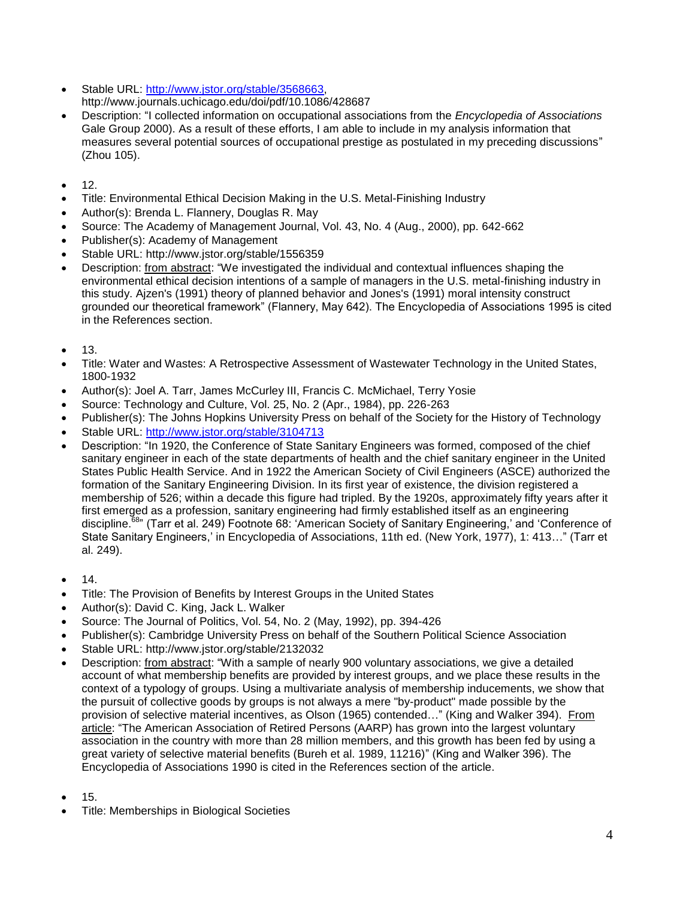- Stable URL: http://www.jstor.org/stable/3568663, http://www.journals.uchicago.edu/doi/pdf/10.1086/428687
- Description: "I collected information on occupational associations from the *Encyclopedia of Associations* Gale Group 2000). As a result of these efforts, I am able to include in my analysis information that measures several potential sources of occupational prestige as postulated in my preceding discussions" (Zhou 105).

- 12.
- Title: Environmental Ethical Decision Making in the U.S. Metal-Finishing Industry
- Author(s): Brenda L. Flannery, Douglas R. May
- Source: The Academy of Management Journal, Vol. 43, No. 4 (Aug., 2000), pp. 642-662
- Publisher(s): Academy of Management
- Stable URL: http://www.jstor.org/stable/1556359
- Description: from abstract: "We investigated the individual and contextual influences shaping the environmental ethical decision intentions of a sample of managers in the U.S. metal-finishing industry in this study. Ajzen's (1991) theory of planned behavior and Jones's (1991) moral intensity construct grounded our theoretical framework" (Flannery, May 642). The Encyclopedia of Associations 1995 is cited in the References section.

- 13.
- Title: Water and Wastes: A Retrospective Assessment of Wastewater Technology in the United States, 1800-1932
- Author(s): Joel A. Tarr, James McCurley III, Francis C. McMichael, Terry Yosie
- Source: Technology and Culture, Vol. 25, No. 2 (Apr., 1984), pp. 226-263
- Publisher(s): The Johns Hopkins University Press on behalf of the Society for the History of Technology
- Stable URL: http://www.jstor.org/stable/3104713
- Description: "In 1920, the Conference of State Sanitary Engineers was formed, composed of the chief sanitary engineer in each of the state departments of health and the chief sanitary engineer in the United States Public Health Service. And in 1922 the American Society of Civil Engineers (ASCE) authorized the formation of the Sanitary Engineering Division. In its first year of existence, the division registered a membership of 526; within a decade this figure had tripled. By the 1920s, approximately fifty years after it first emerged as a profession, sanitary engineering had firmly established itself as an engineering discipline.[68]" (Tarr et al. 249) Footnote 68: 'American Society of Sanitary Engineering,' and 'Conference of State Sanitary Engineers,' in Encyclopedia of Associations, 11th ed. (New York, 1977), 1: 413…" (Tarr et al. 249).

- 14.
- Title: The Provision of Benefits by Interest Groups in the United States
- Author(s): David C. King, Jack L. Walker
- Source: The Journal of Politics, Vol. 54, No. 2 (May, 1992), pp. 394-426
- Publisher(s): Cambridge University Press on behalf of the Southern Political Science Association
- Stable URL: http://www.jstor.org/stable/2132032
- Description: from abstract: "With a sample of nearly 900 voluntary associations, we give a detailed account of what membership benefits are provided by interest groups, and we place these results in the context of a typology of groups. Using a multivariate analysis of membership inducements, we show that the pursuit of collective goods by groups is not always a mere "by-product" made possible by the provision of selective material incentives, as Olson (1965) contended…" (King and Walker 394). From article: "The American Association of Retired Persons (AARP) has grown into the largest voluntary association in the country with more than 28 million members, and this growth has been fed by using a great variety of selective material benefits (Bureh et al. 1989, 11216)" (King and Walker 396). The Encyclopedia of Associations 1990 is cited in the References section of the article.

- 15.
- Title: Memberships in Biological Societies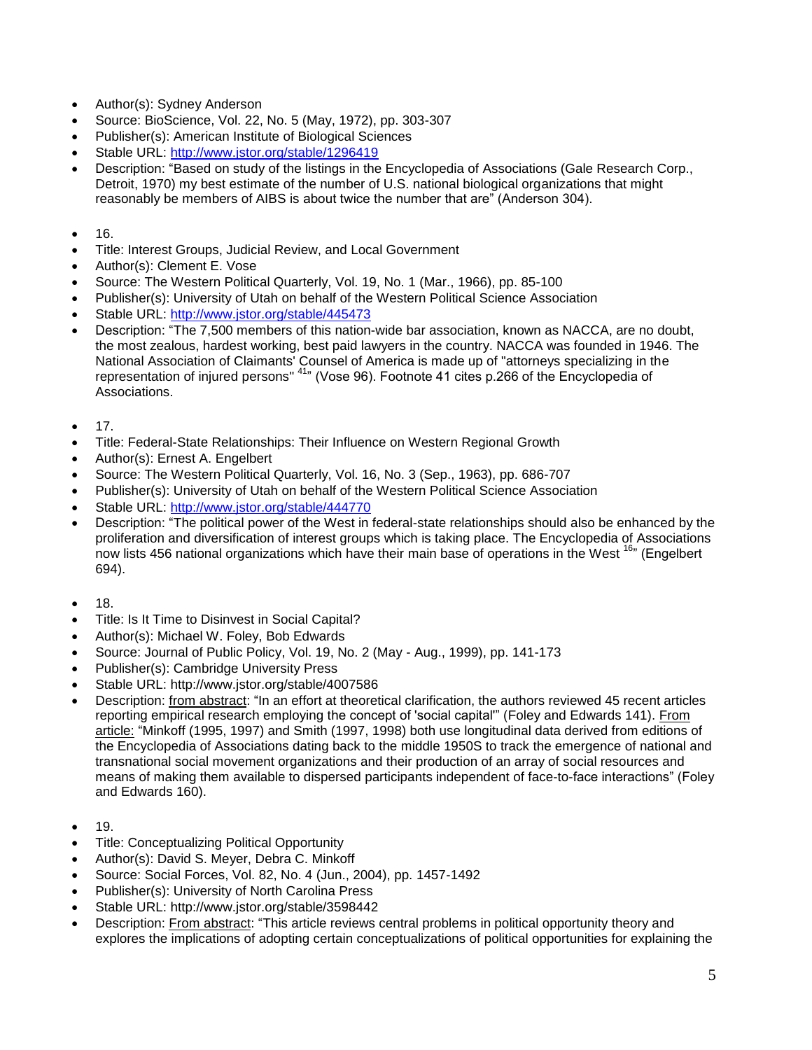- Author(s): Sydney Anderson
- Source: BioScience, Vol. 22, No. 5 (May, 1972), pp. 303-307
- Publisher(s): American Institute of Biological Sciences
- Stable URL: http://www.jstor.org/stable/1296419
- Description: "Based on study of the listings in the Encyclopedia of Associations (Gale Research Corp., Detroit, 1970) my best estimate of the number of U.S. national biological organizations that might reasonably be members of AIBS is about twice the number that are" (Anderson 304).

- 16.
- Title: Interest Groups, Judicial Review, and Local Government
- Author(s): Clement E. Vose
- Source: The Western Political Quarterly, Vol. 19, No. 1 (Mar., 1966), pp. 85-100
- Publisher(s): University of Utah on behalf of the Western Political Science Association
- Stable URL: http://www.jstor.org/stable/445473
- Description: "The 7,500 members of this nation-wide bar association, known as NACCA, are no doubt, the most zealous, hardest working, best paid lawyers in the country. NACCA was founded in 1946. The National Association of Claimants' Counsel of America is made up of "attorneys specializing in the representation of injured persons" [41]" (Vose 96). Footnote 41 cites p.266 of the Encyclopedia of Associations.

- 17.
- Title: Federal-State Relationships: Their Influence on Western Regional Growth
- Author(s): Ernest A. Engelbert
- Source: The Western Political Quarterly, Vol. 16, No. 3 (Sep., 1963), pp. 686-707
- Publisher(s): University of Utah on behalf of the Western Political Science Association
- Stable URL: http://www.jstor.org/stable/444770
- Description: "The political power of the West in federal-state relationships should also be enhanced by the proliferation and diversification of interest groups which is taking place. The Encyclopedia of Associations now lists 456 national organizations which have their main base of operations in the West [16]" (Engelbert 694).

- 18.
- Title: Is It Time to Disinvest in Social Capital?
- Author(s): Michael W. Foley, Bob Edwards
- Source: Journal of Public Policy, Vol. 19, No. 2 (May - Aug., 1999), pp. 141-173
- Publisher(s): Cambridge University Press
- Stable URL: http://www.jstor.org/stable/4007586
- Description: from abstract: "In an effort at theoretical clarification, the authors reviewed 45 recent articles reporting empirical research employing the concept of 'social capital'" (Foley and Edwards 141). From article: "Minkoff (1995, 1997) and Smith (1997, 1998) both use longitudinal data derived from editions of the Encyclopedia of Associations dating back to the middle 1950S to track the emergence of national and transnational social movement organizations and their production of an array of social resources and means of making them available to dispersed participants independent of face-to-face interactions" (Foley and Edwards 160).

- 19.
- Title: Conceptualizing Political Opportunity
- Author(s): David S. Meyer, Debra C. Minkoff
- Source: Social Forces, Vol. 82, No. 4 (Jun., 2004), pp. 1457-1492
- Publisher(s): University of North Carolina Press
- Stable URL: http://www.jstor.org/stable/3598442
- Description: From abstract: "This article reviews central problems in political opportunity theory and explores the implications of adopting certain conceptualizations of political opportunities for explaining the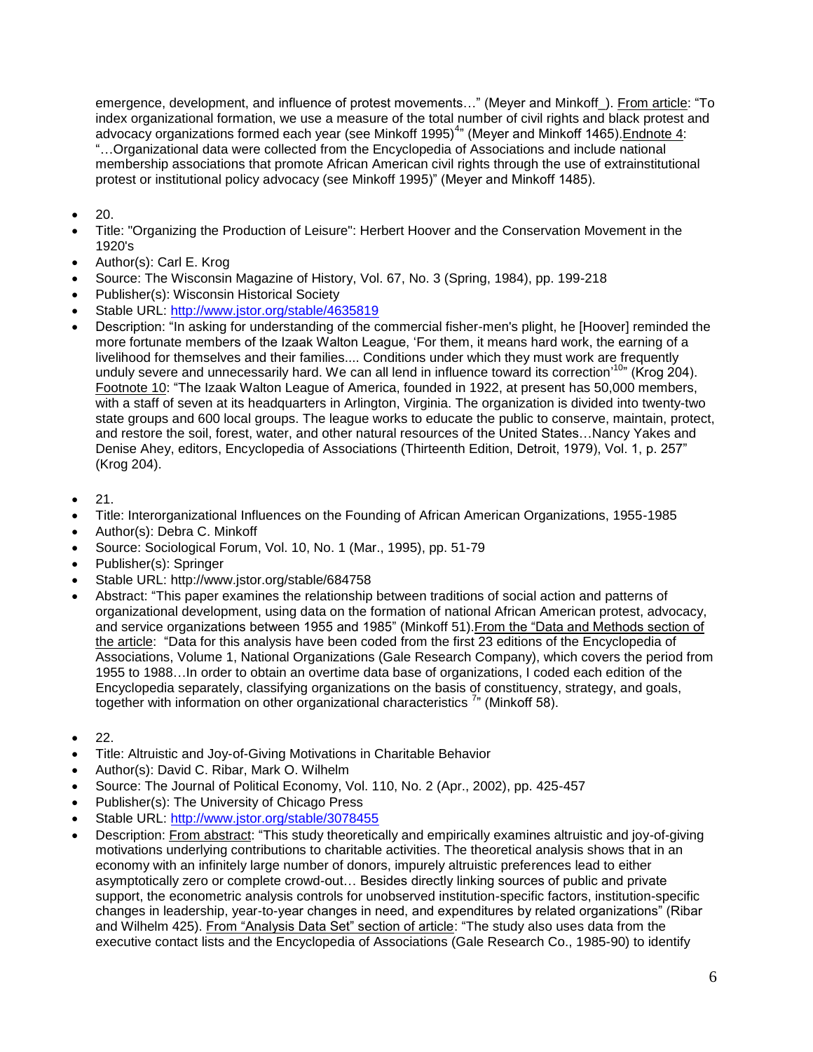emergence, development, and influence of protest movements…" (Meyer and Minkoff_). From article: "To index organizational formation, we use a measure of the total number of civil rights and black protest and advocacy organizations formed each year (see Minkoff 1995)[4]" (Meyer and Minkoff 1465). Endnote 4: "…Organizational data were collected from the Encyclopedia of Associations and include national membership associations that promote African American civil rights through the use of extrainstitutional protest or institutional policy advocacy (see Minkoff 1995)" (Meyer and Minkoff 1485).

- 20.
- Title: "Organizing the Production of Leisure": Herbert Hoover and the Conservation Movement in the 1920's
- Author(s): Carl E. Krog
- Source: The Wisconsin Magazine of History, Vol. 67, No. 3 (Spring, 1984), pp. 199-218
- Publisher(s): Wisconsin Historical Society
- Stable URL: http://www.jstor.org/stable/4635819
- Description: "In asking for understanding of the commercial fisher-men's plight, he [Hoover] reminded the more fortunate members of the Izaak Walton League, 'For them, it means hard work, the earning of a livelihood for themselves and their families.... Conditions under which they must work are frequently unduly severe and unnecessarily hard. We can all lend in influence toward its correction'[10]" (Krog 204). Footnote 10: "The Izaak Walton League of America, founded in 1922, at present has 50,000 members, with a staff of seven at its headquarters in Arlington, Virginia. The organization is divided into twenty-two state groups and 600 local groups. The league works to educate the public to conserve, maintain, protect, and restore the soil, forest, water, and other natural resources of the United States…Nancy Yakes and Denise Ahey, editors, Encyclopedia of Associations (Thirteenth Edition, Detroit, 1979), Vol. 1, p. 257" (Krog 204).

- 21.
- Title: Interorganizational Influences on the Founding of African American Organizations, 1955-1985
- Author(s): Debra C. Minkoff
- Source: Sociological Forum, Vol. 10, No. 1 (Mar., 1995), pp. 51-79
- Publisher(s): Springer
- Stable URL: http://www.jstor.org/stable/684758
- Abstract: "This paper examines the relationship between traditions of social action and patterns of organizational development, using data on the formation of national African American protest, advocacy, and service organizations between 1955 and 1985" (Minkoff 51). From the "Data and Methods section of the article: "Data for this analysis have been coded from the first 23 editions of the Encyclopedia of Associations, Volume 1, National Organizations (Gale Research Company), which covers the period from 1955 to 1988…In order to obtain an overtime data base of organizations, I coded each edition of the Encyclopedia separately, classifying organizations on the basis of constituency, strategy, and goals, together with information on other organizational characteristics [7]" (Minkoff 58).

- 22.
- Title: Altruistic and Joy-of-Giving Motivations in Charitable Behavior
- Author(s): David C. Ribar, Mark O. Wilhelm
- Source: The Journal of Political Economy, Vol. 110, No. 2 (Apr., 2002), pp. 425-457
- Publisher(s): The University of Chicago Press
- Stable URL: http://www.jstor.org/stable/3078455
- Description: From abstract: "This study theoretically and empirically examines altruistic and joy-of-giving motivations underlying contributions to charitable activities. The theoretical analysis shows that in an economy with an infinitely large number of donors, impurely altruistic preferences lead to either asymptotically zero or complete crowd-out… Besides directly linking sources of public and private support, the econometric analysis controls for unobserved institution-specific factors, institution-specific changes in leadership, year-to-year changes in need, and expenditures by related organizations" (Ribar and Wilhelm 425). From "Analysis Data Set" section of article: "The study also uses data from the executive contact lists and the Encyclopedia of Associations (Gale Research Co., 1985-90) to identify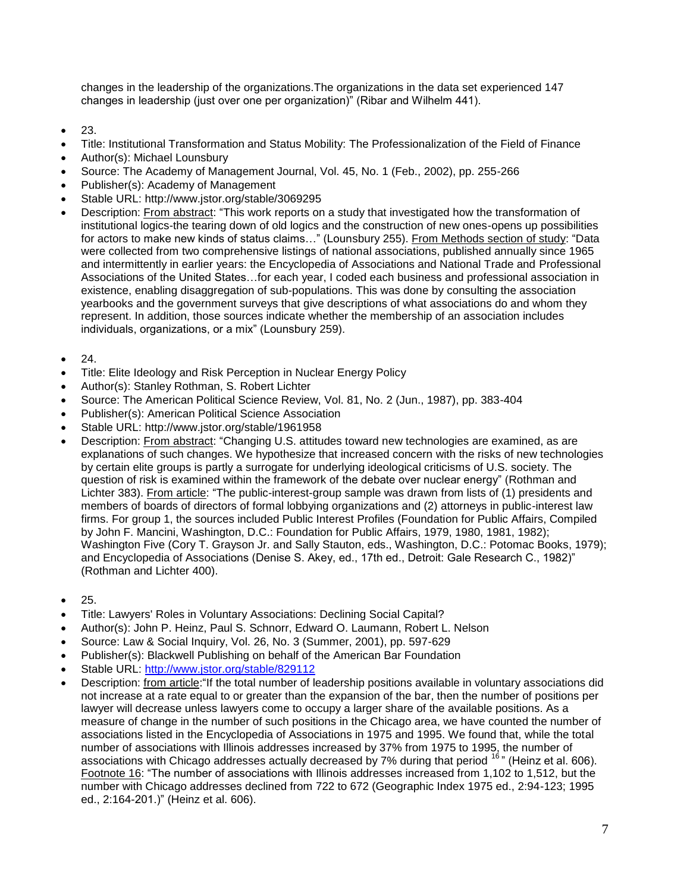changes in the leadership of the organizations.The organizations in the data set experienced 147 changes in leadership (just over one per organization)" (Ribar and Wilhelm 441).

- 23.
- Title: Institutional Transformation and Status Mobility: The Professionalization of the Field of Finance
- Author(s): Michael Lounsbury
- Source: The Academy of Management Journal, Vol. 45, No. 1 (Feb., 2002), pp. 255-266
- Publisher(s): Academy of Management
- Stable URL: http://www.jstor.org/stable/3069295
- Description: From abstract: "This work reports on a study that investigated how the transformation of institutional logics-the tearing down of old logics and the construction of new ones-opens up possibilities for actors to make new kinds of status claims…" (Lounsbury 255). From Methods section of study: "Data were collected from two comprehensive listings of national associations, published annually since 1965 and intermittently in earlier years: the Encyclopedia of Associations and National Trade and Professional Associations of the United States…for each year, I coded each business and professional association in existence, enabling disaggregation of sub-populations. This was done by consulting the association yearbooks and the government surveys that give descriptions of what associations do and whom they represent. In addition, those sources indicate whether the membership of an association includes individuals, organizations, or a mix" (Lounsbury 259).

- 24.
- Title: Elite Ideology and Risk Perception in Nuclear Energy Policy
- Author(s): Stanley Rothman, S. Robert Lichter
- Source: The American Political Science Review, Vol. 81, No. 2 (Jun., 1987), pp. 383-404
- Publisher(s): American Political Science Association
- Stable URL: http://www.jstor.org/stable/1961958
- Description: From abstract: "Changing U.S. attitudes toward new technologies are examined, as are explanations of such changes. We hypothesize that increased concern with the risks of new technologies by certain elite groups is partly a surrogate for underlying ideological criticisms of U.S. society. The question of risk is examined within the framework of the debate over nuclear energy" (Rothman and Lichter 383). From article: "The public-interest-group sample was drawn from lists of (1) presidents and members of boards of directors of formal lobbying organizations and (2) attorneys in public-interest law firms. For group 1, the sources included Public Interest Profiles (Foundation for Public Affairs, Compiled by John F. Mancini, Washington, D.C.: Foundation for Public Affairs, 1979, 1980, 1981, 1982); Washington Five (Cory T. Grayson Jr. and Sally Stauton, eds., Washington, D.C.: Potomac Books, 1979); and Encyclopedia of Associations (Denise S. Akey, ed., 17th ed., Detroit: Gale Research C., 1982)" (Rothman and Lichter 400).

- 25.
- Title: Lawyers' Roles in Voluntary Associations: Declining Social Capital?
- Author(s): John P. Heinz, Paul S. Schnorr, Edward O. Laumann, Robert L. Nelson
- Source: Law & Social Inquiry, Vol. 26, No. 3 (Summer, 2001), pp. 597-629
- Publisher(s): Blackwell Publishing on behalf of the American Bar Foundation
- Stable URL: http://www.jstor.org/stable/829112
- Description: from article:"If the total number of leadership positions available in voluntary associations did not increase at a rate equal to or greater than the expansion of the bar, then the number of positions per lawyer will decrease unless lawyers come to occupy a larger share of the available positions. As a measure of change in the number of such positions in the Chicago area, we have counted the number of associations listed in the Encyclopedia of Associations in 1975 and 1995. We found that, while the total number of associations with Illinois addresses increased by 37% from 1975 to 1995, the number of associations with Chicago addresses actually decreased by 7% during that period [16]" (Heinz et al. 606). Footnote 16: "The number of associations with Illinois addresses increased from 1,102 to 1,512, but the number with Chicago addresses declined from 722 to 672 (Geographic Index 1975 ed., 2:94-123; 1995 ed., 2:164-201.)" (Heinz et al. 606).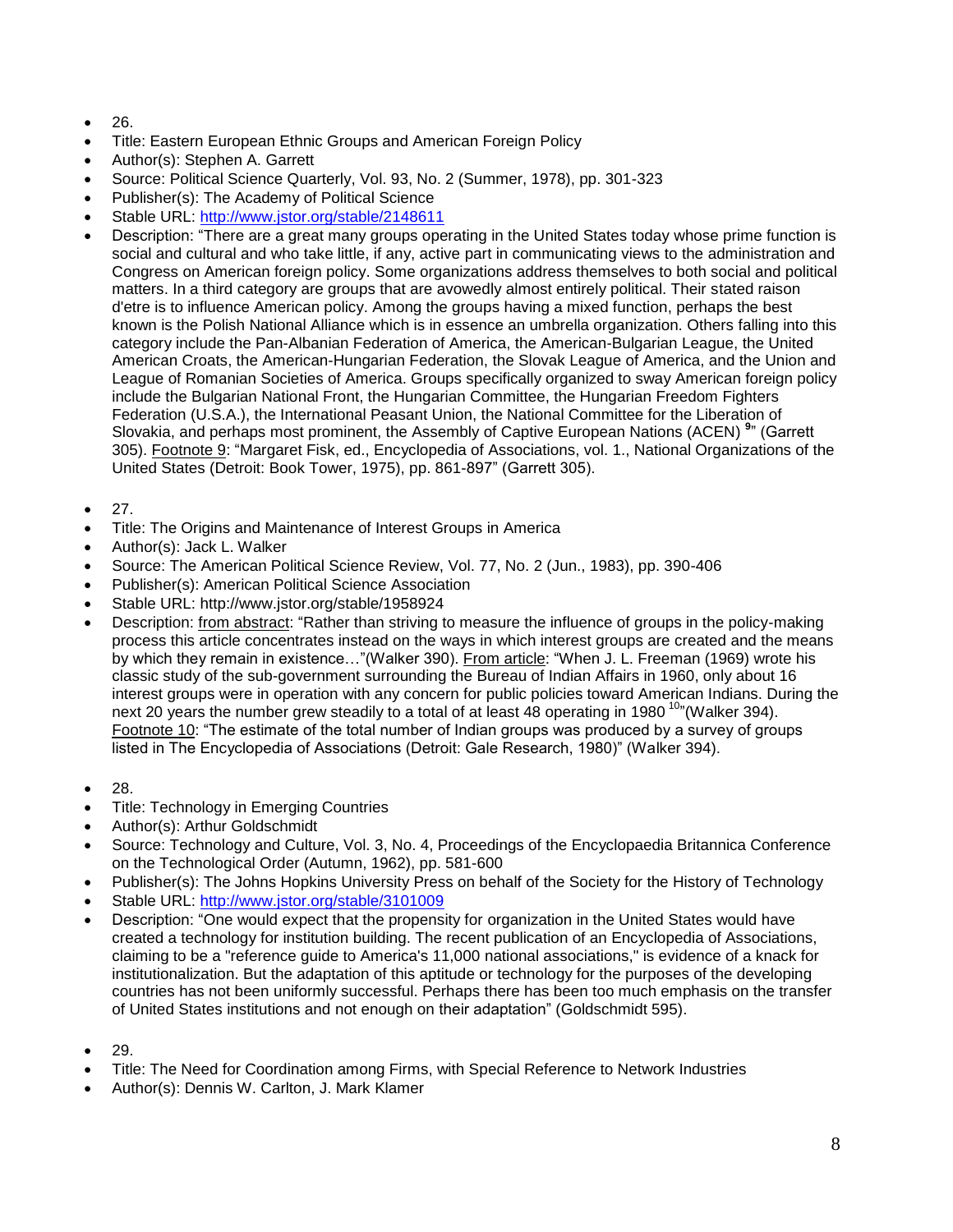- 26.
- Title: Eastern European Ethnic Groups and American Foreign Policy
- Author(s): Stephen A. Garrett
- Source: Political Science Quarterly, Vol. 93, No. 2 (Summer, 1978), pp. 301-323
- Publisher(s): The Academy of Political Science
- Stable URL: http://www.jstor.org/stable/2148611
- Description: "There are a great many groups operating in the United States today whose prime function is social and cultural and who take little, if any, active part in communicating views to the administration and Congress on American foreign policy. Some organizations address themselves to both social and political matters. In a third category are groups that are avowedly almost entirely political. Their stated raison d'etre is to influence American policy. Among the groups having a mixed function, perhaps the best known is the Polish National Alliance which is in essence an umbrella organization. Others falling into this category include the Pan-Albanian Federation of America, the American-Bulgarian League, the United American Croats, the American-Hungarian Federation, the Slovak League of America, and the Union and League of Romanian Societies of America. Groups specifically organized to sway American foreign policy include the Bulgarian National Front, the Hungarian Committee, the Hungarian Freedom Fighters Federation (U.S.A.), the International Peasant Union, the National Committee for the Liberation of Slovakia, and perhaps most prominent, the Assembly of Captive European Nations (ACEN) [9]" (Garrett 305). <u>Footnote 9</u>: "Margaret Fisk, ed., Encyclopedia of Associations, vol. 1., National Organizations of the United States (Detroit: Book Tower, 1975), pp. 861-897" (Garrett 305).

- 27.
- Title: The Origins and Maintenance of Interest Groups in America
- Author(s): Jack L. Walker
- Source: The American Political Science Review, Vol. 77, No. 2 (Jun., 1983), pp. 390-406
- Publisher(s): American Political Science Association
- Stable URL: http://www.jstor.org/stable/1958924
- Description: <u>from abstract</u>: "Rather than striving to measure the influence of groups in the policy-making process this article concentrates instead on the ways in which interest groups are created and the means by which they remain in existence…"(Walker 390). <u>From article</u>: "When J. L. Freeman (1969) wrote his classic study of the sub-government surrounding the Bureau of Indian Affairs in 1960, only about 16 interest groups were in operation with any concern for public policies toward American Indians. During the next 20 years the number grew steadily to a total of at least 48 operating in 1980 [10]"(Walker 394). <u>Footnote 10</u>: "The estimate of the total number of Indian groups was produced by a survey of groups listed in The Encyclopedia of Associations (Detroit: Gale Research, 1980)" (Walker 394).

- 28.
- Title: Technology in Emerging Countries
- Author(s): Arthur Goldschmidt
- Source: Technology and Culture, Vol. 3, No. 4, Proceedings of the Encyclopaedia Britannica Conference on the Technological Order (Autumn, 1962), pp. 581-600
- Publisher(s): The Johns Hopkins University Press on behalf of the Society for the History of Technology
- Stable URL: http://www.jstor.org/stable/3101009
- Description: "One would expect that the propensity for organization in the United States would have created a technology for institution building. The recent publication of an Encyclopedia of Associations, claiming to be a "reference guide to America's 11,000 national associations," is evidence of a knack for institutionalization. But the adaptation of this aptitude or technology for the purposes of the developing countries has not been uniformly successful. Perhaps there has been too much emphasis on the transfer of United States institutions and not enough on their adaptation" (Goldschmidt 595).

- 29.
- Title: The Need for Coordination among Firms, with Special Reference to Network Industries
- Author(s): Dennis W. Carlton, J. Mark Klamer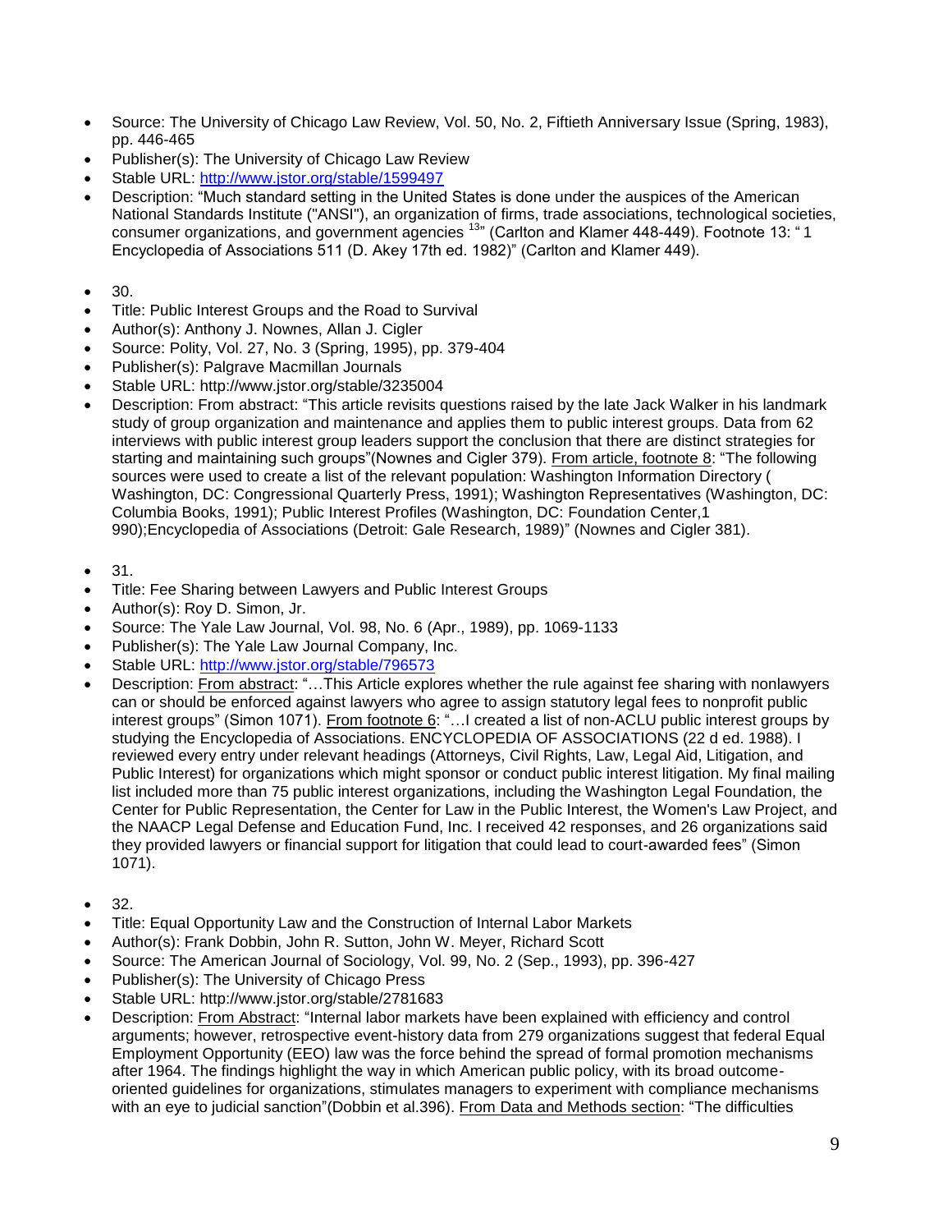- Source: The University of Chicago Law Review, Vol. 50, No. 2, Fiftieth Anniversary Issue (Spring, 1983), pp. 446-465
- Publisher(s): The University of Chicago Law Review
- Stable URL: http://www.jstor.org/stable/1599497
- Description: "Much standard setting in the United States is done under the auspices of the American National Standards Institute ("ANSI"), an organization of firms, trade associations, technological societies, consumer organizations, and government agencies [13]" (Carlton and Klamer 448-449). Footnote 13: " 1 Encyclopedia of Associations 511 (D. Akey 17th ed. 1982)" (Carlton and Klamer 449).

- 30.
- Title: Public Interest Groups and the Road to Survival
- Author(s): Anthony J. Nownes, Allan J. Cigler
- Source: Polity, Vol. 27, No. 3 (Spring, 1995), pp. 379-404
- Publisher(s): Palgrave Macmillan Journals
- Stable URL: http://www.jstor.org/stable/3235004
- Description: From abstract: "This article revisits questions raised by the late Jack Walker in his landmark study of group organization and maintenance and applies them to public interest groups. Data from 62 interviews with public interest group leaders support the conclusion that there are distinct strategies for starting and maintaining such groups"(Nownes and Cigler 379). From article, footnote 8: "The following sources were used to create a list of the relevant population: Washington Information Directory ( Washington, DC: Congressional Quarterly Press, 1991); Washington Representatives (Washington, DC: Columbia Books, 1991); Public Interest Profiles (Washington, DC: Foundation Center,1 990);Encyclopedia of Associations (Detroit: Gale Research, 1989)" (Nownes and Cigler 381).

- 31.
- Title: Fee Sharing between Lawyers and Public Interest Groups
- Author(s): Roy D. Simon, Jr.
- Source: The Yale Law Journal, Vol. 98, No. 6 (Apr., 1989), pp. 1069-1133
- Publisher(s): The Yale Law Journal Company, Inc.
- Stable URL: http://www.jstor.org/stable/796573
- Description: From abstract: "…This Article explores whether the rule against fee sharing with nonlawyers can or should be enforced against lawyers who agree to assign statutory legal fees to nonprofit public interest groups" (Simon 1071). From footnote 6: "…I created a list of non-ACLU public interest groups by studying the Encyclopedia of Associations. ENCYCLOPEDIA OF ASSOCIATIONS (22 d ed. 1988). I reviewed every entry under relevant headings (Attorneys, Civil Rights, Law, Legal Aid, Litigation, and Public Interest) for organizations which might sponsor or conduct public interest litigation. My final mailing list included more than 75 public interest organizations, including the Washington Legal Foundation, the Center for Public Representation, the Center for Law in the Public Interest, the Women's Law Project, and the NAACP Legal Defense and Education Fund, Inc. I received 42 responses, and 26 organizations said they provided lawyers or financial support for litigation that could lead to court-awarded fees" (Simon 1071).

- 32.
- Title: Equal Opportunity Law and the Construction of Internal Labor Markets
- Author(s): Frank Dobbin, John R. Sutton, John W. Meyer, Richard Scott
- Source: The American Journal of Sociology, Vol. 99, No. 2 (Sep., 1993), pp. 396-427
- Publisher(s): The University of Chicago Press
- Stable URL: http://www.jstor.org/stable/2781683
- Description: From Abstract: "Internal labor markets have been explained with efficiency and control arguments; however, retrospective event-history data from 279 organizations suggest that federal Equal Employment Opportunity (EEO) law was the force behind the spread of formal promotion mechanisms after 1964. The findings highlight the way in which American public policy, with its broad outcome-oriented guidelines for organizations, stimulates managers to experiment with compliance mechanisms with an eye to judicial sanction"(Dobbin et al.396). From Data and Methods section: "The difficulties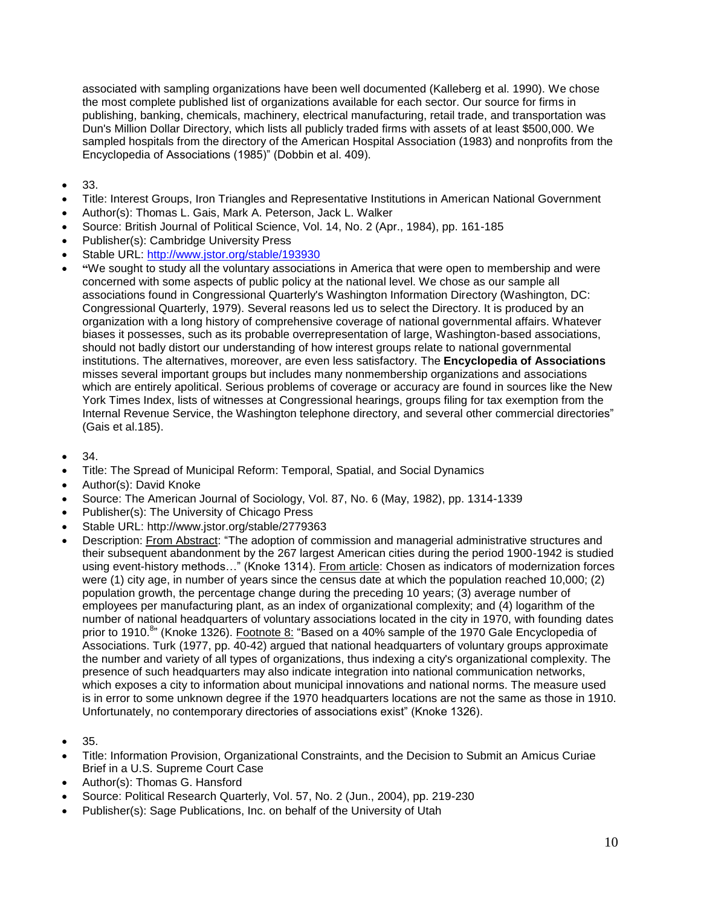associated with sampling organizations have been well documented (Kalleberg et al. 1990). We chose the most complete published list of organizations available for each sector. Our source for firms in publishing, banking, chemicals, machinery, electrical manufacturing, retail trade, and transportation was Dun's Million Dollar Directory, which lists all publicly traded firms with assets of at least $500,000. We sampled hospitals from the directory of the American Hospital Association (1983) and nonprofits from the Encyclopedia of Associations (1985)" (Dobbin et al. 409).

- 33.
- Title: Interest Groups, Iron Triangles and Representative Institutions in American National Government
- Author(s): Thomas L. Gais, Mark A. Peterson, Jack L. Walker
- Source: British Journal of Political Science, Vol. 14, No. 2 (Apr., 1984), pp. 161-185
- Publisher(s): Cambridge University Press
- Stable URL: http://www.jstor.org/stable/193930
- **"**We sought to study all the voluntary associations in America that were open to membership and were concerned with some aspects of public policy at the national level. We chose as our sample all associations found in Congressional Quarterly's Washington Information Directory (Washington, DC: Congressional Quarterly, 1979). Several reasons led us to select the Directory. It is produced by an organization with a long history of comprehensive coverage of national governmental affairs. Whatever biases it possesses, such as its probable overrepresentation of large, Washington-based associations, should not badly distort our understanding of how interest groups relate to national governmental institutions. The alternatives, moreover, are even less satisfactory. The **Encyclopedia of Associations** misses several important groups but includes many nonmembership organizations and associations which are entirely apolitical. Serious problems of coverage or accuracy are found in sources like the New York Times Index, lists of witnesses at Congressional hearings, groups filing for tax exemption from the Internal Revenue Service, the Washington telephone directory, and several other commercial directories" (Gais et al.185).

- 34.
- Title: The Spread of Municipal Reform: Temporal, Spatial, and Social Dynamics
- Author(s): David Knoke
- Source: The American Journal of Sociology, Vol. 87, No. 6 (May, 1982), pp. 1314-1339
- Publisher(s): The University of Chicago Press
- Stable URL: http://www.jstor.org/stable/2779363
- Description: From Abstract: "The adoption of commission and managerial administrative structures and their subsequent abandonment by the 267 largest American cities during the period 1900-1942 is studied using event-history methods…" (Knoke 1314). From article: Chosen as indicators of modernization forces were (1) city age, in number of years since the census date at which the population reached 10,000; (2) population growth, the percentage change during the preceding 10 years; (3) average number of employees per manufacturing plant, as an index of organizational complexity; and (4) logarithm of the number of national headquarters of voluntary associations located in the city in 1970, with founding dates prior to 1910.[8]" (Knoke 1326). Footnote 8: "Based on a 40% sample of the 1970 Gale Encyclopedia of Associations. Turk (1977, pp. 40-42) argued that national headquarters of voluntary groups approximate the number and variety of all types of organizations, thus indexing a city's organizational complexity. The presence of such headquarters may also indicate integration into national communication networks, which exposes a city to information about municipal innovations and national norms. The measure used is in error to some unknown degree if the 1970 headquarters locations are not the same as those in 1910. Unfortunately, no contemporary directories of associations exist" (Knoke 1326).

- 35.
- Title: Information Provision, Organizational Constraints, and the Decision to Submit an Amicus Curiae Brief in a U.S. Supreme Court Case
- Author(s): Thomas G. Hansford
- Source: Political Research Quarterly, Vol. 57, No. 2 (Jun., 2004), pp. 219-230
- Publisher(s): Sage Publications, Inc. on behalf of the University of Utah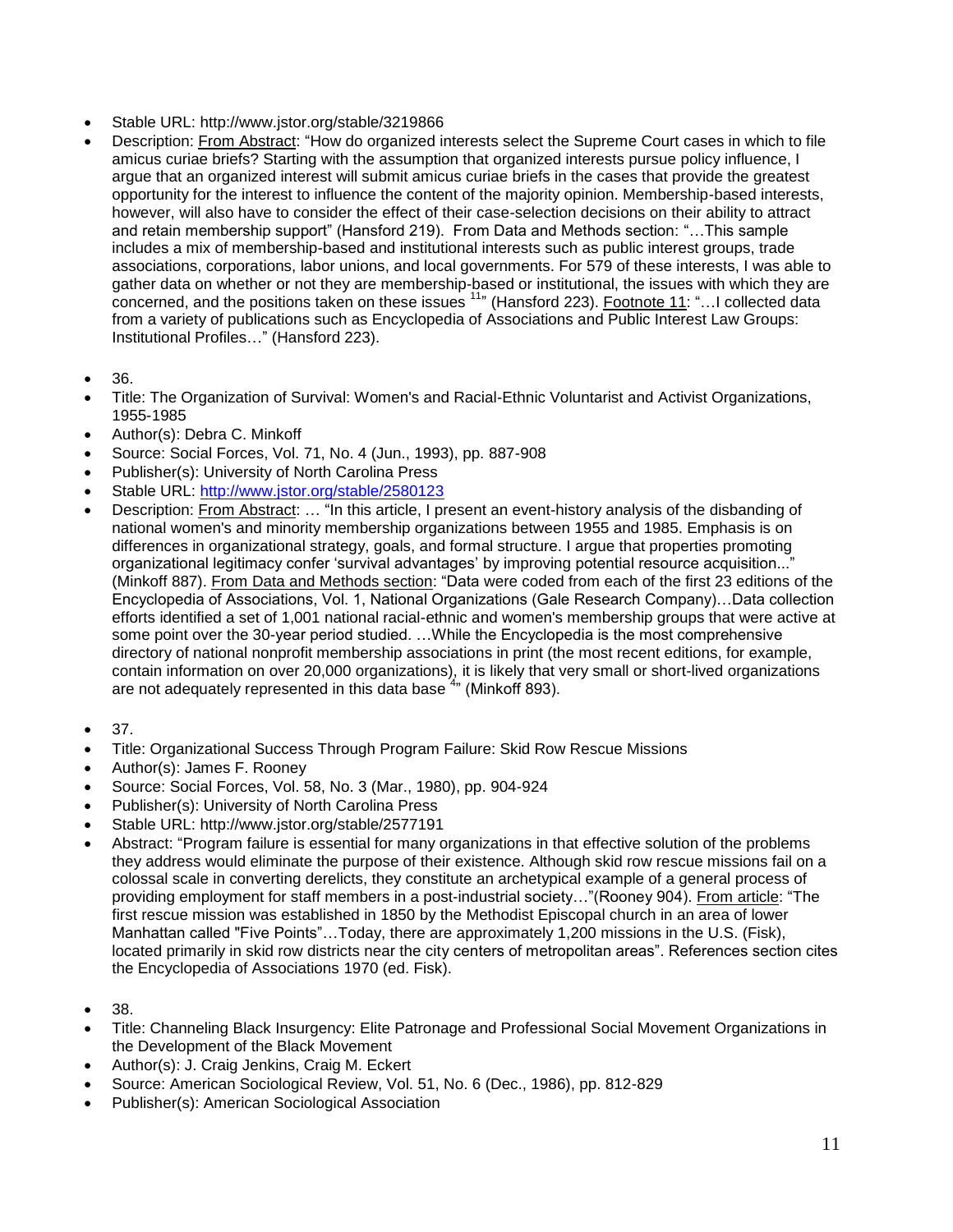- Stable URL: http://www.jstor.org/stable/3219866
- Description: From Abstract: "How do organized interests select the Supreme Court cases in which to file amicus curiae briefs? Starting with the assumption that organized interests pursue policy influence, I argue that an organized interest will submit amicus curiae briefs in the cases that provide the greatest opportunity for the interest to influence the content of the majority opinion. Membership-based interests, however, will also have to consider the effect of their case-selection decisions on their ability to attract and retain membership support" (Hansford 219). From Data and Methods section: "…This sample includes a mix of membership-based and institutional interests such as public interest groups, trade associations, corporations, labor unions, and local governments. For 579 of these interests, I was able to gather data on whether or not they are membership-based or institutional, the issues with which they are concerned, and the positions taken on these issues [11]" (Hansford 223). Footnote 11: "…I collected data from a variety of publications such as Encyclopedia of Associations and Public Interest Law Groups: Institutional Profiles…" (Hansford 223).

- 36.
- Title: The Organization of Survival: Women's and Racial-Ethnic Voluntarist and Activist Organizations, 1955-1985
- Author(s): Debra C. Minkoff
- Source: Social Forces, Vol. 71, No. 4 (Jun., 1993), pp. 887-908
- Publisher(s): University of North Carolina Press
- Stable URL: http://www.jstor.org/stable/2580123
- Description: From Abstract: … "In this article, I present an event-history analysis of the disbanding of national women's and minority membership organizations between 1955 and 1985. Emphasis is on differences in organizational strategy, goals, and formal structure. I argue that properties promoting organizational legitimacy confer 'survival advantages' by improving potential resource acquisition..." (Minkoff 887). From Data and Methods section: "Data were coded from each of the first 23 editions of the Encyclopedia of Associations, Vol. 1, National Organizations (Gale Research Company)…Data collection efforts identified a set of 1,001 national racial-ethnic and women's membership groups that were active at some point over the 30-year period studied. …While the Encyclopedia is the most comprehensive directory of national nonprofit membership associations in print (the most recent editions, for example, contain information on over 20,000 organizations), it is likely that very small or short-lived organizations are not adequately represented in this data base [4]" (Minkoff 893).

- 37.
- Title: Organizational Success Through Program Failure: Skid Row Rescue Missions
- Author(s): James F. Rooney
- Source: Social Forces, Vol. 58, No. 3 (Mar., 1980), pp. 904-924
- Publisher(s): University of North Carolina Press
- Stable URL: http://www.jstor.org/stable/2577191
- Abstract: "Program failure is essential for many organizations in that effective solution of the problems they address would eliminate the purpose of their existence. Although skid row rescue missions fail on a colossal scale in converting derelicts, they constitute an archetypical example of a general process of providing employment for staff members in a post-industrial society…"(Rooney 904). From article: "The first rescue mission was established in 1850 by the Methodist Episcopal church in an area of lower Manhattan called "Five Points"…Today, there are approximately 1,200 missions in the U.S. (Fisk), located primarily in skid row districts near the city centers of metropolitan areas". References section cites the Encyclopedia of Associations 1970 (ed. Fisk).

- 38.
- Title: Channeling Black Insurgency: Elite Patronage and Professional Social Movement Organizations in the Development of the Black Movement
- Author(s): J. Craig Jenkins, Craig M. Eckert
- Source: American Sociological Review, Vol. 51, No. 6 (Dec., 1986), pp. 812-829
- Publisher(s): American Sociological Association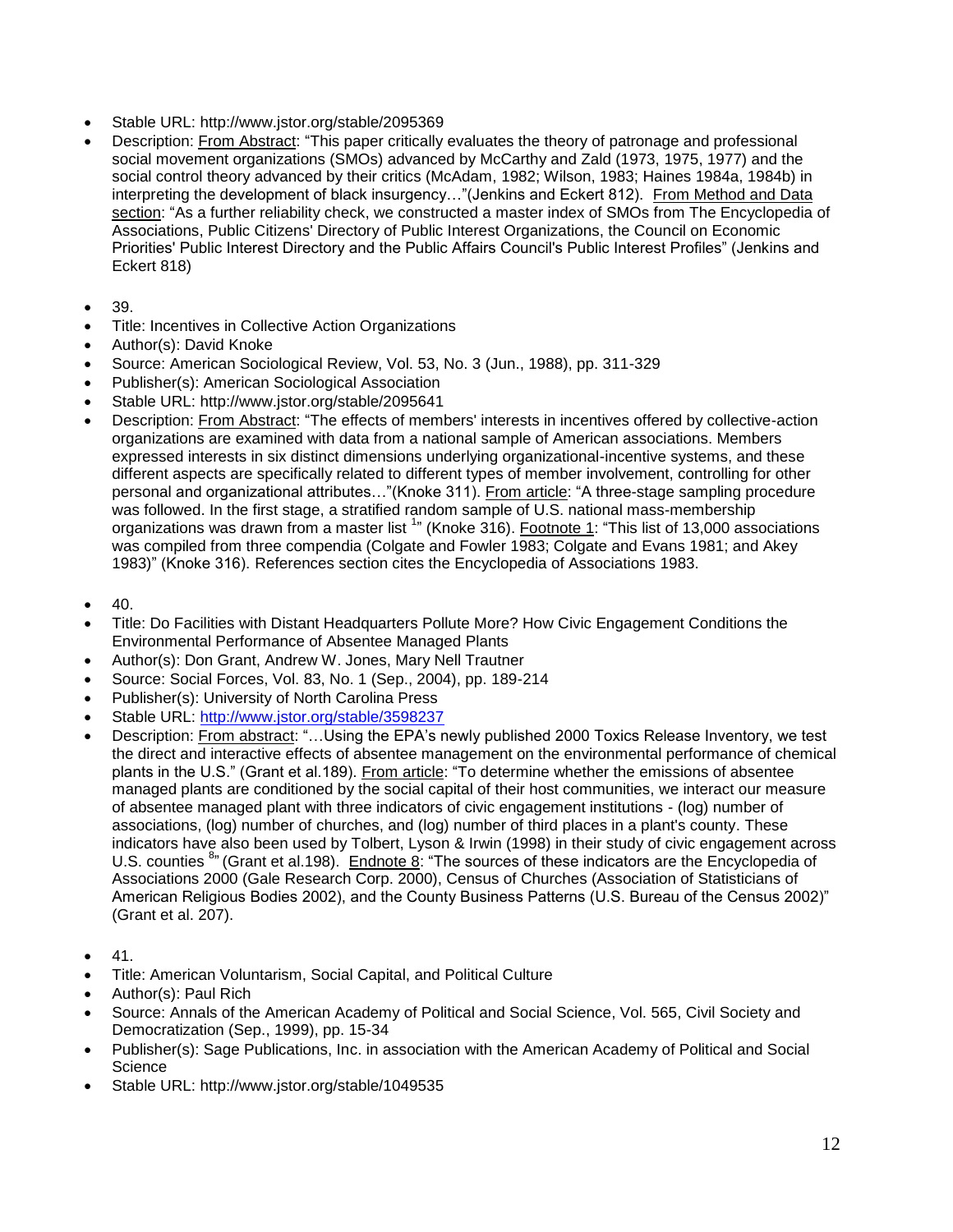- Stable URL: http://www.jstor.org/stable/2095369
- Description: From Abstract: "This paper critically evaluates the theory of patronage and professional social movement organizations (SMOs) advanced by McCarthy and Zald (1973, 1975, 1977) and the social control theory advanced by their critics (McAdam, 1982; Wilson, 1983; Haines 1984a, 1984b) in interpreting the development of black insurgency…"(Jenkins and Eckert 812). From Method and Data section: "As a further reliability check, we constructed a master index of SMOs from The Encyclopedia of Associations, Public Citizens' Directory of Public Interest Organizations, the Council on Economic Priorities' Public Interest Directory and the Public Affairs Council's Public Interest Profiles" (Jenkins and Eckert 818)

- 39.
- Title: Incentives in Collective Action Organizations
- Author(s): David Knoke
- Source: American Sociological Review, Vol. 53, No. 3 (Jun., 1988), pp. 311-329
- Publisher(s): American Sociological Association
- Stable URL: http://www.jstor.org/stable/2095641
- Description: From Abstract: "The effects of members' interests in incentives offered by collective-action organizations are examined with data from a national sample of American associations. Members expressed interests in six distinct dimensions underlying organizational-incentive systems, and these different aspects are specifically related to different types of member involvement, controlling for other personal and organizational attributes…"(Knoke 311). From article: "A three-stage sampling procedure was followed. In the first stage, a stratified random sample of U.S. national mass-membership organizations was drawn from a master list [1]" (Knoke 316). Footnote 1: "This list of 13,000 associations was compiled from three compendia (Colgate and Fowler 1983; Colgate and Evans 1981; and Akey 1983)" (Knoke 316). References section cites the Encyclopedia of Associations 1983.

- 40.
- Title: Do Facilities with Distant Headquarters Pollute More? How Civic Engagement Conditions the Environmental Performance of Absentee Managed Plants
- Author(s): Don Grant, Andrew W. Jones, Mary Nell Trautner
- Source: Social Forces, Vol. 83, No. 1 (Sep., 2004), pp. 189-214
- Publisher(s): University of North Carolina Press
- Stable URL: http://www.jstor.org/stable/3598237
- Description: From abstract: "…Using the EPA's newly published 2000 Toxics Release Inventory, we test the direct and interactive effects of absentee management on the environmental performance of chemical plants in the U.S." (Grant et al.189). From article: "To determine whether the emissions of absentee managed plants are conditioned by the social capital of their host communities, we interact our measure of absentee managed plant with three indicators of civic engagement institutions - (log) number of associations, (log) number of churches, and (log) number of third places in a plant's county. These indicators have also been used by Tolbert, Lyson & Irwin (1998) in their study of civic engagement across U.S. counties [8]" (Grant et al.198). Endnote 8: "The sources of these indicators are the Encyclopedia of Associations 2000 (Gale Research Corp. 2000), Census of Churches (Association of Statisticians of American Religious Bodies 2002), and the County Business Patterns (U.S. Bureau of the Census 2002)" (Grant et al. 207).

- 41.
- Title: American Voluntarism, Social Capital, and Political Culture
- Author(s): Paul Rich
- Source: Annals of the American Academy of Political and Social Science, Vol. 565, Civil Society and Democratization (Sep., 1999), pp. 15-34
- Publisher(s): Sage Publications, Inc. in association with the American Academy of Political and Social Science
- Stable URL: http://www.jstor.org/stable/1049535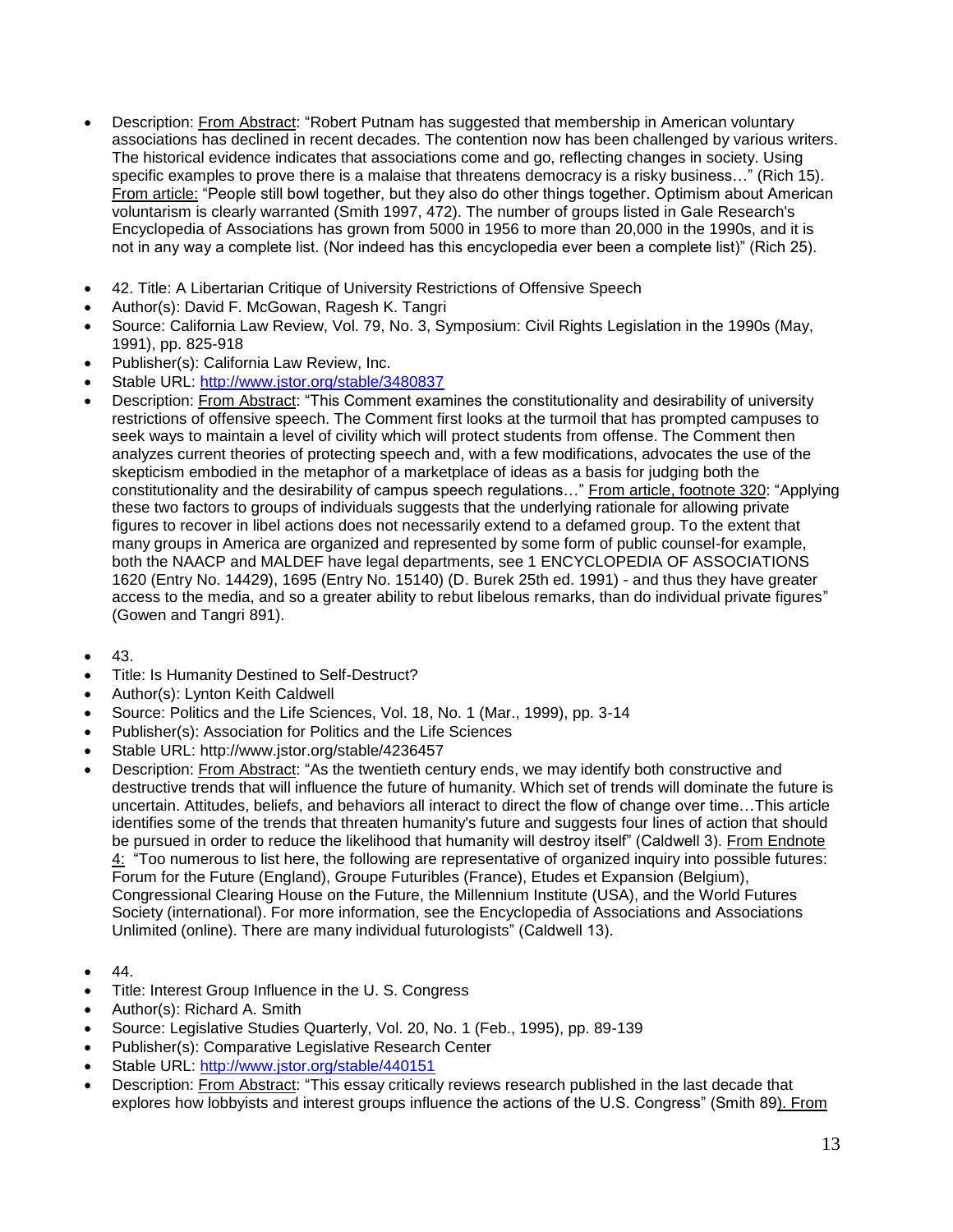- Description: From Abstract: "Robert Putnam has suggested that membership in American voluntary associations has declined in recent decades. The contention now has been challenged by various writers. The historical evidence indicates that associations come and go, reflecting changes in society. Using specific examples to prove there is a malaise that threatens democracy is a risky business…" (Rich 15). From article: "People still bowl together, but they also do other things together. Optimism about American voluntarism is clearly warranted (Smith 1997, 472). The number of groups listed in Gale Research's Encyclopedia of Associations has grown from 5000 in 1956 to more than 20,000 in the 1990s, and it is not in any way a complete list. (Nor indeed has this encyclopedia ever been a complete list)" (Rich 25).

- 42. Title: A Libertarian Critique of University Restrictions of Offensive Speech
- Author(s): David F. McGowan, Ragesh K. Tangri
- Source: California Law Review, Vol. 79, No. 3, Symposium: Civil Rights Legislation in the 1990s (May, 1991), pp. 825-918
- Publisher(s): California Law Review, Inc.
- Stable URL: http://www.jstor.org/stable/3480837
- Description: From Abstract: "This Comment examines the constitutionality and desirability of university restrictions of offensive speech. The Comment first looks at the turmoil that has prompted campuses to seek ways to maintain a level of civility which will protect students from offense. The Comment then analyzes current theories of protecting speech and, with a few modifications, advocates the use of the skepticism embodied in the metaphor of a marketplace of ideas as a basis for judging both the constitutionality and the desirability of campus speech regulations…" From article, footnote 320: "Applying these two factors to groups of individuals suggests that the underlying rationale for allowing private figures to recover in libel actions does not necessarily extend to a defamed group. To the extent that many groups in America are organized and represented by some form of public counsel-for example, both the NAACP and MALDEF have legal departments, see 1 ENCYCLOPEDIA OF ASSOCIATIONS 1620 (Entry No. 14429), 1695 (Entry No. 15140) (D. Burek 25th ed. 1991) - and thus they have greater access to the media, and so a greater ability to rebut libelous remarks, than do individual private figures" (Gowen and Tangri 891).

- 43.
- Title: Is Humanity Destined to Self-Destruct?
- Author(s): Lynton Keith Caldwell
- Source: Politics and the Life Sciences, Vol. 18, No. 1 (Mar., 1999), pp. 3-14
- Publisher(s): Association for Politics and the Life Sciences
- Stable URL: http://www.jstor.org/stable/4236457
- Description: From Abstract: "As the twentieth century ends, we may identify both constructive and destructive trends that will influence the future of humanity. Which set of trends will dominate the future is uncertain. Attitudes, beliefs, and behaviors all interact to direct the flow of change over time…This article identifies some of the trends that threaten humanity's future and suggests four lines of action that should be pursued in order to reduce the likelihood that humanity will destroy itself" (Caldwell 3). From Endnote 4: "Too numerous to list here, the following are representative of organized inquiry into possible futures: Forum for the Future (England), Groupe Futuribles (France), Etudes et Expansion (Belgium), Congressional Clearing House on the Future, the Millennium Institute (USA), and the World Futures Society (international). For more information, see the Encyclopedia of Associations and Associations Unlimited (online). There are many individual futurologists" (Caldwell 13).

- 44.
- Title: Interest Group Influence in the U. S. Congress
- Author(s): Richard A. Smith
- Source: Legislative Studies Quarterly, Vol. 20, No. 1 (Feb., 1995), pp. 89-139
- Publisher(s): Comparative Legislative Research Center
- Stable URL: http://www.jstor.org/stable/440151
- Description: From Abstract: "This essay critically reviews research published in the last decade that explores how lobbyists and interest groups influence the actions of the U.S. Congress" (Smith 89). From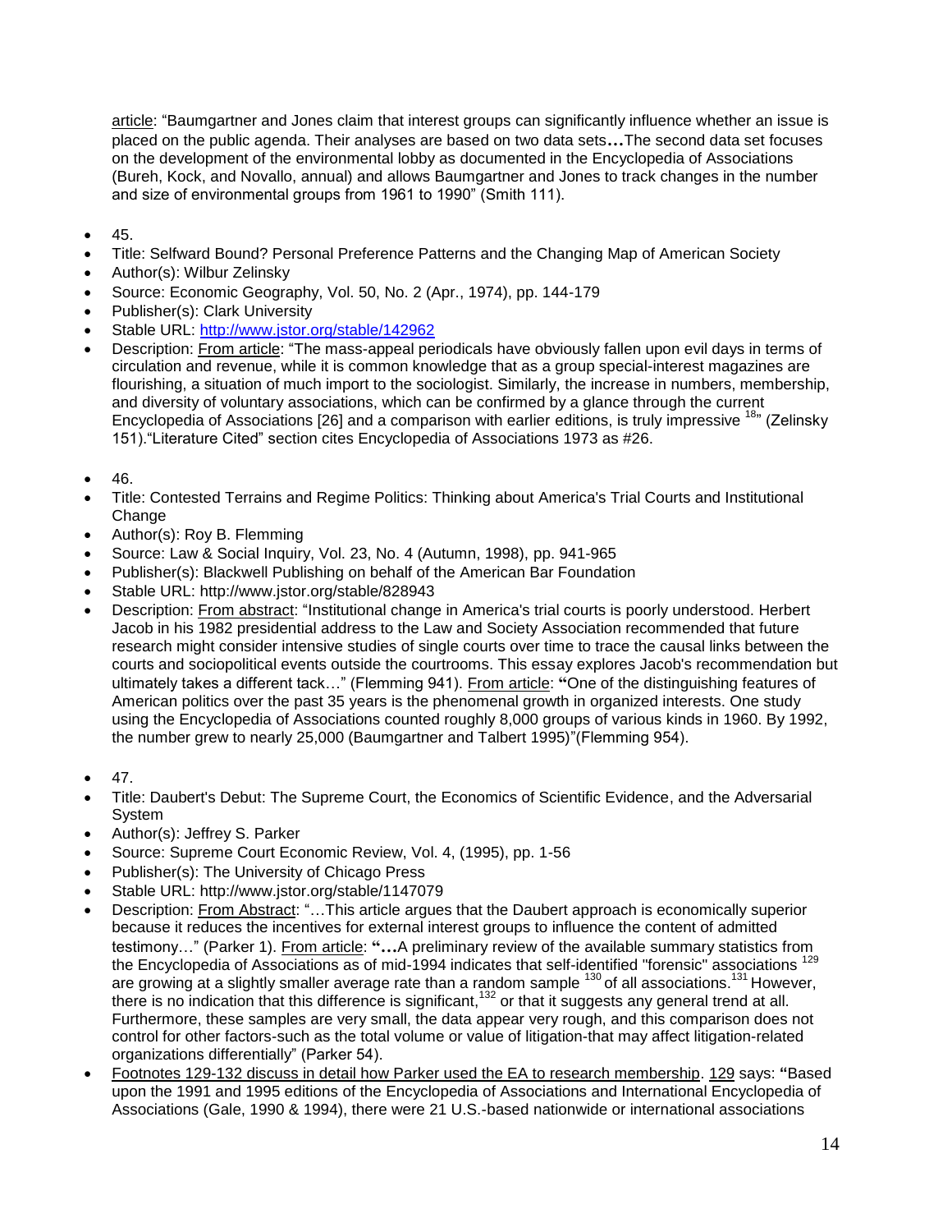article: "Baumgartner and Jones claim that interest groups can significantly influence whether an issue is placed on the public agenda. Their analyses are based on two data sets**…**The second data set focuses on the development of the environmental lobby as documented in the Encyclopedia of Associations (Bureh, Kock, and Novallo, annual) and allows Baumgartner and Jones to track changes in the number and size of environmental groups from 1961 to 1990" (Smith 111).

- 45.
- Title: Selfward Bound? Personal Preference Patterns and the Changing Map of American Society
- Author(s): Wilbur Zelinsky
- Source: Economic Geography, Vol. 50, No. 2 (Apr., 1974), pp. 144-179
- Publisher(s): Clark University
- Stable URL: http://www.jstor.org/stable/142962
- Description: From article: "The mass-appeal periodicals have obviously fallen upon evil days in terms of circulation and revenue, while it is common knowledge that as a group special-interest magazines are flourishing, a situation of much import to the sociologist. Similarly, the increase in numbers, membership, and diversity of voluntary associations, which can be confirmed by a glance through the current Encyclopedia of Associations [26] and a comparison with earlier editions, is truly impressive [18]" (Zelinsky 151)."Literature Cited" section cites Encyclopedia of Associations 1973 as #26.

- 46.
- Title: Contested Terrains and Regime Politics: Thinking about America's Trial Courts and Institutional Change
- Author(s): Roy B. Flemming
- Source: Law & Social Inquiry, Vol. 23, No. 4 (Autumn, 1998), pp. 941-965
- Publisher(s): Blackwell Publishing on behalf of the American Bar Foundation
- Stable URL: http://www.jstor.org/stable/828943
- Description: From abstract: "Institutional change in America's trial courts is poorly understood. Herbert Jacob in his 1982 presidential address to the Law and Society Association recommended that future research might consider intensive studies of single courts over time to trace the causal links between the courts and sociopolitical events outside the courtrooms. This essay explores Jacob's recommendation but ultimately takes a different tack…" (Flemming 941). From article: **"**One of the distinguishing features of American politics over the past 35 years is the phenomenal growth in organized interests. One study using the Encyclopedia of Associations counted roughly 8,000 groups of various kinds in 1960. By 1992, the number grew to nearly 25,000 (Baumgartner and Talbert 1995)"(Flemming 954).

- 47.
- Title: Daubert's Debut: The Supreme Court, the Economics of Scientific Evidence, and the Adversarial System
- Author(s): Jeffrey S. Parker
- Source: Supreme Court Economic Review, Vol. 4, (1995), pp. 1-56
- Publisher(s): The University of Chicago Press
- Stable URL: http://www.jstor.org/stable/1147079
- Description: From Abstract: "…This article argues that the Daubert approach is economically superior because it reduces the incentives for external interest groups to influence the content of admitted testimony…" (Parker 1). From article: **"…**A preliminary review of the available summary statistics from the Encyclopedia of Associations as of mid-1994 indicates that self-identified "forensic" associations [129] are growing at a slightly smaller average rate than a random sample [130] of all associations.[131] However, there is no indication that this difference is significant,[132] or that it suggests any general trend at all. Furthermore, these samples are very small, the data appear very rough, and this comparison does not control for other factors-such as the total volume or value of litigation-that may affect litigation-related organizations differentially" (Parker 54).
- Footnotes 129-132 discuss in detail how Parker used the EA to research membership. 129 says: **"**Based upon the 1991 and 1995 editions of the Encyclopedia of Associations and International Encyclopedia of Associations (Gale, 1990 & 1994), there were 21 U.S.-based nationwide or international associations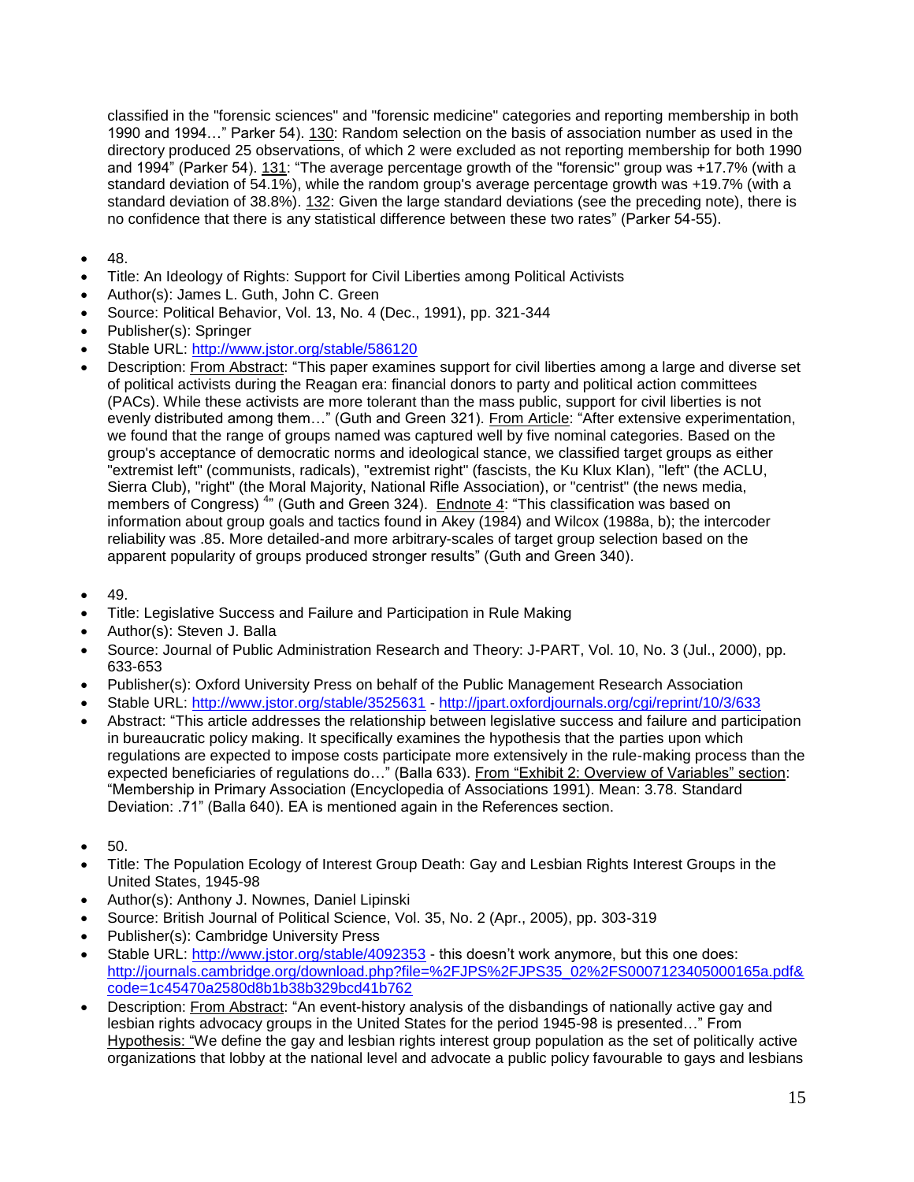classified in the "forensic sciences" and "forensic medicine" categories and reporting membership in both 1990 and 1994…" Parker 54). 130: Random selection on the basis of association number as used in the directory produced 25 observations, of which 2 were excluded as not reporting membership for both 1990 and 1994" (Parker 54). 131: "The average percentage growth of the "forensic" group was +17.7% (with a standard deviation of 54.1%), while the random group's average percentage growth was +19.7% (with a standard deviation of 38.8%). 132: Given the large standard deviations (see the preceding note), there is no confidence that there is any statistical difference between these two rates" (Parker 54-55).

- 48.
- Title: An Ideology of Rights: Support for Civil Liberties among Political Activists
- Author(s): James L. Guth, John C. Green
- Source: Political Behavior, Vol. 13, No. 4 (Dec., 1991), pp. 321-344
- Publisher(s): Springer
- Stable URL: http://www.jstor.org/stable/586120
- Description: From Abstract: "This paper examines support for civil liberties among a large and diverse set of political activists during the Reagan era: financial donors to party and political action committees (PACs). While these activists are more tolerant than the mass public, support for civil liberties is not evenly distributed among them…" (Guth and Green 321). From Article: "After extensive experimentation, we found that the range of groups named was captured well by five nominal categories. Based on the group's acceptance of democratic norms and ideological stance, we classified target groups as either "extremist left" (communists, radicals), "extremist right" (fascists, the Ku Klux Klan), "left" (the ACLU, Sierra Club), "right" (the Moral Majority, National Rifle Association), or "centrist" (the news media, members of Congress) [4]" (Guth and Green 324). Endnote 4: "This classification was based on information about group goals and tactics found in Akey (1984) and Wilcox (1988a, b); the intercoder reliability was .85. More detailed-and more arbitrary-scales of target group selection based on the apparent popularity of groups produced stronger results" (Guth and Green 340).

- 49.
- Title: Legislative Success and Failure and Participation in Rule Making
- Author(s): Steven J. Balla
- Source: Journal of Public Administration Research and Theory: J-PART, Vol. 10, No. 3 (Jul., 2000), pp. 633-653
- Publisher(s): Oxford University Press on behalf of the Public Management Research Association
- Stable URL: http://www.jstor.org/stable/3525631 - http://jpart.oxfordjournals.org/cgi/reprint/10/3/633
- Abstract: "This article addresses the relationship between legislative success and failure and participation in bureaucratic policy making. It specifically examines the hypothesis that the parties upon which regulations are expected to impose costs participate more extensively in the rule-making process than the expected beneficiaries of regulations do…" (Balla 633). From "Exhibit 2: Overview of Variables" section: "Membership in Primary Association (Encyclopedia of Associations 1991). Mean: 3.78. Standard Deviation: .71" (Balla 640). EA is mentioned again in the References section.

- 50.
- Title: The Population Ecology of Interest Group Death: Gay and Lesbian Rights Interest Groups in the United States, 1945-98
- Author(s): Anthony J. Nownes, Daniel Lipinski
- Source: British Journal of Political Science, Vol. 35, No. 2 (Apr., 2005), pp. 303-319
- Publisher(s): Cambridge University Press
- Stable URL: http://www.jstor.org/stable/4092353 - this doesn't work anymore, but this one does: http://journals.cambridge.org/download.php?file=%2FJPS%2FJPS35_02%2FS0007123405000165a.pdf&code=1c45470a2580d8b1b38b329bcd41b762
- Description: From Abstract: "An event-history analysis of the disbandings of nationally active gay and lesbian rights advocacy groups in the United States for the period 1945-98 is presented…" From Hypothesis: "We define the gay and lesbian rights interest group population as the set of politically active organizations that lobby at the national level and advocate a public policy favourable to gays and lesbians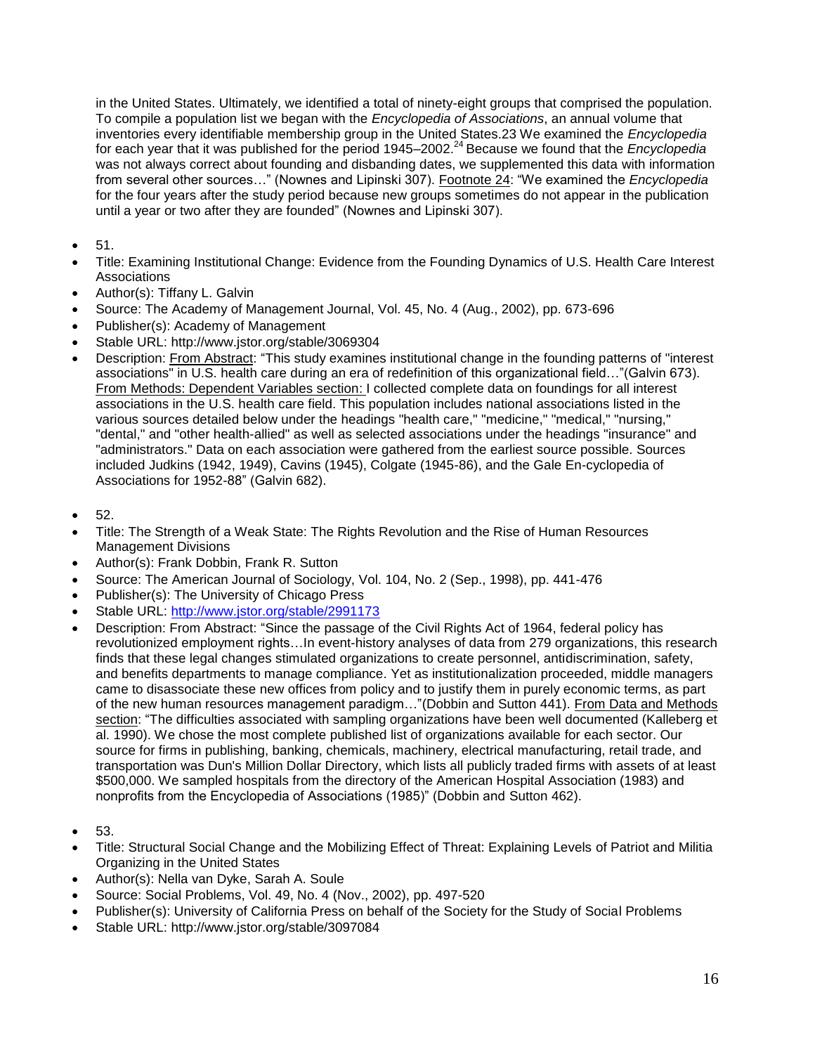in the United States. Ultimately, we identified a total of ninety-eight groups that comprised the population. To compile a population list we began with the *Encyclopedia of Associations*, an annual volume that inventories every identifiable membership group in the United States.23 We examined the *Encyclopedia* for each year that it was published for the period 1945–2002.[24] Because we found that the *Encyclopedia* was not always correct about founding and disbanding dates, we supplemented this data with information from several other sources…" (Nownes and Lipinski 307). Footnote 24: "We examined the *Encyclopedia* for the four years after the study period because new groups sometimes do not appear in the publication until a year or two after they are founded" (Nownes and Lipinski 307).

- 51.
- Title: Examining Institutional Change: Evidence from the Founding Dynamics of U.S. Health Care Interest Associations
- Author(s): Tiffany L. Galvin
- Source: The Academy of Management Journal, Vol. 45, No. 4 (Aug., 2002), pp. 673-696
- Publisher(s): Academy of Management
- Stable URL: http://www.jstor.org/stable/3069304
- Description: From Abstract: "This study examines institutional change in the founding patterns of "interest associations" in U.S. health care during an era of redefinition of this organizational field…"(Galvin 673). From Methods: Dependent Variables section: I collected complete data on foundings for all interest associations in the U.S. health care field. This population includes national associations listed in the various sources detailed below under the headings "health care," "medicine," "medical," "nursing," "dental," and "other health-allied" as well as selected associations under the headings "insurance" and "administrators." Data on each association were gathered from the earliest source possible. Sources included Judkins (1942, 1949), Cavins (1945), Colgate (1945-86), and the Gale En-cyclopedia of Associations for 1952-88" (Galvin 682).

- 52.
- Title: The Strength of a Weak State: The Rights Revolution and the Rise of Human Resources Management Divisions
- Author(s): Frank Dobbin, Frank R. Sutton
- Source: The American Journal of Sociology, Vol. 104, No. 2 (Sep., 1998), pp. 441-476
- Publisher(s): The University of Chicago Press
- Stable URL: http://www.jstor.org/stable/2991173
- Description: From Abstract: "Since the passage of the Civil Rights Act of 1964, federal policy has revolutionized employment rights…In event-history analyses of data from 279 organizations, this research finds that these legal changes stimulated organizations to create personnel, antidiscrimination, safety, and benefits departments to manage compliance. Yet as institutionalization proceeded, middle managers came to disassociate these new offices from policy and to justify them in purely economic terms, as part of the new human resources management paradigm…"(Dobbin and Sutton 441). From Data and Methods section: "The difficulties associated with sampling organizations have been well documented (Kalleberg et al. 1990). We chose the most complete published list of organizations available for each sector. Our source for firms in publishing, banking, chemicals, machinery, electrical manufacturing, retail trade, and transportation was Dun's Million Dollar Directory, which lists all publicly traded firms with assets of at least $500,000. We sampled hospitals from the directory of the American Hospital Association (1983) and nonprofits from the Encyclopedia of Associations (1985)" (Dobbin and Sutton 462).

- 53.
- Title: Structural Social Change and the Mobilizing Effect of Threat: Explaining Levels of Patriot and Militia Organizing in the United States
- Author(s): Nella van Dyke, Sarah A. Soule
- Source: Social Problems, Vol. 49, No. 4 (Nov., 2002), pp. 497-520
- Publisher(s): University of California Press on behalf of the Society for the Study of Social Problems
- Stable URL: http://www.jstor.org/stable/3097084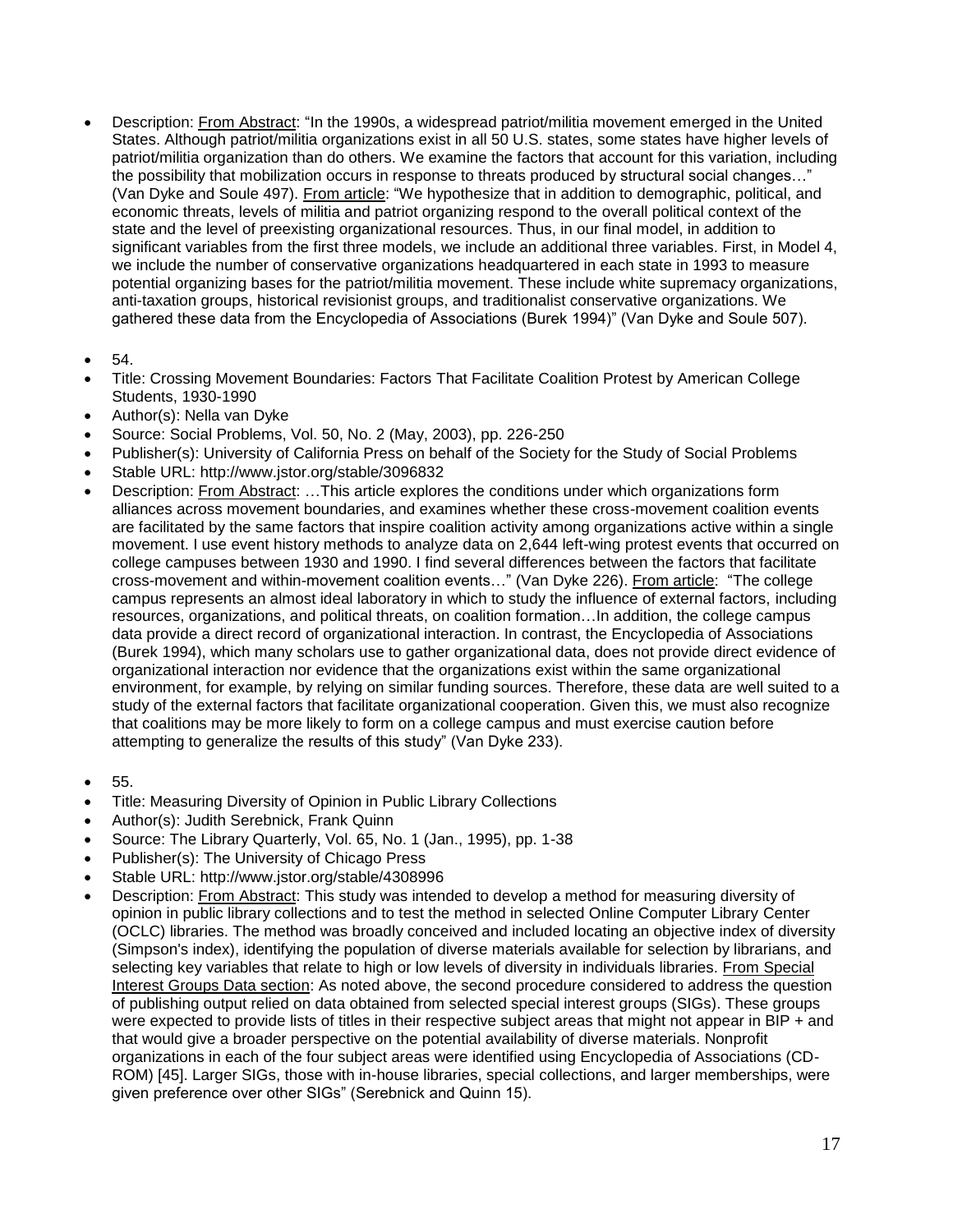- Description: From Abstract: "In the 1990s, a widespread patriot/militia movement emerged in the United States. Although patriot/militia organizations exist in all 50 U.S. states, some states have higher levels of patriot/militia organization than do others. We examine the factors that account for this variation, including the possibility that mobilization occurs in response to threats produced by structural social changes…" (Van Dyke and Soule 497). From article: "We hypothesize that in addition to demographic, political, and economic threats, levels of militia and patriot organizing respond to the overall political context of the state and the level of preexisting organizational resources. Thus, in our final model, in addition to significant variables from the first three models, we include an additional three variables. First, in Model 4, we include the number of conservative organizations headquartered in each state in 1993 to measure potential organizing bases for the patriot/militia movement. These include white supremacy organizations, anti-taxation groups, historical revisionist groups, and traditionalist conservative organizations. We gathered these data from the Encyclopedia of Associations (Burek 1994)" (Van Dyke and Soule 507).

- 54.
- Title: Crossing Movement Boundaries: Factors That Facilitate Coalition Protest by American College Students, 1930-1990
- Author(s): Nella van Dyke
- Source: Social Problems, Vol. 50, No. 2 (May, 2003), pp. 226-250
- Publisher(s): University of California Press on behalf of the Society for the Study of Social Problems
- Stable URL: http://www.jstor.org/stable/3096832
- Description: From Abstract: …This article explores the conditions under which organizations form alliances across movement boundaries, and examines whether these cross-movement coalition events are facilitated by the same factors that inspire coalition activity among organizations active within a single movement. I use event history methods to analyze data on 2,644 left-wing protest events that occurred on college campuses between 1930 and 1990. I find several differences between the factors that facilitate cross-movement and within-movement coalition events…" (Van Dyke 226). From article: "The college campus represents an almost ideal laboratory in which to study the influence of external factors, including resources, organizations, and political threats, on coalition formation…In addition, the college campus data provide a direct record of organizational interaction. In contrast, the Encyclopedia of Associations (Burek 1994), which many scholars use to gather organizational data, does not provide direct evidence of organizational interaction nor evidence that the organizations exist within the same organizational environment, for example, by relying on similar funding sources. Therefore, these data are well suited to a study of the external factors that facilitate organizational cooperation. Given this, we must also recognize that coalitions may be more likely to form on a college campus and must exercise caution before attempting to generalize the results of this study" (Van Dyke 233).

- 55.
- Title: Measuring Diversity of Opinion in Public Library Collections
- Author(s): Judith Serebnick, Frank Quinn
- Source: The Library Quarterly, Vol. 65, No. 1 (Jan., 1995), pp. 1-38
- Publisher(s): The University of Chicago Press
- Stable URL: http://www.jstor.org/stable/4308996
- Description: From Abstract: This study was intended to develop a method for measuring diversity of opinion in public library collections and to test the method in selected Online Computer Library Center (OCLC) libraries. The method was broadly conceived and included locating an objective index of diversity (Simpson's index), identifying the population of diverse materials available for selection by librarians, and selecting key variables that relate to high or low levels of diversity in individuals libraries. From Special Interest Groups Data section: As noted above, the second procedure considered to address the question of publishing output relied on data obtained from selected special interest groups (SIGs). These groups were expected to provide lists of titles in their respective subject areas that might not appear in BIP + and that would give a broader perspective on the potential availability of diverse materials. Nonprofit organizations in each of the four subject areas were identified using Encyclopedia of Associations (CD-ROM) [45]. Larger SIGs, those with in-house libraries, special collections, and larger memberships, were given preference over other SIGs" (Serebnick and Quinn 15).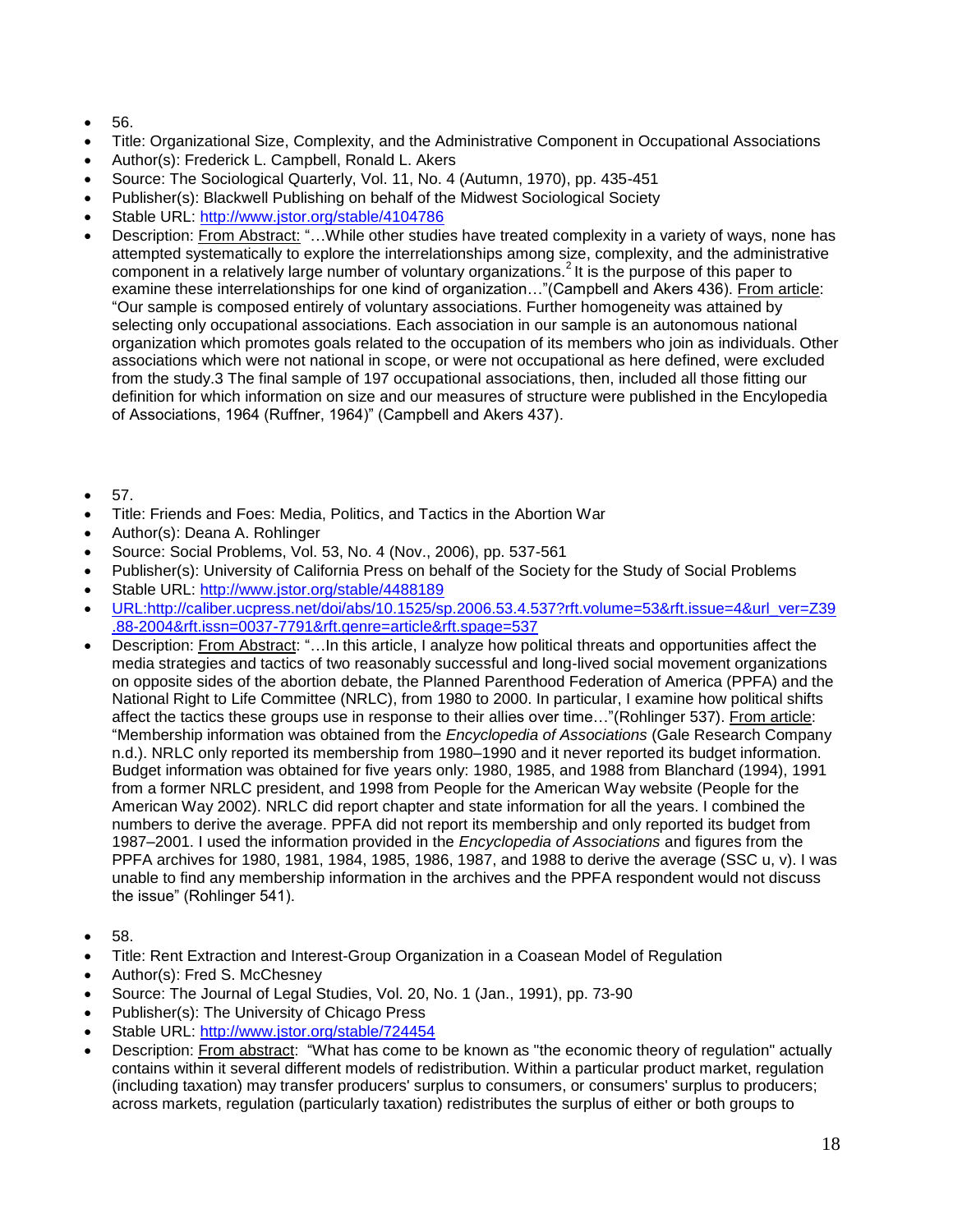- 56.
- Title: Organizational Size, Complexity, and the Administrative Component in Occupational Associations
- Author(s): Frederick L. Campbell, Ronald L. Akers
- Source: The Sociological Quarterly, Vol. 11, No. 4 (Autumn, 1970), pp. 435-451
- Publisher(s): Blackwell Publishing on behalf of the Midwest Sociological Society
- Stable URL: http://www.jstor.org/stable/4104786
- Description: From Abstract: "…While other studies have treated complexity in a variety of ways, none has attempted systematically to explore the interrelationships among size, complexity, and the administrative component in a relatively large number of voluntary organizations.[2] It is the purpose of this paper to examine these interrelationships for one kind of organization…"(Campbell and Akers 436). From article: "Our sample is composed entirely of voluntary associations. Further homogeneity was attained by selecting only occupational associations. Each association in our sample is an autonomous national organization which promotes goals related to the occupation of its members who join as individuals. Other associations which were not national in scope, or were not occupational as here defined, were excluded from the study.3 The final sample of 197 occupational associations, then, included all those fitting our definition for which information on size and our measures of structure were published in the Encylopedia of Associations, 1964 (Ruffner, 1964)" (Campbell and Akers 437).

- 57.
- Title: Friends and Foes: Media, Politics, and Tactics in the Abortion War
- Author(s): Deana A. Rohlinger
- Source: Social Problems, Vol. 53, No. 4 (Nov., 2006), pp. 537-561
- Publisher(s): University of California Press on behalf of the Society for the Study of Social Problems
- Stable URL: http://www.jstor.org/stable/4488189
- URL:http://caliber.ucpress.net/doi/abs/10.1525/sp.2006.53.4.537?rft.volume=53&rft.issue=4&url_ver=Z39.88-2004&rft.issn=0037-7791&rft.genre=article&rft.spage=537
- Description: From Abstract: "…In this article, I analyze how political threats and opportunities affect the media strategies and tactics of two reasonably successful and long-lived social movement organizations on opposite sides of the abortion debate, the Planned Parenthood Federation of America (PPFA) and the National Right to Life Committee (NRLC), from 1980 to 2000. In particular, I examine how political shifts affect the tactics these groups use in response to their allies over time…"(Rohlinger 537). From article: "Membership information was obtained from the *Encyclopedia of Associations* (Gale Research Company n.d.). NRLC only reported its membership from 1980–1990 and it never reported its budget information. Budget information was obtained for five years only: 1980, 1985, and 1988 from Blanchard (1994), 1991 from a former NRLC president, and 1998 from People for the American Way website (People for the American Way 2002). NRLC did report chapter and state information for all the years. I combined the numbers to derive the average. PPFA did not report its membership and only reported its budget from 1987–2001. I used the information provided in the *Encyclopedia of Associations* and figures from the PPFA archives for 1980, 1981, 1984, 1985, 1986, 1987, and 1988 to derive the average (SSC u, v). I was unable to find any membership information in the archives and the PPFA respondent would not discuss the issue" (Rohlinger 541).

- 58.
- Title: Rent Extraction and Interest-Group Organization in a Coasean Model of Regulation
- Author(s): Fred S. McChesney
- Source: The Journal of Legal Studies, Vol. 20, No. 1 (Jan., 1991), pp. 73-90
- Publisher(s): The University of Chicago Press
- Stable URL: http://www.jstor.org/stable/724454
- Description: From abstract: "What has come to be known as "the economic theory of regulation" actually contains within it several different models of redistribution. Within a particular product market, regulation (including taxation) may transfer producers' surplus to consumers, or consumers' surplus to producers; across markets, regulation (particularly taxation) redistributes the surplus of either or both groups to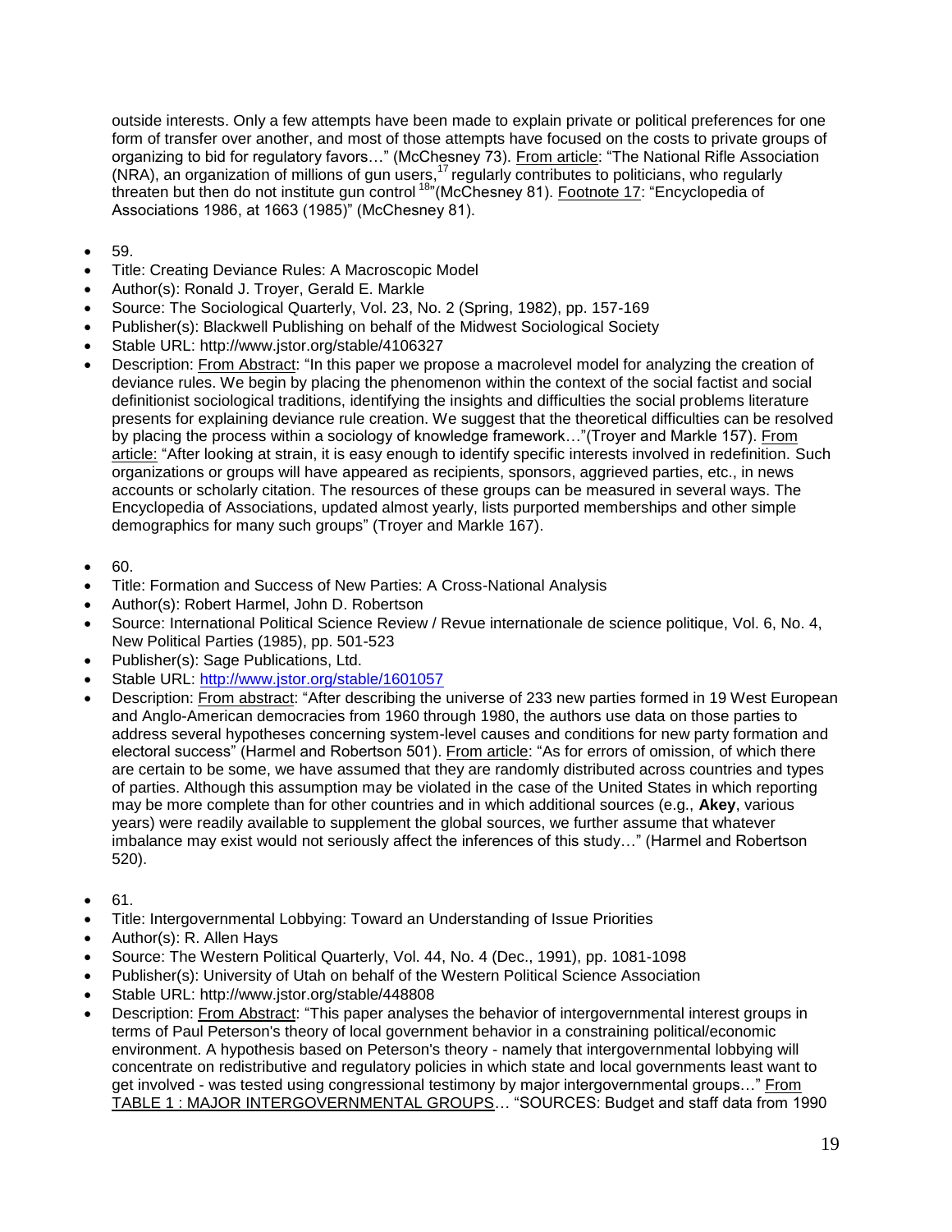outside interests. Only a few attempts have been made to explain private or political preferences for one form of transfer over another, and most of those attempts have focused on the costs to private groups of organizing to bid for regulatory favors…" (McChesney 73). From article: "The National Rifle Association (NRA), an organization of millions of gun users,[17] regularly contributes to politicians, who regularly threaten but then do not institute gun control[18]" (McChesney 81). Footnote 17: "Encyclopedia of Associations 1986, at 1663 (1985)" (McChesney 81).

- 59.
- Title: Creating Deviance Rules: A Macroscopic Model
- Author(s): Ronald J. Troyer, Gerald E. Markle
- Source: The Sociological Quarterly, Vol. 23, No. 2 (Spring, 1982), pp. 157-169
- Publisher(s): Blackwell Publishing on behalf of the Midwest Sociological Society
- Stable URL: http://www.jstor.org/stable/4106327
- Description: From Abstract: "In this paper we propose a macrolevel model for analyzing the creation of deviance rules. We begin by placing the phenomenon within the context of the social factist and social definitionist sociological traditions, identifying the insights and difficulties the social problems literature presents for explaining deviance rule creation. We suggest that the theoretical difficulties can be resolved by placing the process within a sociology of knowledge framework…"(Troyer and Markle 157). From article: "After looking at strain, it is easy enough to identify specific interests involved in redefinition. Such organizations or groups will have appeared as recipients, sponsors, aggrieved parties, etc., in news accounts or scholarly citation. The resources of these groups can be measured in several ways. The Encyclopedia of Associations, updated almost yearly, lists purported memberships and other simple demographics for many such groups" (Troyer and Markle 167).

- 60.
- Title: Formation and Success of New Parties: A Cross-National Analysis
- Author(s): Robert Harmel, John D. Robertson
- Source: International Political Science Review / Revue internationale de science politique, Vol. 6, No. 4, New Political Parties (1985), pp. 501-523
- Publisher(s): Sage Publications, Ltd.
- Stable URL: http://www.jstor.org/stable/1601057
- Description: From abstract: "After describing the universe of 233 new parties formed in 19 West European and Anglo-American democracies from 1960 through 1980, the authors use data on those parties to address several hypotheses concerning system-level causes and conditions for new party formation and electoral success" (Harmel and Robertson 501). From article: "As for errors of omission, of which there are certain to be some, we have assumed that they are randomly distributed across countries and types of parties. Although this assumption may be violated in the case of the United States in which reporting may be more complete than for other countries and in which additional sources (e.g., **Akey**, various years) were readily available to supplement the global sources, we further assume that whatever imbalance may exist would not seriously affect the inferences of this study…" (Harmel and Robertson 520).

- 61.
- Title: Intergovernmental Lobbying: Toward an Understanding of Issue Priorities
- Author(s): R. Allen Hays
- Source: The Western Political Quarterly, Vol. 44, No. 4 (Dec., 1991), pp. 1081-1098
- Publisher(s): University of Utah on behalf of the Western Political Science Association
- Stable URL: http://www.jstor.org/stable/448808
- Description: From Abstract: "This paper analyses the behavior of intergovernmental interest groups in terms of Paul Peterson's theory of local government behavior in a constraining political/economic environment. A hypothesis based on Peterson's theory - namely that intergovernmental lobbying will concentrate on redistributive and regulatory policies in which state and local governments least want to get involved - was tested using congressional testimony by major intergovernmental groups…" From TABLE 1 : MAJOR INTERGOVERNMENTAL GROUPS… "SOURCES: Budget and staff data from 1990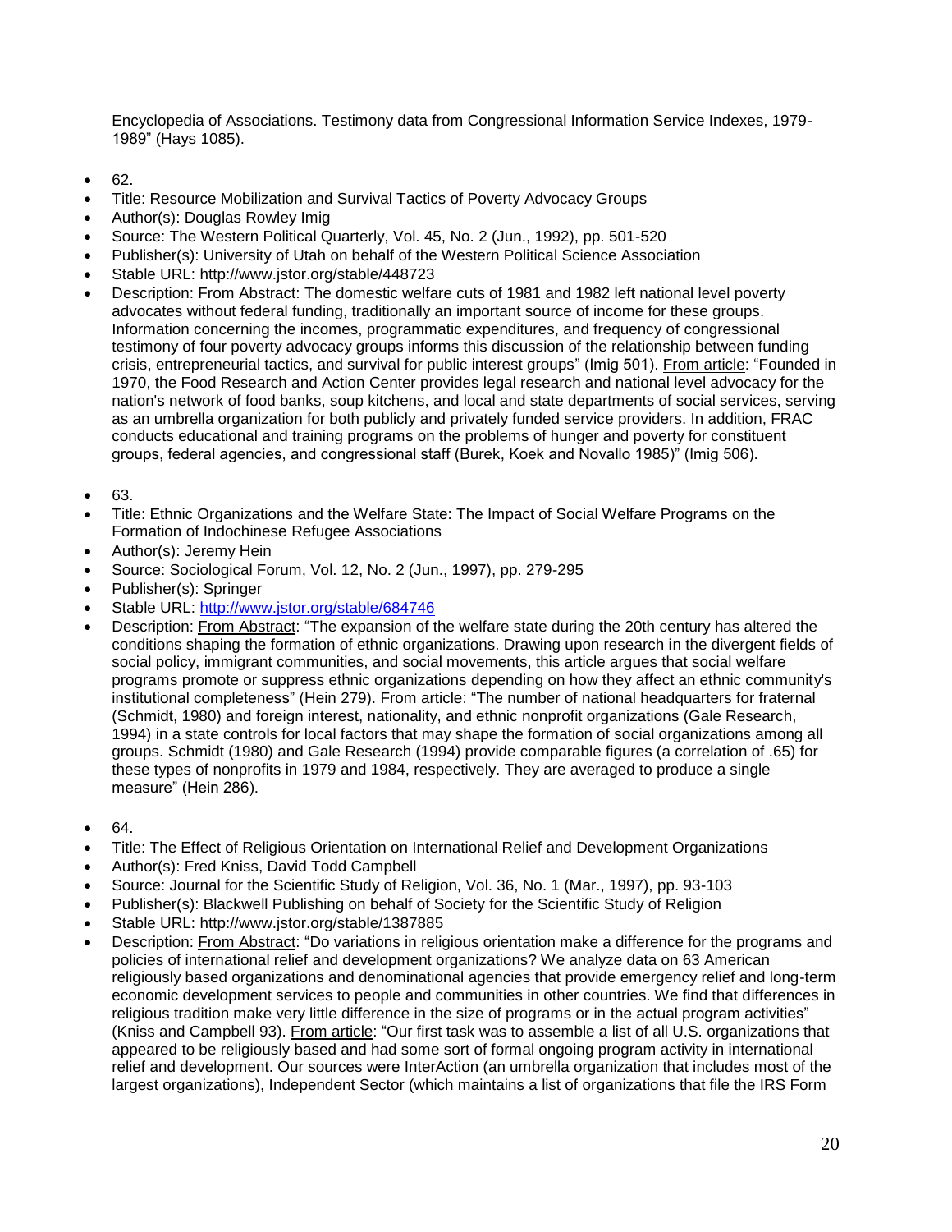Encyclopedia of Associations. Testimony data from Congressional Information Service Indexes, 1979-1989" (Hays 1085).

- 62.
- Title: Resource Mobilization and Survival Tactics of Poverty Advocacy Groups
- Author(s): Douglas Rowley Imig
- Source: The Western Political Quarterly, Vol. 45, No. 2 (Jun., 1992), pp. 501-520
- Publisher(s): University of Utah on behalf of the Western Political Science Association
- Stable URL: http://www.jstor.org/stable/448723
- Description: From Abstract: The domestic welfare cuts of 1981 and 1982 left national level poverty advocates without federal funding, traditionally an important source of income for these groups. Information concerning the incomes, programmatic expenditures, and frequency of congressional testimony of four poverty advocacy groups informs this discussion of the relationship between funding crisis, entrepreneurial tactics, and survival for public interest groups" (Imig 501). From article: "Founded in 1970, the Food Research and Action Center provides legal research and national level advocacy for the nation's network of food banks, soup kitchens, and local and state departments of social services, serving as an umbrella organization for both publicly and privately funded service providers. In addition, FRAC conducts educational and training programs on the problems of hunger and poverty for constituent groups, federal agencies, and congressional staff (Burek, Koek and Novallo 1985)" (Imig 506).

- 63.
- Title: Ethnic Organizations and the Welfare State: The Impact of Social Welfare Programs on the Formation of Indochinese Refugee Associations
- Author(s): Jeremy Hein
- Source: Sociological Forum, Vol. 12, No. 2 (Jun., 1997), pp. 279-295
- Publisher(s): Springer
- Stable URL: http://www.jstor.org/stable/684746
- Description: From Abstract: "The expansion of the welfare state during the 20th century has altered the conditions shaping the formation of ethnic organizations. Drawing upon research in the divergent fields of social policy, immigrant communities, and social movements, this article argues that social welfare programs promote or suppress ethnic organizations depending on how they affect an ethnic community's institutional completeness" (Hein 279). From article: "The number of national headquarters for fraternal (Schmidt, 1980) and foreign interest, nationality, and ethnic nonprofit organizations (Gale Research, 1994) in a state controls for local factors that may shape the formation of social organizations among all groups. Schmidt (1980) and Gale Research (1994) provide comparable figures (a correlation of .65) for these types of nonprofits in 1979 and 1984, respectively. They are averaged to produce a single measure" (Hein 286).

- 64.
- Title: The Effect of Religious Orientation on International Relief and Development Organizations
- Author(s): Fred Kniss, David Todd Campbell
- Source: Journal for the Scientific Study of Religion, Vol. 36, No. 1 (Mar., 1997), pp. 93-103
- Publisher(s): Blackwell Publishing on behalf of Society for the Scientific Study of Religion
- Stable URL: http://www.jstor.org/stable/1387885
- Description: From Abstract: "Do variations in religious orientation make a difference for the programs and policies of international relief and development organizations? We analyze data on 63 American religiously based organizations and denominational agencies that provide emergency relief and long-term economic development services to people and communities in other countries. We find that differences in religious tradition make very little difference in the size of programs or in the actual program activities" (Kniss and Campbell 93). From article: "Our first task was to assemble a list of all U.S. organizations that appeared to be religiously based and had some sort of formal ongoing program activity in international relief and development. Our sources were InterAction (an umbrella organization that includes most of the largest organizations), Independent Sector (which maintains a list of organizations that file the IRS Form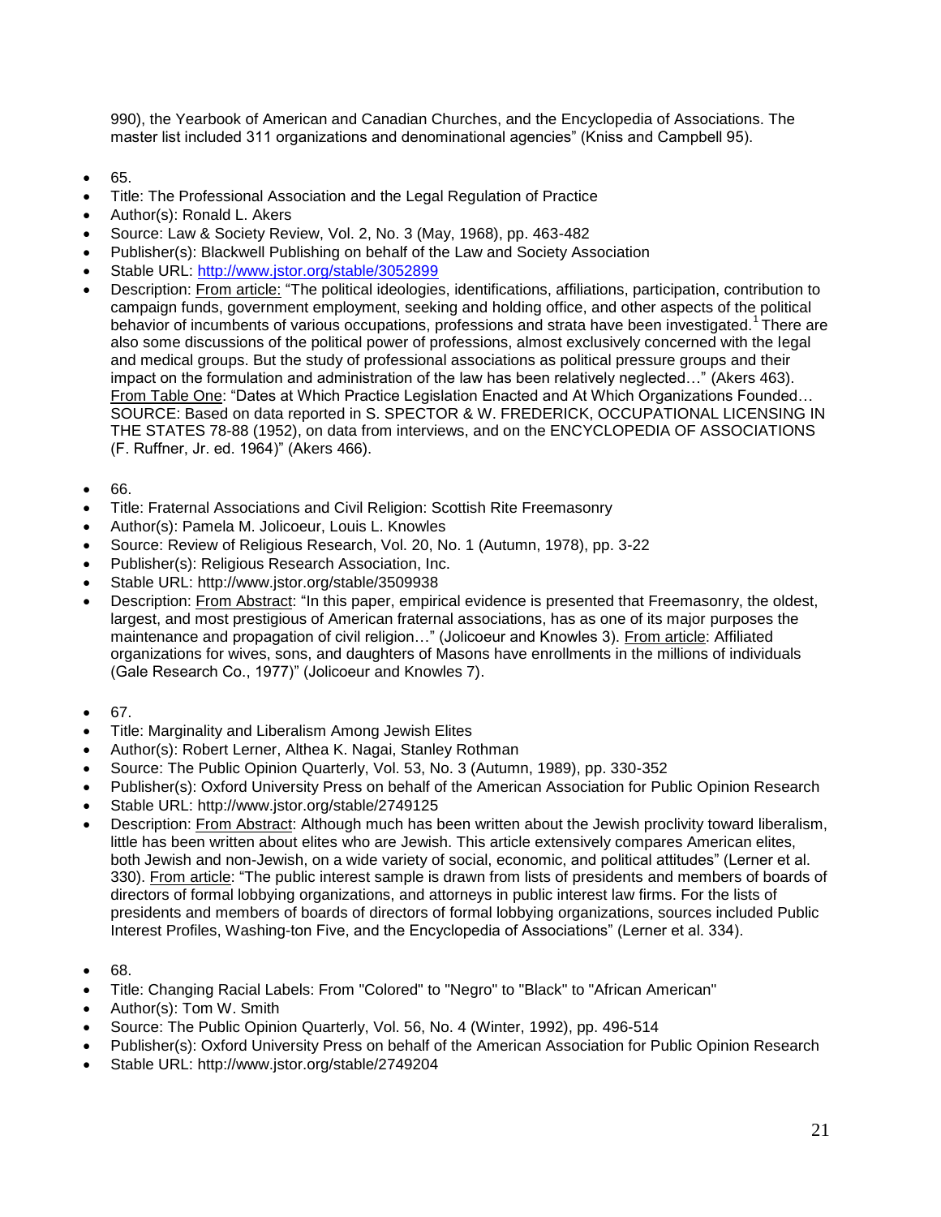990), the Yearbook of American and Canadian Churches, and the Encyclopedia of Associations. The master list included 311 organizations and denominational agencies" (Kniss and Campbell 95).

- 65.
- Title: The Professional Association and the Legal Regulation of Practice
- Author(s): Ronald L. Akers
- Source: Law & Society Review, Vol. 2, No. 3 (May, 1968), pp. 463-482
- Publisher(s): Blackwell Publishing on behalf of the Law and Society Association
- Stable URL: [http://www.jstor.org/stable/3052899](http://www.jstor.org/stable/3052899)
- Description: <u>From article:</u> "The political ideologies, identifications, affiliations, participation, contribution to campaign funds, government employment, seeking and holding office, and other aspects of the political behavior of incumbents of various occupations, professions and strata have been investigated.[1] There are also some discussions of the political power of professions, almost exclusively concerned with the legal and medical groups. But the study of professional associations as political pressure groups and their impact on the formulation and administration of the law has been relatively neglected…" (Akers 463). <u>From Table One</u>: "Dates at Which Practice Legislation Enacted and At Which Organizations Founded… SOURCE: Based on data reported in S. SPECTOR & W. FREDERICK, OCCUPATIONAL LICENSING IN THE STATES 78-88 (1952), on data from interviews, and on the ENCYCLOPEDIA OF ASSOCIATIONS (F. Ruffner, Jr. ed. 1964)" (Akers 466).

- 66.
- Title: Fraternal Associations and Civil Religion: Scottish Rite Freemasonry
- Author(s): Pamela M. Jolicoeur, Louis L. Knowles
- Source: Review of Religious Research, Vol. 20, No. 1 (Autumn, 1978), pp. 3-22
- Publisher(s): Religious Research Association, Inc.
- Stable URL: http://www.jstor.org/stable/3509938
- Description: <u>From Abstract</u>: "In this paper, empirical evidence is presented that Freemasonry, the oldest, largest, and most prestigious of American fraternal associations, has as one of its major purposes the maintenance and propagation of civil religion…" (Jolicoeur and Knowles 3). <u>From article</u>: Affiliated organizations for wives, sons, and daughters of Masons have enrollments in the millions of individuals (Gale Research Co., 1977)" (Jolicoeur and Knowles 7).

- 67.
- Title: Marginality and Liberalism Among Jewish Elites
- Author(s): Robert Lerner, Althea K. Nagai, Stanley Rothman
- Source: The Public Opinion Quarterly, Vol. 53, No. 3 (Autumn, 1989), pp. 330-352
- Publisher(s): Oxford University Press on behalf of the American Association for Public Opinion Research
- Stable URL: http://www.jstor.org/stable/2749125
- Description: <u>From Abstract</u>: Although much has been written about the Jewish proclivity toward liberalism, little has been written about elites who are Jewish. This article extensively compares American elites, both Jewish and non-Jewish, on a wide variety of social, economic, and political attitudes" (Lerner et al. 330). <u>From article</u>: "The public interest sample is drawn from lists of presidents and members of boards of directors of formal lobbying organizations, and attorneys in public interest law firms. For the lists of presidents and members of boards of directors of formal lobbying organizations, sources included Public Interest Profiles, Washing-ton Five, and the Encyclopedia of Associations" (Lerner et al. 334).

- 68.
- Title: Changing Racial Labels: From "Colored" to "Negro" to "Black" to "African American"
- Author(s): Tom W. Smith
- Source: The Public Opinion Quarterly, Vol. 56, No. 4 (Winter, 1992), pp. 496-514
- Publisher(s): Oxford University Press on behalf of the American Association for Public Opinion Research
- Stable URL: http://www.jstor.org/stable/2749204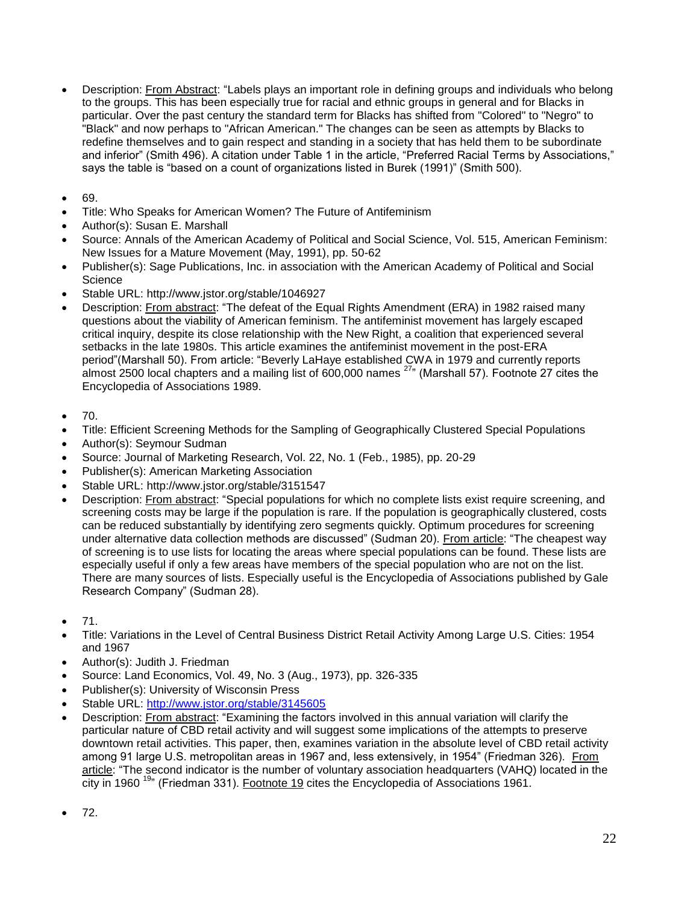- Description: From Abstract: "Labels plays an important role in defining groups and individuals who belong to the groups. This has been especially true for racial and ethnic groups in general and for Blacks in particular. Over the past century the standard term for Blacks has shifted from "Colored" to "Negro" to "Black" and now perhaps to "African American." The changes can be seen as attempts by Blacks to redefine themselves and to gain respect and standing in a society that has held them to be subordinate and inferior" (Smith 496). A citation under Table 1 in the article, "Preferred Racial Terms by Associations," says the table is "based on a count of organizations listed in Burek (1991)" (Smith 500).

- 69.
- Title: Who Speaks for American Women? The Future of Antifeminism
- Author(s): Susan E. Marshall
- Source: Annals of the American Academy of Political and Social Science, Vol. 515, American Feminism: New Issues for a Mature Movement (May, 1991), pp. 50-62
- Publisher(s): Sage Publications, Inc. in association with the American Academy of Political and Social Science
- Stable URL: http://www.jstor.org/stable/1046927
- Description: From abstract: "The defeat of the Equal Rights Amendment (ERA) in 1982 raised many questions about the viability of American feminism. The antifeminist movement has largely escaped critical inquiry, despite its close relationship with the New Right, a coalition that experienced several setbacks in the late 1980s. This article examines the antifeminist movement in the post-ERA period"(Marshall 50). From article: "Beverly LaHaye established CWA in 1979 and currently reports almost 2500 local chapters and a mailing list of 600,000 names [27]" (Marshall 57). Footnote 27 cites the Encyclopedia of Associations 1989.

- 70.
- Title: Efficient Screening Methods for the Sampling of Geographically Clustered Special Populations
- Author(s): Seymour Sudman
- Source: Journal of Marketing Research, Vol. 22, No. 1 (Feb., 1985), pp. 20-29
- Publisher(s): American Marketing Association
- Stable URL: http://www.jstor.org/stable/3151547
- Description: From abstract: "Special populations for which no complete lists exist require screening, and screening costs may be large if the population is rare. If the population is geographically clustered, costs can be reduced substantially by identifying zero segments quickly. Optimum procedures for screening under alternative data collection methods are discussed" (Sudman 20). From article: "The cheapest way of screening is to use lists for locating the areas where special populations can be found. These lists are especially useful if only a few areas have members of the special population who are not on the list. There are many sources of lists. Especially useful is the Encyclopedia of Associations published by Gale Research Company" (Sudman 28).

- 71.
- Title: Variations in the Level of Central Business District Retail Activity Among Large U.S. Cities: 1954 and 1967
- Author(s): Judith J. Friedman
- Source: Land Economics, Vol. 49, No. 3 (Aug., 1973), pp. 326-335
- Publisher(s): University of Wisconsin Press
- Stable URL: http://www.jstor.org/stable/3145605
- Description: From abstract: "Examining the factors involved in this annual variation will clarify the particular nature of CBD retail activity and will suggest some implications of the attempts to preserve downtown retail activities. This paper, then, examines variation in the absolute level of CBD retail activity among 91 large U.S. metropolitan areas in 1967 and, less extensively, in 1954" (Friedman 326). From article: "The second indicator is the number of voluntary association headquarters (VAHQ) located in the city in 1960 [19]" (Friedman 331). Footnote 19 cites the Encyclopedia of Associations 1961.

- 72.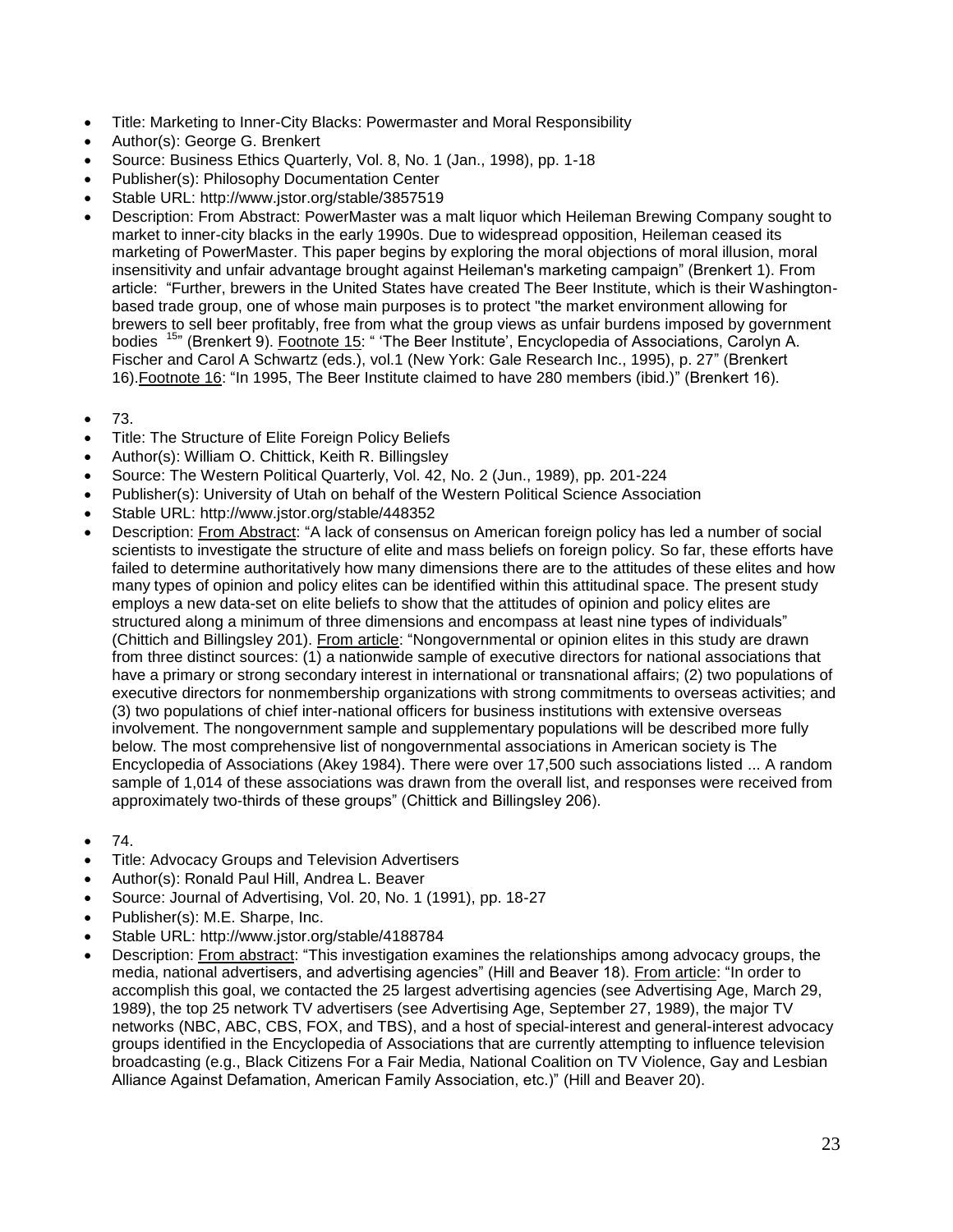- Title: Marketing to Inner-City Blacks: Powermaster and Moral Responsibility
- Author(s): George G. Brenkert
- Source: Business Ethics Quarterly, Vol. 8, No. 1 (Jan., 1998), pp. 1-18
- Publisher(s): Philosophy Documentation Center
- Stable URL: http://www.jstor.org/stable/3857519
- Description: From Abstract: PowerMaster was a malt liquor which Heileman Brewing Company sought to market to inner-city blacks in the early 1990s. Due to widespread opposition, Heileman ceased its marketing of PowerMaster. This paper begins by exploring the moral objections of moral illusion, moral insensitivity and unfair advantage brought against Heileman's marketing campaign" (Brenkert 1). From article: "Further, brewers in the United States have created The Beer Institute, which is their Washington-based trade group, one of whose main purposes is to protect "the market environment allowing for brewers to sell beer profitably, free from what the group views as unfair burdens imposed by government bodies [15]" (Brenkert 9). Footnote 15: " 'The Beer Institute', Encyclopedia of Associations, Carolyn A. Fischer and Carol A Schwartz (eds.), vol.1 (New York: Gale Research Inc., 1995), p. 27" (Brenkert 16).Footnote 16: "In 1995, The Beer Institute claimed to have 280 members (ibid.)" (Brenkert 16).

- 73.
- Title: The Structure of Elite Foreign Policy Beliefs
- Author(s): William O. Chittick, Keith R. Billingsley
- Source: The Western Political Quarterly, Vol. 42, No. 2 (Jun., 1989), pp. 201-224
- Publisher(s): University of Utah on behalf of the Western Political Science Association
- Stable URL: http://www.jstor.org/stable/448352
- Description: From Abstract: "A lack of consensus on American foreign policy has led a number of social scientists to investigate the structure of elite and mass beliefs on foreign policy. So far, these efforts have failed to determine authoritatively how many dimensions there are to the attitudes of these elites and how many types of opinion and policy elites can be identified within this attitudinal space. The present study employs a new data-set on elite beliefs to show that the attitudes of opinion and policy elites are structured along a minimum of three dimensions and encompass at least nine types of individuals" (Chittich and Billingsley 201). From article: "Nongovernmental or opinion elites in this study are drawn from three distinct sources: (1) a nationwide sample of executive directors for national associations that have a primary or strong secondary interest in international or transnational affairs; (2) two populations of executive directors for nonmembership organizations with strong commitments to overseas activities; and (3) two populations of chief inter-national officers for business institutions with extensive overseas involvement. The nongovernment sample and supplementary populations will be described more fully below. The most comprehensive list of nongovernmental associations in American society is The Encyclopedia of Associations (Akey 1984). There were over 17,500 such associations listed ... A random sample of 1,014 of these associations was drawn from the overall list, and responses were received from approximately two-thirds of these groups" (Chittick and Billingsley 206).

- 74.
- Title: Advocacy Groups and Television Advertisers
- Author(s): Ronald Paul Hill, Andrea L. Beaver
- Source: Journal of Advertising, Vol. 20, No. 1 (1991), pp. 18-27
- Publisher(s): M.E. Sharpe, Inc.
- Stable URL: http://www.jstor.org/stable/4188784
- Description: From abstract: "This investigation examines the relationships among advocacy groups, the media, national advertisers, and advertising agencies" (Hill and Beaver 18). From article: "In order to accomplish this goal, we contacted the 25 largest advertising agencies (see Advertising Age, March 29, 1989), the top 25 network TV advertisers (see Advertising Age, September 27, 1989), the major TV networks (NBC, ABC, CBS, FOX, and TBS), and a host of special-interest and general-interest advocacy groups identified in the Encyclopedia of Associations that are currently attempting to influence television broadcasting (e.g., Black Citizens For a Fair Media, National Coalition on TV Violence, Gay and Lesbian Alliance Against Defamation, American Family Association, etc.)" (Hill and Beaver 20).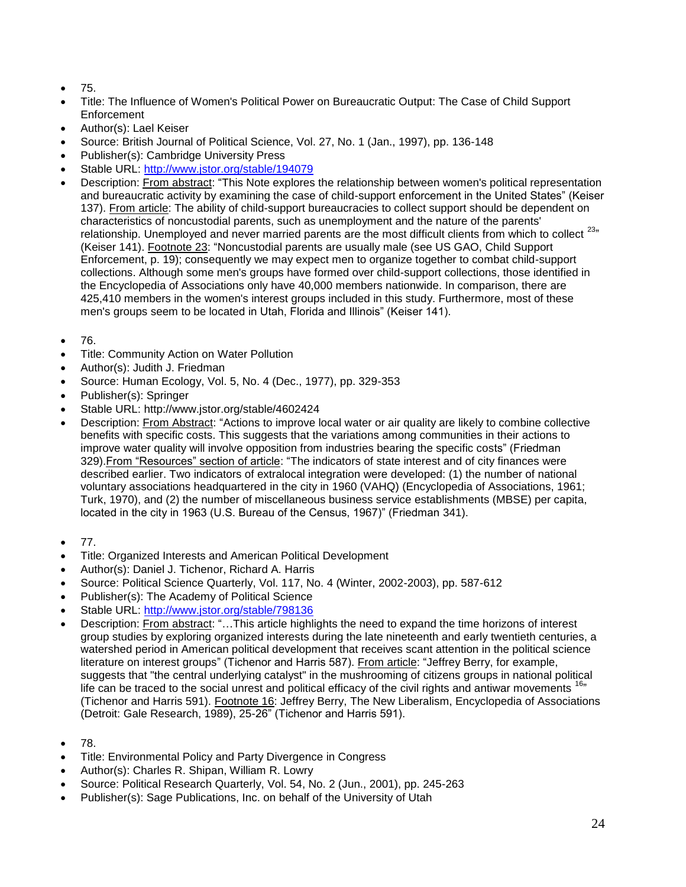- 75.
- Title: The Influence of Women's Political Power on Bureaucratic Output: The Case of Child Support Enforcement
- Author(s): Lael Keiser
- Source: British Journal of Political Science, Vol. 27, No. 1 (Jan., 1997), pp. 136-148
- Publisher(s): Cambridge University Press
- Stable URL: http://www.jstor.org/stable/194079
- Description: From abstract: "This Note explores the relationship between women's political representation and bureaucratic activity by examining the case of child-support enforcement in the United States" (Keiser 137). From article: The ability of child-support bureaucracies to collect support should be dependent on characteristics of noncustodial parents, such as unemployment and the nature of the parents' relationship. Unemployed and never married parents are the most difficult clients from which to collect [23]" (Keiser 141). Footnote 23: "Noncustodial parents are usually male (see US GAO, Child Support Enforcement, p. 19); consequently we may expect men to organize together to combat child-support collections. Although some men's groups have formed over child-support collections, those identified in the Encyclopedia of Associations only have 40,000 members nationwide. In comparison, there are 425,410 members in the women's interest groups included in this study. Furthermore, most of these men's groups seem to be located in Utah, Florida and Illinois" (Keiser 141).

- 76.
- Title: Community Action on Water Pollution
- Author(s): Judith J. Friedman
- Source: Human Ecology, Vol. 5, No. 4 (Dec., 1977), pp. 329-353
- Publisher(s): Springer
- Stable URL: http://www.jstor.org/stable/4602424
- Description: From Abstract: "Actions to improve local water or air quality are likely to combine collective benefits with specific costs. This suggests that the variations among communities in their actions to improve water quality will involve opposition from industries bearing the specific costs" (Friedman 329).From "Resources" section of article: "The indicators of state interest and of city finances were described earlier. Two indicators of extralocal integration were developed: (1) the number of national voluntary associations headquartered in the city in 1960 (VAHQ) (Encyclopedia of Associations, 1961; Turk, 1970), and (2) the number of miscellaneous business service establishments (MBSE) per capita, located in the city in 1963 (U.S. Bureau of the Census, 1967)" (Friedman 341).

- 77.
- Title: Organized Interests and American Political Development
- Author(s): Daniel J. Tichenor, Richard A. Harris
- Source: Political Science Quarterly, Vol. 117, No. 4 (Winter, 2002-2003), pp. 587-612
- Publisher(s): The Academy of Political Science
- Stable URL: http://www.jstor.org/stable/798136
- Description: From abstract: "…This article highlights the need to expand the time horizons of interest group studies by exploring organized interests during the late nineteenth and early twentieth centuries, a watershed period in American political development that receives scant attention in the political science literature on interest groups" (Tichenor and Harris 587). From article: "Jeffrey Berry, for example, suggests that "the central underlying catalyst" in the mushrooming of citizens groups in national political life can be traced to the social unrest and political efficacy of the civil rights and antiwar movements [16]" (Tichenor and Harris 591). Footnote 16: Jeffrey Berry, The New Liberalism, Encyclopedia of Associations (Detroit: Gale Research, 1989), 25-26" (Tichenor and Harris 591).

- 78.
- Title: Environmental Policy and Party Divergence in Congress
- Author(s): Charles R. Shipan, William R. Lowry
- Source: Political Research Quarterly, Vol. 54, No. 2 (Jun., 2001), pp. 245-263
- Publisher(s): Sage Publications, Inc. on behalf of the University of Utah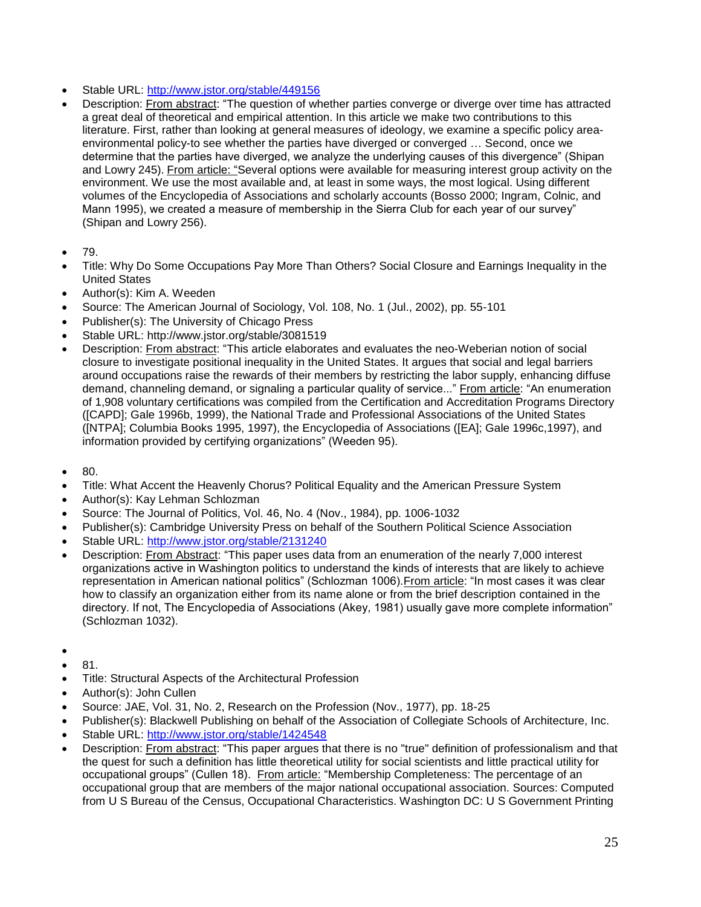- Stable URL: http://www.jstor.org/stable/449156
- Description: From abstract: "The question of whether parties converge or diverge over time has attracted a great deal of theoretical and empirical attention. In this article we make two contributions to this literature. First, rather than looking at general measures of ideology, we examine a specific policy area-environmental policy-to see whether the parties have diverged or converged … Second, once we determine that the parties have diverged, we analyze the underlying causes of this divergence" (Shipan and Lowry 245). From article: "Several options were available for measuring interest group activity on the environment. We use the most available and, at least in some ways, the most logical. Using different volumes of the Encyclopedia of Associations and scholarly accounts (Bosso 2000; Ingram, Colnic, and Mann 1995), we created a measure of membership in the Sierra Club for each year of our survey" (Shipan and Lowry 256).

- 79.
- Title: Why Do Some Occupations Pay More Than Others? Social Closure and Earnings Inequality in the United States
- Author(s): Kim A. Weeden
- Source: The American Journal of Sociology, Vol. 108, No. 1 (Jul., 2002), pp. 55-101
- Publisher(s): The University of Chicago Press
- Stable URL: http://www.jstor.org/stable/3081519
- Description: From abstract: "This article elaborates and evaluates the neo-Weberian notion of social closure to investigate positional inequality in the United States. It argues that social and legal barriers around occupations raise the rewards of their members by restricting the labor supply, enhancing diffuse demand, channeling demand, or signaling a particular quality of service..." From article: "An enumeration of 1,908 voluntary certifications was compiled from the Certification and Accreditation Programs Directory ([CAPD]; Gale 1996b, 1999), the National Trade and Professional Associations of the United States ([NTPA]; Columbia Books 1995, 1997), the Encyclopedia of Associations ([EA]; Gale 1996c,1997), and information provided by certifying organizations" (Weeden 95).

- 80.
- Title: What Accent the Heavenly Chorus? Political Equality and the American Pressure System
- Author(s): Kay Lehman Schlozman
- Source: The Journal of Politics, Vol. 46, No. 4 (Nov., 1984), pp. 1006-1032
- Publisher(s): Cambridge University Press on behalf of the Southern Political Science Association
- Stable URL: http://www.jstor.org/stable/2131240
- Description: From Abstract: "This paper uses data from an enumeration of the nearly 7,000 interest organizations active in Washington politics to understand the kinds of interests that are likely to achieve representation in American national politics" (Schlozman 1006).From article: "In most cases it was clear how to classify an organization either from its name alone or from the brief description contained in the directory. If not, The Encyclopedia of Associations (Akey, 1981) usually gave more complete information" (Schlozman 1032).

- 
- 81.
- Title: Structural Aspects of the Architectural Profession
- Author(s): John Cullen
- Source: JAE, Vol. 31, No. 2, Research on the Profession (Nov., 1977), pp. 18-25
- Publisher(s): Blackwell Publishing on behalf of the Association of Collegiate Schools of Architecture, Inc.
- Stable URL: http://www.jstor.org/stable/1424548
- Description: From abstract: "This paper argues that there is no "true" definition of professionalism and that the quest for such a definition has little theoretical utility for social scientists and little practical utility for occupational groups" (Cullen 18). From article: "Membership Completeness: The percentage of an occupational group that are members of the major national occupational association. Sources: Computed from U S Bureau of the Census, Occupational Characteristics. Washington DC: U S Government Printing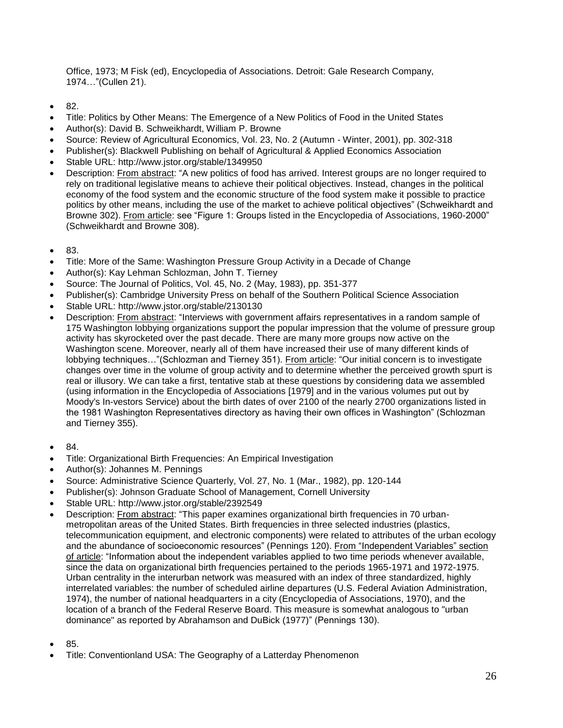Office, 1973; M Fisk (ed), Encyclopedia of Associations. Detroit: Gale Research Company, 1974…"(Cullen 21).

- 82.
- Title: Politics by Other Means: The Emergence of a New Politics of Food in the United States
- Author(s): David B. Schweikhardt, William P. Browne
- Source: Review of Agricultural Economics, Vol. 23, No. 2 (Autumn - Winter, 2001), pp. 302-318
- Publisher(s): Blackwell Publishing on behalf of Agricultural & Applied Economics Association
- Stable URL: http://www.jstor.org/stable/1349950
- Description: From abstract: "A new politics of food has arrived. Interest groups are no longer required to rely on traditional legislative means to achieve their political objectives. Instead, changes in the political economy of the food system and the economic structure of the food system make it possible to practice politics by other means, including the use of the market to achieve political objectives" (Schweikhardt and Browne 302). From article: see "Figure 1: Groups listed in the Encyclopedia of Associations, 1960-2000" (Schweikhardt and Browne 308).

- 83.
- Title: More of the Same: Washington Pressure Group Activity in a Decade of Change
- Author(s): Kay Lehman Schlozman, John T. Tierney
- Source: The Journal of Politics, Vol. 45, No. 2 (May, 1983), pp. 351-377
- Publisher(s): Cambridge University Press on behalf of the Southern Political Science Association
- Stable URL: http://www.jstor.org/stable/2130130
- Description: From abstract: "Interviews with government affairs representatives in a random sample of 175 Washington lobbying organizations support the popular impression that the volume of pressure group activity has skyrocketed over the past decade. There are many more groups now active on the Washington scene. Moreover, nearly all of them have increased their use of many different kinds of lobbying techniques…"(Schlozman and Tierney 351). From article: "Our initial concern is to investigate changes over time in the volume of group activity and to determine whether the perceived growth spurt is real or illusory. We can take a first, tentative stab at these questions by considering data we assembled (using information in the Encyclopedia of Associations [1979] and in the various volumes put out by Moody's In-vestors Service) about the birth dates of over 2100 of the nearly 2700 organizations listed in the 1981 Washington Representatives directory as having their own offices in Washington" (Schlozman and Tierney 355).

- 84.
- Title: Organizational Birth Frequencies: An Empirical Investigation
- Author(s): Johannes M. Pennings
- Source: Administrative Science Quarterly, Vol. 27, No. 1 (Mar., 1982), pp. 120-144
- Publisher(s): Johnson Graduate School of Management, Cornell University
- Stable URL: http://www.jstor.org/stable/2392549
- Description: From abstract: "This paper examines organizational birth frequencies in 70 urban-metropolitan areas of the United States. Birth frequencies in three selected industries (plastics, telecommunication equipment, and electronic components) were related to attributes of the urban ecology and the abundance of socioeconomic resources" (Pennings 120). From "Independent Variables" section of article: "Information about the independent variables applied to two time periods whenever available, since the data on organizational birth frequencies pertained to the periods 1965-1971 and 1972-1975. Urban centrality in the interurban network was measured with an index of three standardized, highly interrelated variables: the number of scheduled airline departures (U.S. Federal Aviation Administration, 1974), the number of national headquarters in a city (Encyclopedia of Associations, 1970), and the location of a branch of the Federal Reserve Board. This measure is somewhat analogous to "urban dominance" as reported by Abrahamson and DuBick (1977)" (Pennings 130).

- 85.
- Title: Conventionland USA: The Geography of a Latterday Phenomenon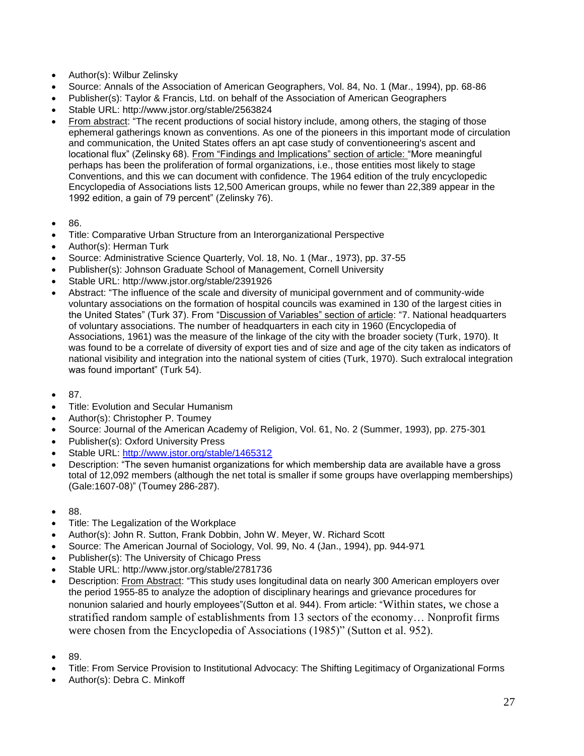- Author(s): Wilbur Zelinsky
- Source: Annals of the Association of American Geographers, Vol. 84, No. 1 (Mar., 1994), pp. 68-86
- Publisher(s): Taylor & Francis, Ltd. on behalf of the Association of American Geographers
- Stable URL: http://www.jstor.org/stable/2563824
- From abstract: "The recent productions of social history include, among others, the staging of those ephemeral gatherings known as conventions. As one of the pioneers in this important mode of circulation and communication, the United States offers an apt case study of conventioneering's ascent and locational flux" (Zelinsky 68). From "Findings and Implications" section of article: "More meaningful perhaps has been the proliferation of formal organizations, i.e., those entities most likely to stage Conventions, and this we can document with confidence. The 1964 edition of the truly encyclopedic Encyclopedia of Associations lists 12,500 American groups, while no fewer than 22,389 appear in the 1992 edition, a gain of 79 percent" (Zelinsky 76).

- 86.
- Title: Comparative Urban Structure from an Interorganizational Perspective
- Author(s): Herman Turk
- Source: Administrative Science Quarterly, Vol. 18, No. 1 (Mar., 1973), pp. 37-55
- Publisher(s): Johnson Graduate School of Management, Cornell University
- Stable URL: http://www.jstor.org/stable/2391926
- Abstract: "The influence of the scale and diversity of municipal government and of community-wide voluntary associations on the formation of hospital councils was examined in 130 of the largest cities in the United States" (Turk 37). From "Discussion of Variables" section of article: "7. National headquarters of voluntary associations. The number of headquarters in each city in 1960 (Encyclopedia of Associations, 1961) was the measure of the linkage of the city with the broader society (Turk, 1970). It was found to be a correlate of diversity of export ties and of size and age of the city taken as indicators of national visibility and integration into the national system of cities (Turk, 1970). Such extralocal integration was found important" (Turk 54).

- 87.
- Title: Evolution and Secular Humanism
- Author(s): Christopher P. Toumey
- Source: Journal of the American Academy of Religion, Vol. 61, No. 2 (Summer, 1993), pp. 275-301
- Publisher(s): Oxford University Press
- Stable URL: http://www.jstor.org/stable/1465312
- Description: "The seven humanist organizations for which membership data are available have a gross total of 12,092 members (although the net total is smaller if some groups have overlapping memberships) (Gale:1607-08)" (Toumey 286-287).

- 88.
- Title: The Legalization of the Workplace
- Author(s): John R. Sutton, Frank Dobbin, John W. Meyer, W. Richard Scott
- Source: The American Journal of Sociology, Vol. 99, No. 4 (Jan., 1994), pp. 944-971
- Publisher(s): The University of Chicago Press
- Stable URL: http://www.jstor.org/stable/2781736
- Description: From Abstract: "This study uses longitudinal data on nearly 300 American employers over the period 1955-85 to analyze the adoption of disciplinary hearings and grievance procedures for nonunion salaried and hourly employees"(Sutton et al. 944). From article: "Within states, we chose a stratified random sample of establishments from 13 sectors of the economy… Nonprofit firms were chosen from the Encyclopedia of Associations (1985)" (Sutton et al. 952).

- 89.
- Title: From Service Provision to Institutional Advocacy: The Shifting Legitimacy of Organizational Forms
- Author(s): Debra C. Minkoff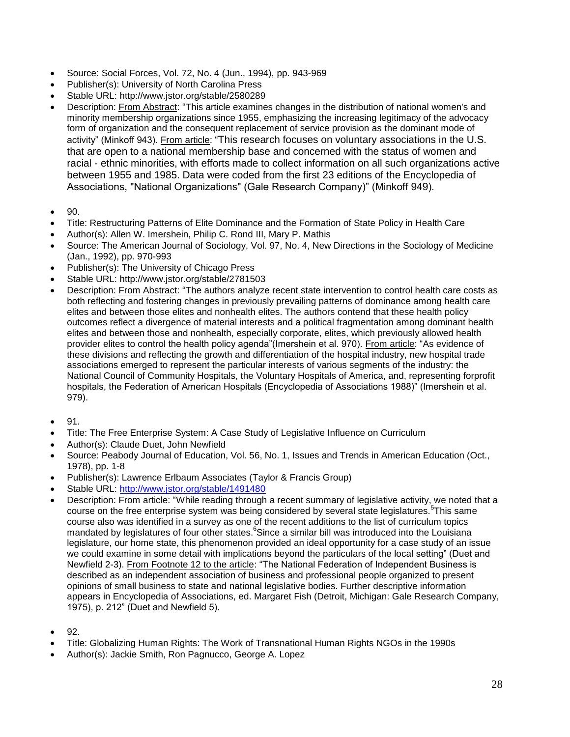- Source: Social Forces, Vol. 72, No. 4 (Jun., 1994), pp. 943-969
- Publisher(s): University of North Carolina Press
- Stable URL: http://www.jstor.org/stable/2580289
- Description: From Abstract: "This article examines changes in the distribution of national women's and minority membership organizations since 1955, emphasizing the increasing legitimacy of the advocacy form of organization and the consequent replacement of service provision as the dominant mode of activity" (Minkoff 943). From article: "This research focuses on voluntary associations in the U.S. that are open to a national membership base and concerned with the status of women and racial - ethnic minorities, with efforts made to collect information on all such organizations active between 1955 and 1985. Data were coded from the first 23 editions of the Encyclopedia of Associations, "National Organizations" (Gale Research Company)" (Minkoff 949).

- 90.
- Title: Restructuring Patterns of Elite Dominance and the Formation of State Policy in Health Care
- Author(s): Allen W. Imershein, Philip C. Rond III, Mary P. Mathis
- Source: The American Journal of Sociology, Vol. 97, No. 4, New Directions in the Sociology of Medicine (Jan., 1992), pp. 970-993
- Publisher(s): The University of Chicago Press
- Stable URL: http://www.jstor.org/stable/2781503
- Description: From Abstract: "The authors analyze recent state intervention to control health care costs as both reflecting and fostering changes in previously prevailing patterns of dominance among health care elites and between those elites and nonhealth elites. The authors contend that these health policy outcomes reflect a divergence of material interests and a political fragmentation among dominant health elites and between those and nonhealth, especially corporate, elites, which previously allowed health provider elites to control the health policy agenda"(Imershein et al. 970). From article: "As evidence of these divisions and reflecting the growth and differentiation of the hospital industry, new hospital trade associations emerged to represent the particular interests of various segments of the industry: the National Council of Community Hospitals, the Voluntary Hospitals of America, and, representing forprofit hospitals, the Federation of American Hospitals (Encyclopedia of Associations 1988)" (Imershein et al. 979).

- 91.
- Title: The Free Enterprise System: A Case Study of Legislative Influence on Curriculum
- Author(s): Claude Duet, John Newfield
- Source: Peabody Journal of Education, Vol. 56, No. 1, Issues and Trends in American Education (Oct., 1978), pp. 1-8
- Publisher(s): Lawrence Erlbaum Associates (Taylor & Francis Group)
- Stable URL: http://www.jstor.org/stable/1491480
- Description: From article: "While reading through a recent summary of legislative activity, we noted that a course on the free enterprise system was being considered by several state legislatures.[5] This same course also was identified in a survey as one of the recent additions to the list of curriculum topics mandated by legislatures of four other states.[6] Since a similar bill was introduced into the Louisiana legislature, our home state, this phenomenon provided an ideal opportunity for a case study of an issue we could examine in some detail with implications beyond the particulars of the local setting" (Duet and Newfield 2-3). From Footnote 12 to the article: "The National Federation of Independent Business is described as an independent association of business and professional people organized to present opinions of small business to state and national legislative bodies. Further descriptive information appears in Encyclopedia of Associations, ed. Margaret Fish (Detroit, Michigan: Gale Research Company, 1975), p. 212" (Duet and Newfield 5).

- 92.
- Title: Globalizing Human Rights: The Work of Transnational Human Rights NGOs in the 1990s
- Author(s): Jackie Smith, Ron Pagnucco, George A. Lopez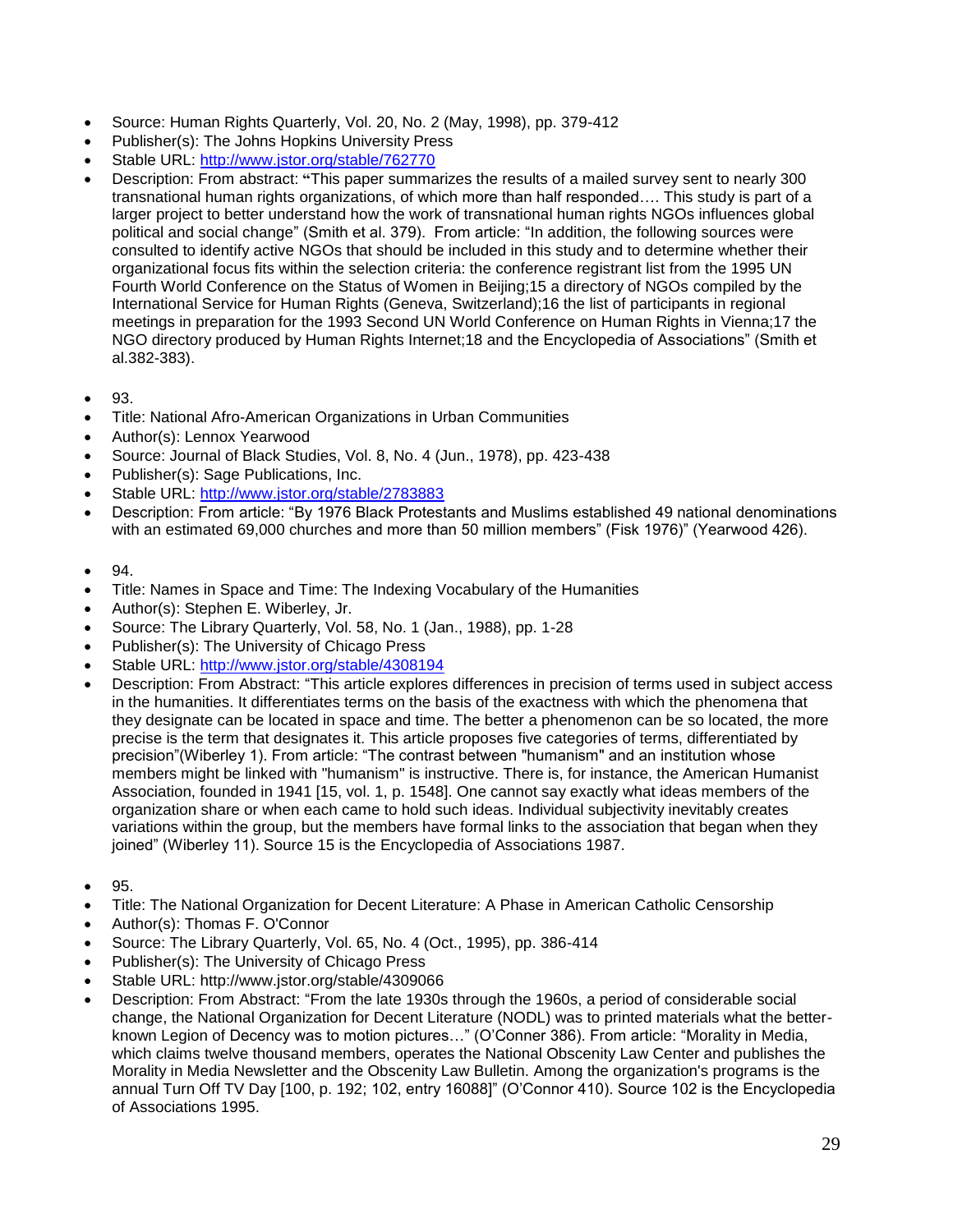- Source: Human Rights Quarterly, Vol. 20, No. 2 (May, 1998), pp. 379-412
- Publisher(s): The Johns Hopkins University Press
- Stable URL: http://www.jstor.org/stable/762770
- Description: From abstract: **"**This paper summarizes the results of a mailed survey sent to nearly 300 transnational human rights organizations, of which more than half responded…. This study is part of a larger project to better understand how the work of transnational human rights NGOs influences global political and social change" (Smith et al. 379). From article: "In addition, the following sources were consulted to identify active NGOs that should be included in this study and to determine whether their organizational focus fits within the selection criteria: the conference registrant list from the 1995 UN Fourth World Conference on the Status of Women in Beijing;15 a directory of NGOs compiled by the International Service for Human Rights (Geneva, Switzerland);16 the list of participants in regional meetings in preparation for the 1993 Second UN World Conference on Human Rights in Vienna;17 the NGO directory produced by Human Rights Internet;18 and the Encyclopedia of Associations" (Smith et al.382-383).

- 93.
- Title: National Afro-American Organizations in Urban Communities
- Author(s): Lennox Yearwood
- Source: Journal of Black Studies, Vol. 8, No. 4 (Jun., 1978), pp. 423-438
- Publisher(s): Sage Publications, Inc.
- Stable URL: http://www.jstor.org/stable/2783883
- Description: From article: "By 1976 Black Protestants and Muslims established 49 national denominations with an estimated 69,000 churches and more than 50 million members" (Fisk 1976)" (Yearwood 426).

- 94.
- Title: Names in Space and Time: The Indexing Vocabulary of the Humanities
- Author(s): Stephen E. Wiberley, Jr.
- Source: The Library Quarterly, Vol. 58, No. 1 (Jan., 1988), pp. 1-28
- Publisher(s): The University of Chicago Press
- Stable URL: http://www.jstor.org/stable/4308194
- Description: From Abstract: "This article explores differences in precision of terms used in subject access in the humanities. It differentiates terms on the basis of the exactness with which the phenomena that they designate can be located in space and time. The better a phenomenon can be so located, the more precise is the term that designates it. This article proposes five categories of terms, differentiated by precision"(Wiberley 1). From article: "The contrast between "humanism" and an institution whose members might be linked with "humanism" is instructive. There is, for instance, the American Humanist Association, founded in 1941 [15, vol. 1, p. 1548]. One cannot say exactly what ideas members of the organization share or when each came to hold such ideas. Individual subjectivity inevitably creates variations within the group, but the members have formal links to the association that began when they joined" (Wiberley 11). Source 15 is the Encyclopedia of Associations 1987.

- 95.
- Title: The National Organization for Decent Literature: A Phase in American Catholic Censorship
- Author(s): Thomas F. O'Connor
- Source: The Library Quarterly, Vol. 65, No. 4 (Oct., 1995), pp. 386-414
- Publisher(s): The University of Chicago Press
- Stable URL: http://www.jstor.org/stable/4309066
- Description: From Abstract: "From the late 1930s through the 1960s, a period of considerable social change, the National Organization for Decent Literature (NODL) was to printed materials what the better-known Legion of Decency was to motion pictures…" (O'Conner 386). From article: "Morality in Media, which claims twelve thousand members, operates the National Obscenity Law Center and publishes the Morality in Media Newsletter and the Obscenity Law Bulletin. Among the organization's programs is the annual Turn Off TV Day [100, p. 192; 102, entry 16088]" (O'Connor 410). Source 102 is the Encyclopedia of Associations 1995.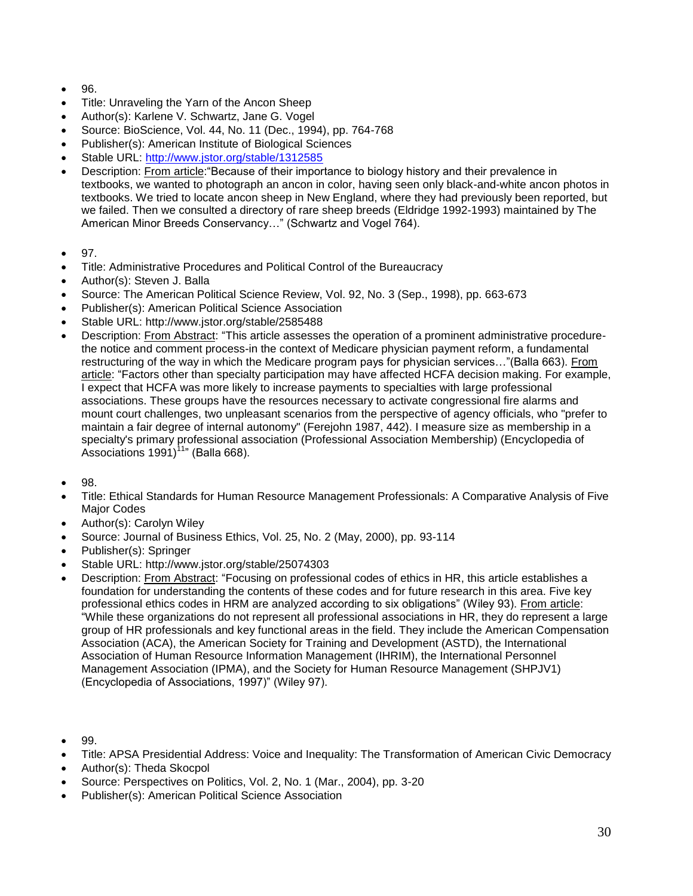- 96.
- Title: Unraveling the Yarn of the Ancon Sheep
- Author(s): Karlene V. Schwartz, Jane G. Vogel
- Source: BioScience, Vol. 44, No. 11 (Dec., 1994), pp. 764-768
- Publisher(s): American Institute of Biological Sciences
- Stable URL: [http://www.jstor.org/stable/1312585](http://www.jstor.org/stable/1312585)
- Description: From article:"Because of their importance to biology history and their prevalence in textbooks, we wanted to photograph an ancon in color, having seen only black-and-white ancon photos in textbooks. We tried to locate ancon sheep in New England, where they had previously been reported, but we failed. Then we consulted a directory of rare sheep breeds (Eldridge 1992-1993) maintained by The American Minor Breeds Conservancy…" (Schwartz and Vogel 764).

- 97.
- Title: Administrative Procedures and Political Control of the Bureaucracy
- Author(s): Steven J. Balla
- Source: The American Political Science Review, Vol. 92, No. 3 (Sep., 1998), pp. 663-673
- Publisher(s): American Political Science Association
- Stable URL: http://www.jstor.org/stable/2585488
- Description: From Abstract: "This article assesses the operation of a prominent administrative procedure-the notice and comment process-in the context of Medicare physician payment reform, a fundamental restructuring of the way in which the Medicare program pays for physician services…"(Balla 663). From article: "Factors other than specialty participation may have affected HCFA decision making. For example, I expect that HCFA was more likely to increase payments to specialties with large professional associations. These groups have the resources necessary to activate congressional fire alarms and mount court challenges, two unpleasant scenarios from the perspective of agency officials, who "prefer to maintain a fair degree of internal autonomy" (Ferejohn 1987, 442). I measure size as membership in a specialty's primary professional association (Professional Association Membership) (Encyclopedia of Associations 1991)[11]" (Balla 668).

- 98.
- Title: Ethical Standards for Human Resource Management Professionals: A Comparative Analysis of Five Major Codes
- Author(s): Carolyn Wiley
- Source: Journal of Business Ethics, Vol. 25, No. 2 (May, 2000), pp. 93-114
- Publisher(s): Springer
- Stable URL: http://www.jstor.org/stable/25074303
- Description: From Abstract: "Focusing on professional codes of ethics in HR, this article establishes a foundation for understanding the contents of these codes and for future research in this area. Five key professional ethics codes in HRM are analyzed according to six obligations" (Wiley 93). From article: "While these organizations do not represent all professional associations in HR, they do represent a large group of HR professionals and key functional areas in the field. They include the American Compensation Association (ACA), the American Society for Training and Development (ASTD), the International Association of Human Resource Information Management (IHRIM), the International Personnel Management Association (IPMA), and the Society for Human Resource Management (SHPJV1) (Encyclopedia of Associations, 1997)" (Wiley 97).

- 99.
- Title: APSA Presidential Address: Voice and Inequality: The Transformation of American Civic Democracy
- Author(s): Theda Skocpol
- Source: Perspectives on Politics, Vol. 2, No. 1 (Mar., 2004), pp. 3-20
- Publisher(s): American Political Science Association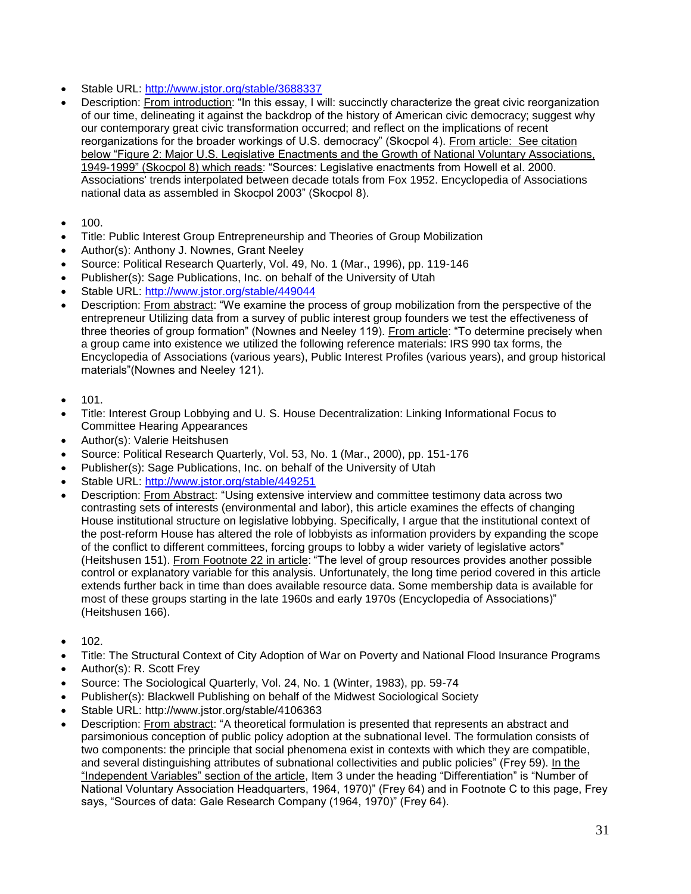- Stable URL: http://www.jstor.org/stable/3688337
- Description: From introduction: "In this essay, I will: succinctly characterize the great civic reorganization of our time, delineating it against the backdrop of the history of American civic democracy; suggest why our contemporary great civic transformation occurred; and reflect on the implications of recent reorganizations for the broader workings of U.S. democracy" (Skocpol 4). From article: See citation below "Figure 2: Major U.S. Legislative Enactments and the Growth of National Voluntary Associations, 1949-1999" (Skocpol 8) which reads: "Sources: Legislative enactments from Howell et al. 2000. Associations' trends interpolated between decade totals from Fox 1952. Encyclopedia of Associations national data as assembled in Skocpol 2003" (Skocpol 8).

- 100.
- Title: Public Interest Group Entrepreneurship and Theories of Group Mobilization
- Author(s): Anthony J. Nownes, Grant Neeley
- Source: Political Research Quarterly, Vol. 49, No. 1 (Mar., 1996), pp. 119-146
- Publisher(s): Sage Publications, Inc. on behalf of the University of Utah
- Stable URL: http://www.jstor.org/stable/449044
- Description: From abstract: "We examine the process of group mobilization from the perspective of the entrepreneur Utilizing data from a survey of public interest group founders we test the effectiveness of three theories of group formation" (Nownes and Neeley 119). From article: "To determine precisely when a group came into existence we utilized the following reference materials: IRS 990 tax forms, the Encyclopedia of Associations (various years), Public Interest Profiles (various years), and group historical materials"(Nownes and Neeley 121).

- 101.
- Title: Interest Group Lobbying and U. S. House Decentralization: Linking Informational Focus to Committee Hearing Appearances
- Author(s): Valerie Heitshusen
- Source: Political Research Quarterly, Vol. 53, No. 1 (Mar., 2000), pp. 151-176
- Publisher(s): Sage Publications, Inc. on behalf of the University of Utah
- Stable URL: http://www.jstor.org/stable/449251
- Description: From Abstract: "Using extensive interview and committee testimony data across two contrasting sets of interests (environmental and labor), this article examines the effects of changing House institutional structure on legislative lobbying. Specifically, I argue that the institutional context of the post-reform House has altered the role of lobbyists as information providers by expanding the scope of the conflict to different committees, forcing groups to lobby a wider variety of legislative actors" (Heitshusen 151). From Footnote 22 in article: "The level of group resources provides another possible control or explanatory variable for this analysis. Unfortunately, the long time period covered in this article extends further back in time than does available resource data. Some membership data is available for most of these groups starting in the late 1960s and early 1970s (Encyclopedia of Associations)" (Heitshusen 166).

- 102.
- Title: The Structural Context of City Adoption of War on Poverty and National Flood Insurance Programs
- Author(s): R. Scott Frey
- Source: The Sociological Quarterly, Vol. 24, No. 1 (Winter, 1983), pp. 59-74
- Publisher(s): Blackwell Publishing on behalf of the Midwest Sociological Society
- Stable URL: http://www.jstor.org/stable/4106363
- Description: From abstract: "A theoretical formulation is presented that represents an abstract and parsimonious conception of public policy adoption at the subnational level. The formulation consists of two components: the principle that social phenomena exist in contexts with which they are compatible, and several distinguishing attributes of subnational collectivities and public policies" (Frey 59). In the "Independent Variables" section of the article, Item 3 under the heading "Differentiation" is "Number of National Voluntary Association Headquarters, 1964, 1970)" (Frey 64) and in Footnote C to this page, Frey says, "Sources of data: Gale Research Company (1964, 1970)" (Frey 64).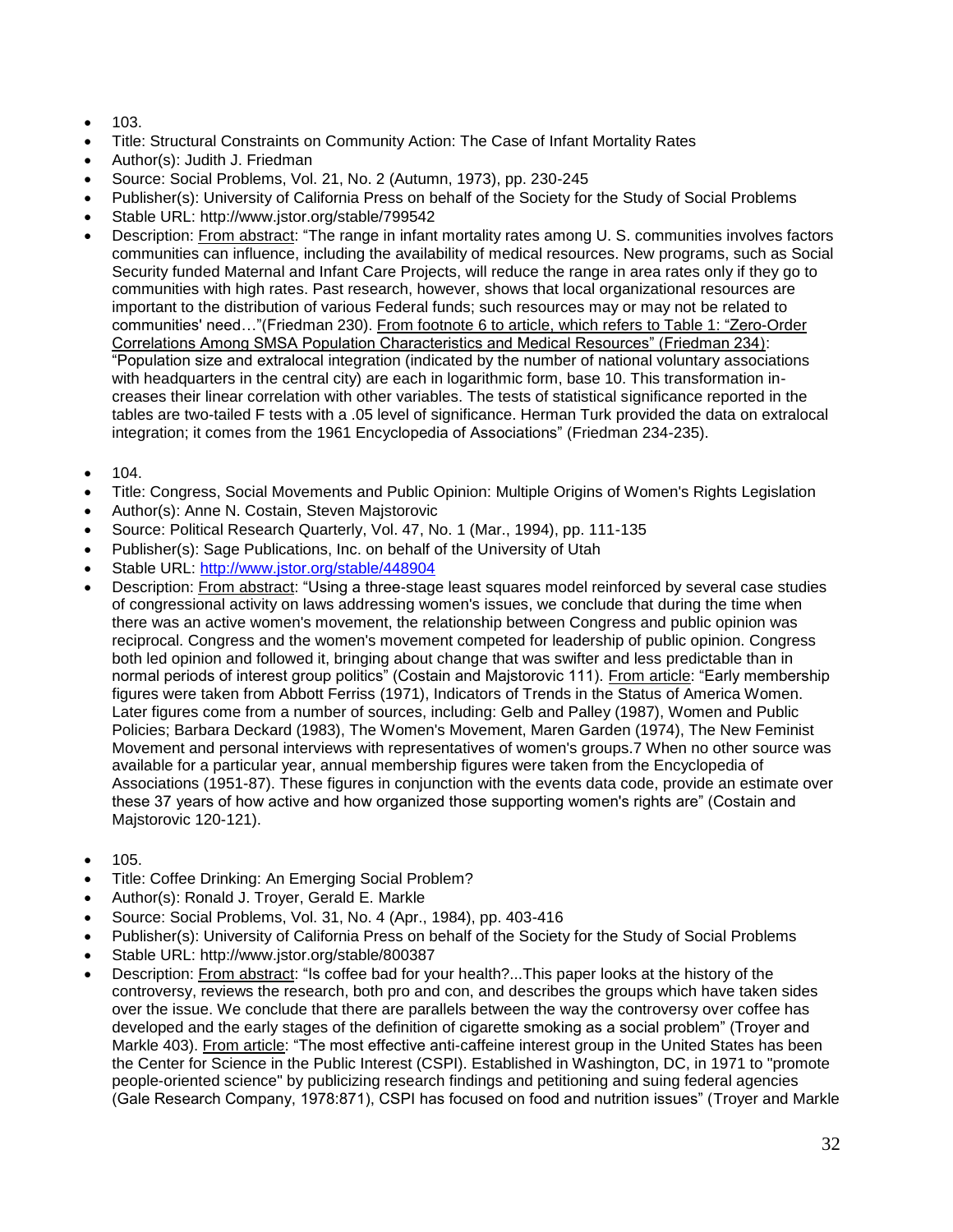- 103.
- Title: Structural Constraints on Community Action: The Case of Infant Mortality Rates
- Author(s): Judith J. Friedman
- Source: Social Problems, Vol. 21, No. 2 (Autumn, 1973), pp. 230-245
- Publisher(s): University of California Press on behalf of the Society for the Study of Social Problems
- Stable URL: http://www.jstor.org/stable/799542
- Description: From abstract: "The range in infant mortality rates among U. S. communities involves factors communities can influence, including the availability of medical resources. New programs, such as Social Security funded Maternal and Infant Care Projects, will reduce the range in area rates only if they go to communities with high rates. Past research, however, shows that local organizational resources are important to the distribution of various Federal funds; such resources may or may not be related to communities' need…"(Friedman 230). From footnote 6 to article, which refers to Table 1: "Zero-Order Correlations Among SMSA Population Characteristics and Medical Resources" (Friedman 234): "Population size and extralocal integration (indicated by the number of national voluntary associations with headquarters in the central city) are each in logarithmic form, base 10. This transformation in-creases their linear correlation with other variables. The tests of statistical significance reported in the tables are two-tailed F tests with a .05 level of significance. Herman Turk provided the data on extralocal integration; it comes from the 1961 Encyclopedia of Associations" (Friedman 234-235).

- 104.
- Title: Congress, Social Movements and Public Opinion: Multiple Origins of Women's Rights Legislation
- Author(s): Anne N. Costain, Steven Majstorovic
- Source: Political Research Quarterly, Vol. 47, No. 1 (Mar., 1994), pp. 111-135
- Publisher(s): Sage Publications, Inc. on behalf of the University of Utah
- Stable URL: http://www.jstor.org/stable/448904
- Description: From abstract: "Using a three-stage least squares model reinforced by several case studies of congressional activity on laws addressing women's issues, we conclude that during the time when there was an active women's movement, the relationship between Congress and public opinion was reciprocal. Congress and the women's movement competed for leadership of public opinion. Congress both led opinion and followed it, bringing about change that was swifter and less predictable than in normal periods of interest group politics" (Costain and Majstorovic 111). From article: "Early membership figures were taken from Abbott Ferriss (1971), Indicators of Trends in the Status of America Women. Later figures come from a number of sources, including: Gelb and Palley (1987), Women and Public Policies; Barbara Deckard (1983), The Women's Movement, Maren Garden (1974), The New Feminist Movement and personal interviews with representatives of women's groups.7 When no other source was available for a particular year, annual membership figures were taken from the Encyclopedia of Associations (1951-87). These figures in conjunction with the events data code, provide an estimate over these 37 years of how active and how organized those supporting women's rights are" (Costain and Majstorovic 120-121).

- 105.
- Title: Coffee Drinking: An Emerging Social Problem?
- Author(s): Ronald J. Troyer, Gerald E. Markle
- Source: Social Problems, Vol. 31, No. 4 (Apr., 1984), pp. 403-416
- Publisher(s): University of California Press on behalf of the Society for the Study of Social Problems
- Stable URL: http://www.jstor.org/stable/800387
- Description: From abstract: "Is coffee bad for your health?...This paper looks at the history of the controversy, reviews the research, both pro and con, and describes the groups which have taken sides over the issue. We conclude that there are parallels between the way the controversy over coffee has developed and the early stages of the definition of cigarette smoking as a social problem" (Troyer and Markle 403). From article: "The most effective anti-caffeine interest group in the United States has been the Center for Science in the Public Interest (CSPI). Established in Washington, DC, in 1971 to "promote people-oriented science" by publicizing research findings and petitioning and suing federal agencies (Gale Research Company, 1978:871), CSPI has focused on food and nutrition issues" (Troyer and Markle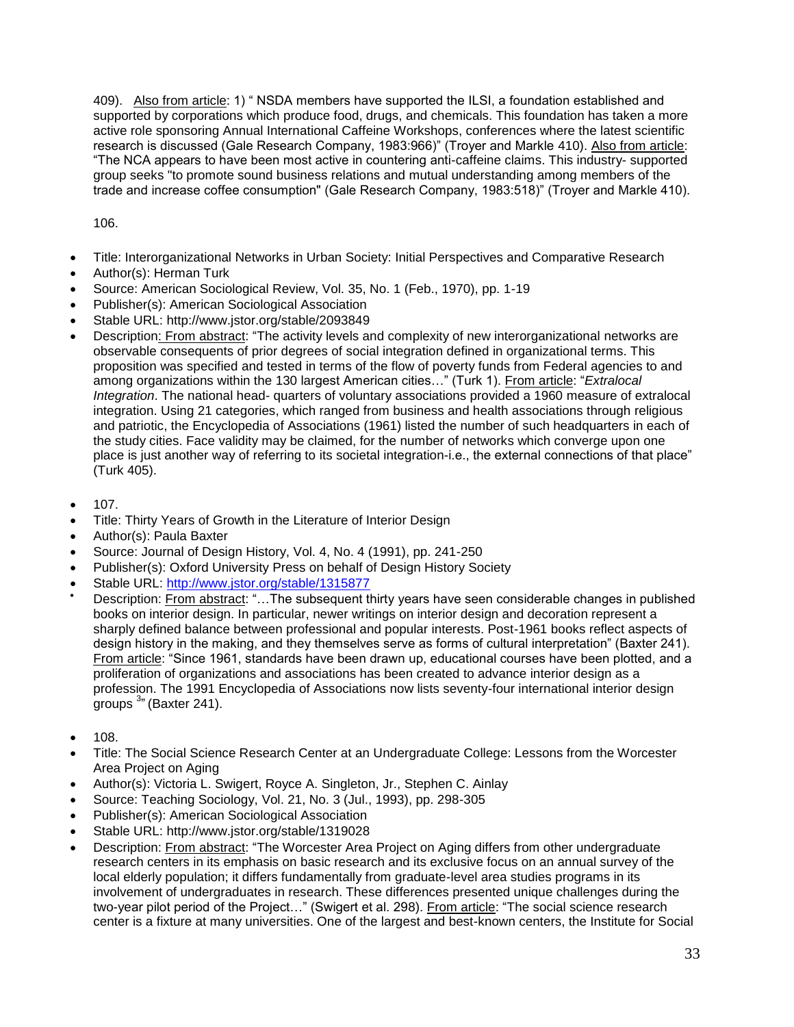409). Also from article: 1) " NSDA members have supported the ILSI, a foundation established and supported by corporations which produce food, drugs, and chemicals. This foundation has taken a more active role sponsoring Annual International Caffeine Workshops, conferences where the latest scientific research is discussed (Gale Research Company, 1983:966)" (Troyer and Markle 410). Also from article: "The NCA appears to have been most active in countering anti-caffeine claims. This industry- supported group seeks "to promote sound business relations and mutual understanding among members of the trade and increase coffee consumption" (Gale Research Company, 1983:518)" (Troyer and Markle 410).

106.

- Title: Interorganizational Networks in Urban Society: Initial Perspectives and Comparative Research
- Author(s): Herman Turk
- Source: American Sociological Review, Vol. 35, No. 1 (Feb., 1970), pp. 1-19
- Publisher(s): American Sociological Association
- Stable URL: http://www.jstor.org/stable/2093849
- Description: From abstract: "The activity levels and complexity of new interorganizational networks are observable consequents of prior degrees of social integration defined in organizational terms. This proposition was specified and tested in terms of the flow of poverty funds from Federal agencies to and among organizations within the 130 largest American cities…" (Turk 1). From article: "*Extralocal Integration*. The national head- quarters of voluntary associations provided a 1960 measure of extralocal integration. Using 21 categories, which ranged from business and health associations through religious and patriotic, the Encyclopedia of Associations (1961) listed the number of such headquarters in each of the study cities. Face validity may be claimed, for the number of networks which converge upon one place is just another way of referring to its societal integration-i.e., the external connections of that place" (Turk 405).

- 107.
- Title: Thirty Years of Growth in the Literature of Interior Design
- Author(s): Paula Baxter
- Source: Journal of Design History, Vol. 4, No. 4 (1991), pp. 241-250
- Publisher(s): Oxford University Press on behalf of Design History Society
- Stable URL: http://www.jstor.org/stable/1315877
- Description: From abstract: "…The subsequent thirty years have seen considerable changes in published books on interior design. In particular, newer writings on interior design and decoration represent a sharply defined balance between professional and popular interests. Post-1961 books reflect aspects of design history in the making, and they themselves serve as forms of cultural interpretation" (Baxter 241). From article: "Since 1961, standards have been drawn up, educational courses have been plotted, and a proliferation of organizations and associations has been created to advance interior design as a profession. The 1991 Encyclopedia of Associations now lists seventy-four international interior design groups [3]" (Baxter 241).

- 108.
- Title: The Social Science Research Center at an Undergraduate College: Lessons from the Worcester Area Project on Aging
- Author(s): Victoria L. Swigert, Royce A. Singleton, Jr., Stephen C. Ainlay
- Source: Teaching Sociology, Vol. 21, No. 3 (Jul., 1993), pp. 298-305
- Publisher(s): American Sociological Association
- Stable URL: http://www.jstor.org/stable/1319028
- Description: From abstract: "The Worcester Area Project on Aging differs from other undergraduate research centers in its emphasis on basic research and its exclusive focus on an annual survey of the local elderly population; it differs fundamentally from graduate-level area studies programs in its involvement of undergraduates in research. These differences presented unique challenges during the two-year pilot period of the Project…" (Swigert et al. 298). From article: "The social science research center is a fixture at many universities. One of the largest and best-known centers, the Institute for Social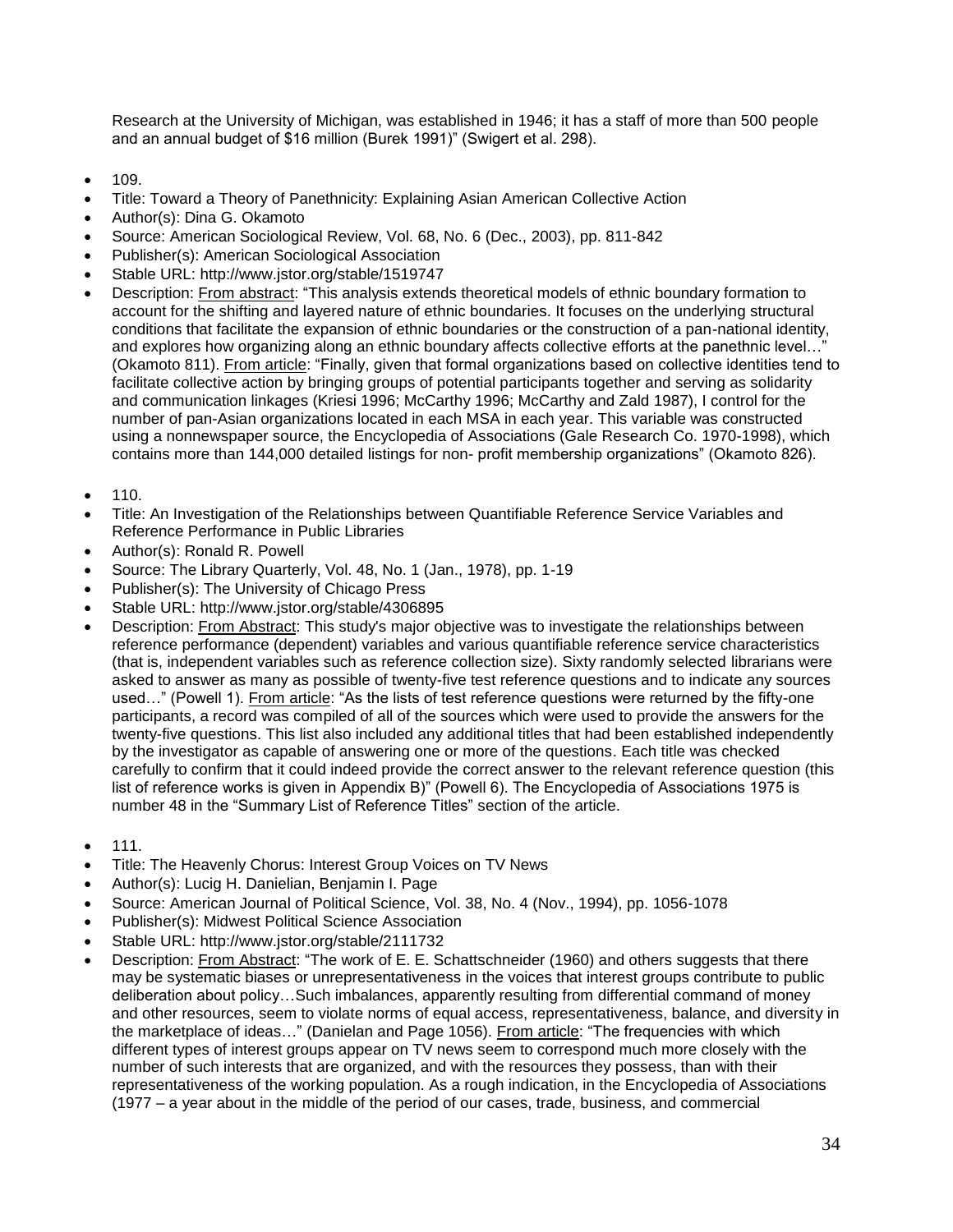Research at the University of Michigan, was established in 1946; it has a staff of more than 500 people and an annual budget of $16 million (Burek 1991)" (Swigert et al. 298).

- 109.
- Title: Toward a Theory of Panethnicity: Explaining Asian American Collective Action
- Author(s): Dina G. Okamoto
- Source: American Sociological Review, Vol. 68, No. 6 (Dec., 2003), pp. 811-842
- Publisher(s): American Sociological Association
- Stable URL: http://www.jstor.org/stable/1519747
- Description: From abstract: "This analysis extends theoretical models of ethnic boundary formation to account for the shifting and layered nature of ethnic boundaries. It focuses on the underlying structural conditions that facilitate the expansion of ethnic boundaries or the construction of a pan-national identity, and explores how organizing along an ethnic boundary affects collective efforts at the panethnic level…" (Okamoto 811). From article: "Finally, given that formal organizations based on collective identities tend to facilitate collective action by bringing groups of potential participants together and serving as solidarity and communication linkages (Kriesi 1996; McCarthy 1996; McCarthy and Zald 1987), I control for the number of pan-Asian organizations located in each MSA in each year. This variable was constructed using a nonnewspaper source, the Encyclopedia of Associations (Gale Research Co. 1970-1998), which contains more than 144,000 detailed listings for non- profit membership organizations" (Okamoto 826).

- 110.
- Title: An Investigation of the Relationships between Quantifiable Reference Service Variables and Reference Performance in Public Libraries
- Author(s): Ronald R. Powell
- Source: The Library Quarterly, Vol. 48, No. 1 (Jan., 1978), pp. 1-19
- Publisher(s): The University of Chicago Press
- Stable URL: http://www.jstor.org/stable/4306895
- Description: From Abstract: This study's major objective was to investigate the relationships between reference performance (dependent) variables and various quantifiable reference service characteristics (that is, independent variables such as reference collection size). Sixty randomly selected librarians were asked to answer as many as possible of twenty-five test reference questions and to indicate any sources used…" (Powell 1). From article: "As the lists of test reference questions were returned by the fifty-one participants, a record was compiled of all of the sources which were used to provide the answers for the twenty-five questions. This list also included any additional titles that had been established independently by the investigator as capable of answering one or more of the questions. Each title was checked carefully to confirm that it could indeed provide the correct answer to the relevant reference question (this list of reference works is given in Appendix B)" (Powell 6). The Encyclopedia of Associations 1975 is number 48 in the "Summary List of Reference Titles" section of the article.

- 111.
- Title: The Heavenly Chorus: Interest Group Voices on TV News
- Author(s): Lucig H. Danielian, Benjamin I. Page
- Source: American Journal of Political Science, Vol. 38, No. 4 (Nov., 1994), pp. 1056-1078
- Publisher(s): Midwest Political Science Association
- Stable URL: http://www.jstor.org/stable/2111732
- Description: From Abstract: "The work of E. E. Schattschneider (1960) and others suggests that there may be systematic biases or unrepresentativeness in the voices that interest groups contribute to public deliberation about policy…Such imbalances, apparently resulting from differential command of money and other resources, seem to violate norms of equal access, representativeness, balance, and diversity in the marketplace of ideas…" (Danielan and Page 1056). From article: "The frequencies with which different types of interest groups appear on TV news seem to correspond much more closely with the number of such interests that are organized, and with the resources they possess, than with their representativeness of the working population. As a rough indication, in the Encyclopedia of Associations (1977 – a year about in the middle of the period of our cases, trade, business, and commercial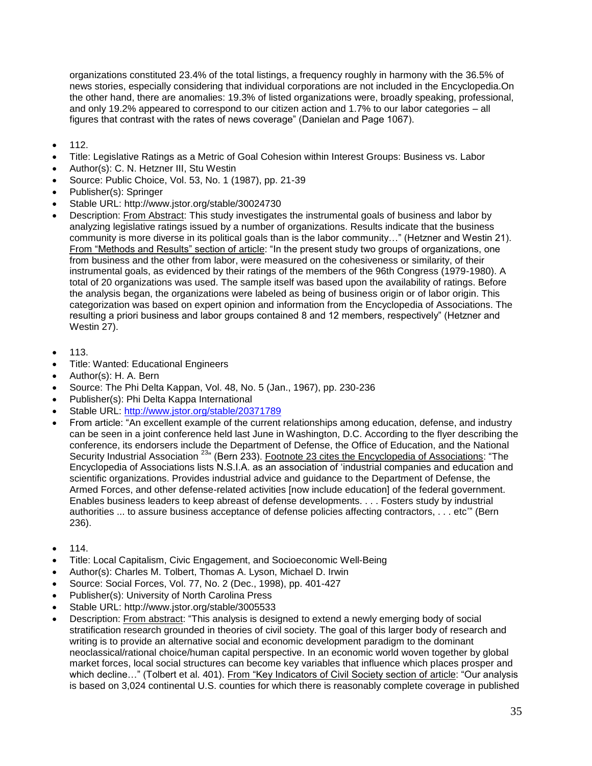organizations constituted 23.4% of the total listings, a frequency roughly in harmony with the 36.5% of news stories, especially considering that individual corporations are not included in the Encyclopedia.On the other hand, there are anomalies: 19.3% of listed organizations were, broadly speaking, professional, and only 19.2% appeared to correspond to our citizen action and 1.7% to our labor categories – all figures that contrast with the rates of news coverage" (Danielan and Page 1067).

- 112.
- Title: Legislative Ratings as a Metric of Goal Cohesion within Interest Groups: Business vs. Labor
- Author(s): C. N. Hetzner III, Stu Westin
- Source: Public Choice, Vol. 53, No. 1 (1987), pp. 21-39
- Publisher(s): Springer
- Stable URL: http://www.jstor.org/stable/30024730
- Description: From Abstract: This study investigates the instrumental goals of business and labor by analyzing legislative ratings issued by a number of organizations. Results indicate that the business community is more diverse in its political goals than is the labor community…" (Hetzner and Westin 21). From "Methods and Results" section of article: "In the present study two groups of organizations, one from business and the other from labor, were measured on the cohesiveness or similarity, of their instrumental goals, as evidenced by their ratings of the members of the 96th Congress (1979-1980). A total of 20 organizations was used. The sample itself was based upon the availability of ratings. Before the analysis began, the organizations were labeled as being of business origin or of labor origin. This categorization was based on expert opinion and information from the Encyclopedia of Associations. The resulting a priori business and labor groups contained 8 and 12 members, respectively" (Hetzner and Westin 27).

- 113.
- Title: Wanted: Educational Engineers
- Author(s): H. A. Bern
- Source: The Phi Delta Kappan, Vol. 48, No. 5 (Jan., 1967), pp. 230-236
- Publisher(s): Phi Delta Kappa International
- Stable URL: http://www.jstor.org/stable/20371789
- From article: "An excellent example of the current relationships among education, defense, and industry can be seen in a joint conference held last June in Washington, D.C. According to the flyer describing the conference, its endorsers include the Department of Defense, the Office of Education, and the National Security Industrial Association [23]" (Bern 233). Footnote 23 cites the Encyclopedia of Associations: "The Encyclopedia of Associations lists N.S.I.A. as an association of 'industrial companies and education and scientific organizations. Provides industrial advice and guidance to the Department of Defense, the Armed Forces, and other defense-related activities [now include education] of the federal government. Enables business leaders to keep abreast of defense developments. . . . Fosters study by industrial authorities ... to assure business acceptance of defense policies affecting contractors, . . . etc'" (Bern 236).

- 114.
- Title: Local Capitalism, Civic Engagement, and Socioeconomic Well-Being
- Author(s): Charles M. Tolbert, Thomas A. Lyson, Michael D. Irwin
- Source: Social Forces, Vol. 77, No. 2 (Dec., 1998), pp. 401-427
- Publisher(s): University of North Carolina Press
- Stable URL: http://www.jstor.org/stable/3005533
- Description: From abstract: "This analysis is designed to extend a newly emerging body of social stratification research grounded in theories of civil society. The goal of this larger body of research and writing is to provide an alternative social and economic development paradigm to the dominant neoclassical/rational choice/human capital perspective. In an economic world woven together by global market forces, local social structures can become key variables that influence which places prosper and which decline…" (Tolbert et al. 401). From "Key Indicators of Civil Society section of article: "Our analysis is based on 3,024 continental U.S. counties for which there is reasonably complete coverage in published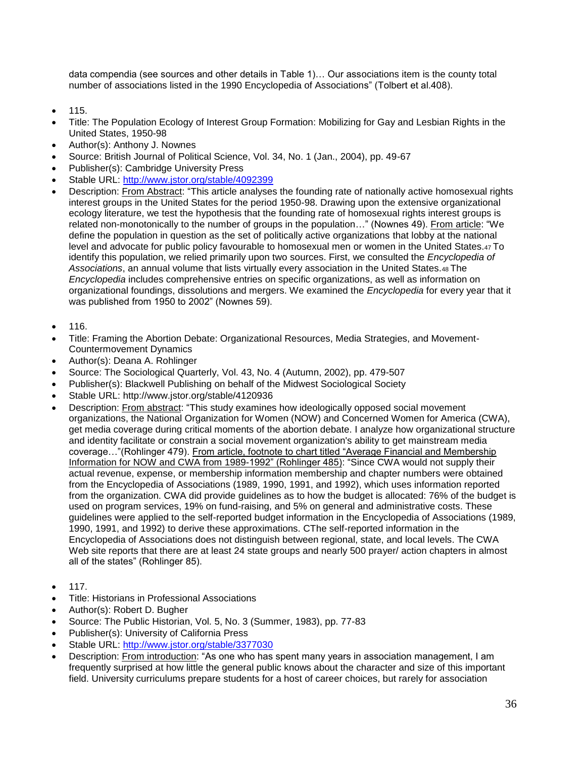data compendia (see sources and other details in Table 1)… Our associations item is the county total number of associations listed in the 1990 Encyclopedia of Associations" (Tolbert et al.408).

- 115.
- Title: The Population Ecology of Interest Group Formation: Mobilizing for Gay and Lesbian Rights in the United States, 1950-98
- Author(s): Anthony J. Nownes
- Source: British Journal of Political Science, Vol. 34, No. 1 (Jan., 2004), pp. 49-67
- Publisher(s): Cambridge University Press
- Stable URL: http://www.jstor.org/stable/4092399
- Description: From Abstract: "This article analyses the founding rate of nationally active homosexual rights interest groups in the United States for the period 1950-98. Drawing upon the extensive organizational ecology literature, we test the hypothesis that the founding rate of homosexual rights interest groups is related non-monotonically to the number of groups in the population…" (Nownes 49). From article: "We define the population in question as the set of politically active organizations that lobby at the national level and advocate for public policy favourable to homosexual men or women in the United States.[47] To identify this population, we relied primarily upon two sources. First, we consulted the *Encyclopedia of Associations*, an annual volume that lists virtually every association in the United States.[48] The *Encyclopedia* includes comprehensive entries on specific organizations, as well as information on organizational foundings, dissolutions and mergers. We examined the *Encyclopedia* for every year that it was published from 1950 to 2002" (Nownes 59).

- 116.
- Title: Framing the Abortion Debate: Organizational Resources, Media Strategies, and Movement-Countermovement Dynamics
- Author(s): Deana A. Rohlinger
- Source: The Sociological Quarterly, Vol. 43, No. 4 (Autumn, 2002), pp. 479-507
- Publisher(s): Blackwell Publishing on behalf of the Midwest Sociological Society
- Stable URL: http://www.jstor.org/stable/4120936
- Description: From abstract: "This study examines how ideologically opposed social movement organizations, the National Organization for Women (NOW) and Concerned Women for America (CWA), get media coverage during critical moments of the abortion debate. I analyze how organizational structure and identity facilitate or constrain a social movement organization's ability to get mainstream media coverage…"(Rohlinger 479). From article, footnote to chart titled "Average Financial and Membership Information for NOW and CWA from 1989-1992" (Rohlinger 485): "Since CWA would not supply their actual revenue, expense, or membership information membership and chapter numbers were obtained from the Encyclopedia of Associations (1989, 1990, 1991, and 1992), which uses information reported from the organization. CWA did provide guidelines as to how the budget is allocated: 76% of the budget is used on program services, 19% on fund-raising, and 5% on general and administrative costs. These guidelines were applied to the self-reported budget information in the Encyclopedia of Associations (1989, 1990, 1991, and 1992) to derive these approximations. CThe self-reported information in the Encyclopedia of Associations does not distinguish between regional, state, and local levels. The CWA Web site reports that there are at least 24 state groups and nearly 500 prayer/ action chapters in almost all of the states" (Rohlinger 85).

- 117.
- Title: Historians in Professional Associations
- Author(s): Robert D. Bugher
- Source: The Public Historian, Vol. 5, No. 3 (Summer, 1983), pp. 77-83
- Publisher(s): University of California Press
- Stable URL: http://www.jstor.org/stable/3377030
- Description: From introduction: "As one who has spent many years in association management, I am frequently surprised at how little the general public knows about the character and size of this important field. University curriculums prepare students for a host of career choices, but rarely for association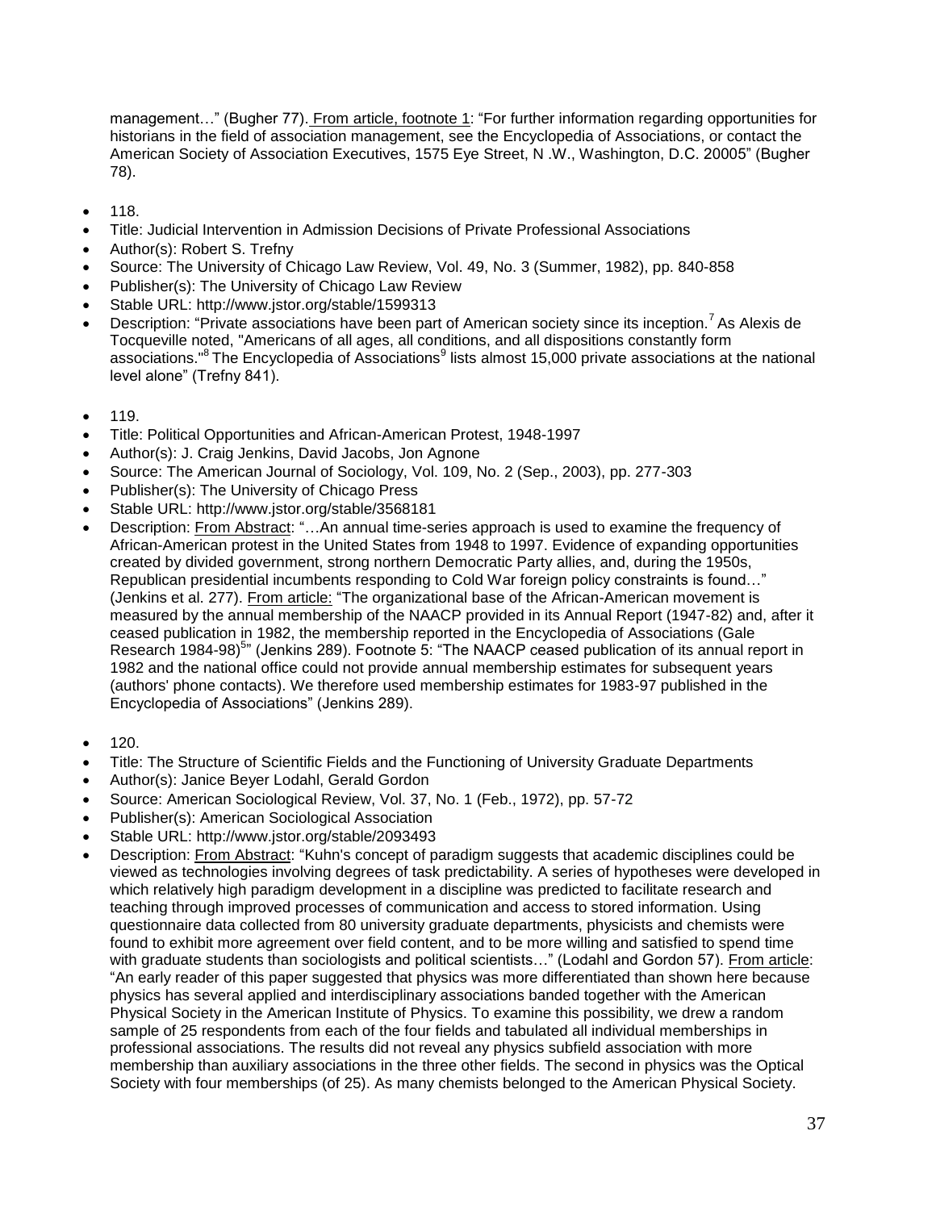management…" (Bugher 77). From article, footnote 1: "For further information regarding opportunities for historians in the field of association management, see the Encyclopedia of Associations, or contact the American Society of Association Executives, 1575 Eye Street, N .W., Washington, D.C. 20005" (Bugher 78).

- 118.
- Title: Judicial Intervention in Admission Decisions of Private Professional Associations
- Author(s): Robert S. Trefny
- Source: The University of Chicago Law Review, Vol. 49, No. 3 (Summer, 1982), pp. 840-858
- Publisher(s): The University of Chicago Law Review
- Stable URL: http://www.jstor.org/stable/1599313
- Description: "Private associations have been part of American society since its inception.[7] As Alexis de Tocqueville noted, "Americans of all ages, all conditions, and all dispositions constantly form associations."[8] The Encyclopedia of Associations[9] lists almost 15,000 private associations at the national level alone" (Trefny 841).

- 119.
- Title: Political Opportunities and African-American Protest, 1948-1997
- Author(s): J. Craig Jenkins, David Jacobs, Jon Agnone
- Source: The American Journal of Sociology, Vol. 109, No. 2 (Sep., 2003), pp. 277-303
- Publisher(s): The University of Chicago Press
- Stable URL: http://www.jstor.org/stable/3568181
- Description: From Abstract: "…An annual time-series approach is used to examine the frequency of African-American protest in the United States from 1948 to 1997. Evidence of expanding opportunities created by divided government, strong northern Democratic Party allies, and, during the 1950s, Republican presidential incumbents responding to Cold War foreign policy constraints is found…" (Jenkins et al. 277). From article: "The organizational base of the African-American movement is measured by the annual membership of the NAACP provided in its Annual Report (1947-82) and, after it ceased publication in 1982, the membership reported in the Encyclopedia of Associations (Gale Research 1984-98)[5]" (Jenkins 289). Footnote 5: "The NAACP ceased publication of its annual report in 1982 and the national office could not provide annual membership estimates for subsequent years (authors' phone contacts). We therefore used membership estimates for 1983-97 published in the Encyclopedia of Associations" (Jenkins 289).

- 120.
- Title: The Structure of Scientific Fields and the Functioning of University Graduate Departments
- Author(s): Janice Beyer Lodahl, Gerald Gordon
- Source: American Sociological Review, Vol. 37, No. 1 (Feb., 1972), pp. 57-72
- Publisher(s): American Sociological Association
- Stable URL: http://www.jstor.org/stable/2093493
- Description: From Abstract: "Kuhn's concept of paradigm suggests that academic disciplines could be viewed as technologies involving degrees of task predictability. A series of hypotheses were developed in which relatively high paradigm development in a discipline was predicted to facilitate research and teaching through improved processes of communication and access to stored information. Using questionnaire data collected from 80 university graduate departments, physicists and chemists were found to exhibit more agreement over field content, and to be more willing and satisfied to spend time with graduate students than sociologists and political scientists…" (Lodahl and Gordon 57). From article: "An early reader of this paper suggested that physics was more differentiated than shown here because physics has several applied and interdisciplinary associations banded together with the American Physical Society in the American Institute of Physics. To examine this possibility, we drew a random sample of 25 respondents from each of the four fields and tabulated all individual memberships in professional associations. The results did not reveal any physics subfield association with more membership than auxiliary associations in the three other fields. The second in physics was the Optical Society with four memberships (of 25). As many chemists belonged to the American Physical Society.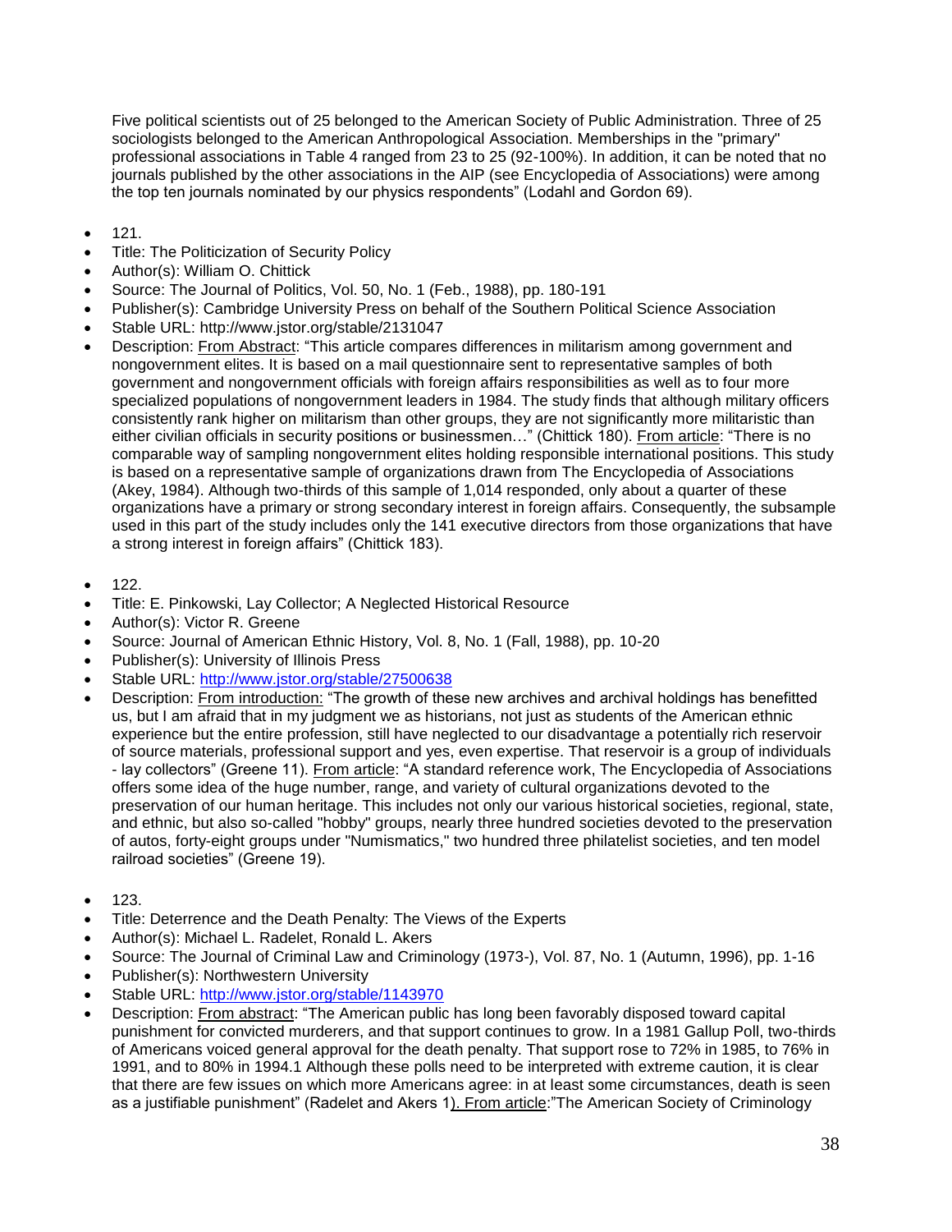Five political scientists out of 25 belonged to the American Society of Public Administration. Three of 25 sociologists belonged to the American Anthropological Association. Memberships in the "primary" professional associations in Table 4 ranged from 23 to 25 (92-100%). In addition, it can be noted that no journals published by the other associations in the AIP (see Encyclopedia of Associations) were among the top ten journals nominated by our physics respondents" (Lodahl and Gordon 69).

- 121.
- Title: The Politicization of Security Policy
- Author(s): William O. Chittick
- Source: The Journal of Politics, Vol. 50, No. 1 (Feb., 1988), pp. 180-191
- Publisher(s): Cambridge University Press on behalf of the Southern Political Science Association
- Stable URL: http://www.jstor.org/stable/2131047
- Description: From Abstract: "This article compares differences in militarism among government and nongovernment elites. It is based on a mail questionnaire sent to representative samples of both government and nongovernment officials with foreign affairs responsibilities as well as to four more specialized populations of nongovernment leaders in 1984. The study finds that although military officers consistently rank higher on militarism than other groups, they are not significantly more militaristic than either civilian officials in security positions or businessmen…" (Chittick 180). From article: "There is no comparable way of sampling nongovernment elites holding responsible international positions. This study is based on a representative sample of organizations drawn from The Encyclopedia of Associations (Akey, 1984). Although two-thirds of this sample of 1,014 responded, only about a quarter of these organizations have a primary or strong secondary interest in foreign affairs. Consequently, the subsample used in this part of the study includes only the 141 executive directors from those organizations that have a strong interest in foreign affairs" (Chittick 183).

- 122.
- Title: E. Pinkowski, Lay Collector; A Neglected Historical Resource
- Author(s): Victor R. Greene
- Source: Journal of American Ethnic History, Vol. 8, No. 1 (Fall, 1988), pp. 10-20
- Publisher(s): University of Illinois Press
- Stable URL: http://www.jstor.org/stable/27500638
- Description: From introduction: "The growth of these new archives and archival holdings has benefitted us, but I am afraid that in my judgment we as historians, not just as students of the American ethnic experience but the entire profession, still have neglected to our disadvantage a potentially rich reservoir of source materials, professional support and yes, even expertise. That reservoir is a group of individuals - lay collectors" (Greene 11). From article: "A standard reference work, The Encyclopedia of Associations offers some idea of the huge number, range, and variety of cultural organizations devoted to the preservation of our human heritage. This includes not only our various historical societies, regional, state, and ethnic, but also so-called "hobby" groups, nearly three hundred societies devoted to the preservation of autos, forty-eight groups under "Numismatics," two hundred three philatelist societies, and ten model railroad societies" (Greene 19).

- 123.
- Title: Deterrence and the Death Penalty: The Views of the Experts
- Author(s): Michael L. Radelet, Ronald L. Akers
- Source: The Journal of Criminal Law and Criminology (1973-), Vol. 87, No. 1 (Autumn, 1996), pp. 1-16
- Publisher(s): Northwestern University
- Stable URL: http://www.jstor.org/stable/1143970
- Description: From abstract: "The American public has long been favorably disposed toward capital punishment for convicted murderers, and that support continues to grow. In a 1981 Gallup Poll, two-thirds of Americans voiced general approval for the death penalty. That support rose to 72% in 1985, to 76% in 1991, and to 80% in 1994.1 Although these polls need to be interpreted with extreme caution, it is clear that there are few issues on which more Americans agree: in at least some circumstances, death is seen as a justifiable punishment" (Radelet and Akers 1). From article:"The American Society of Criminology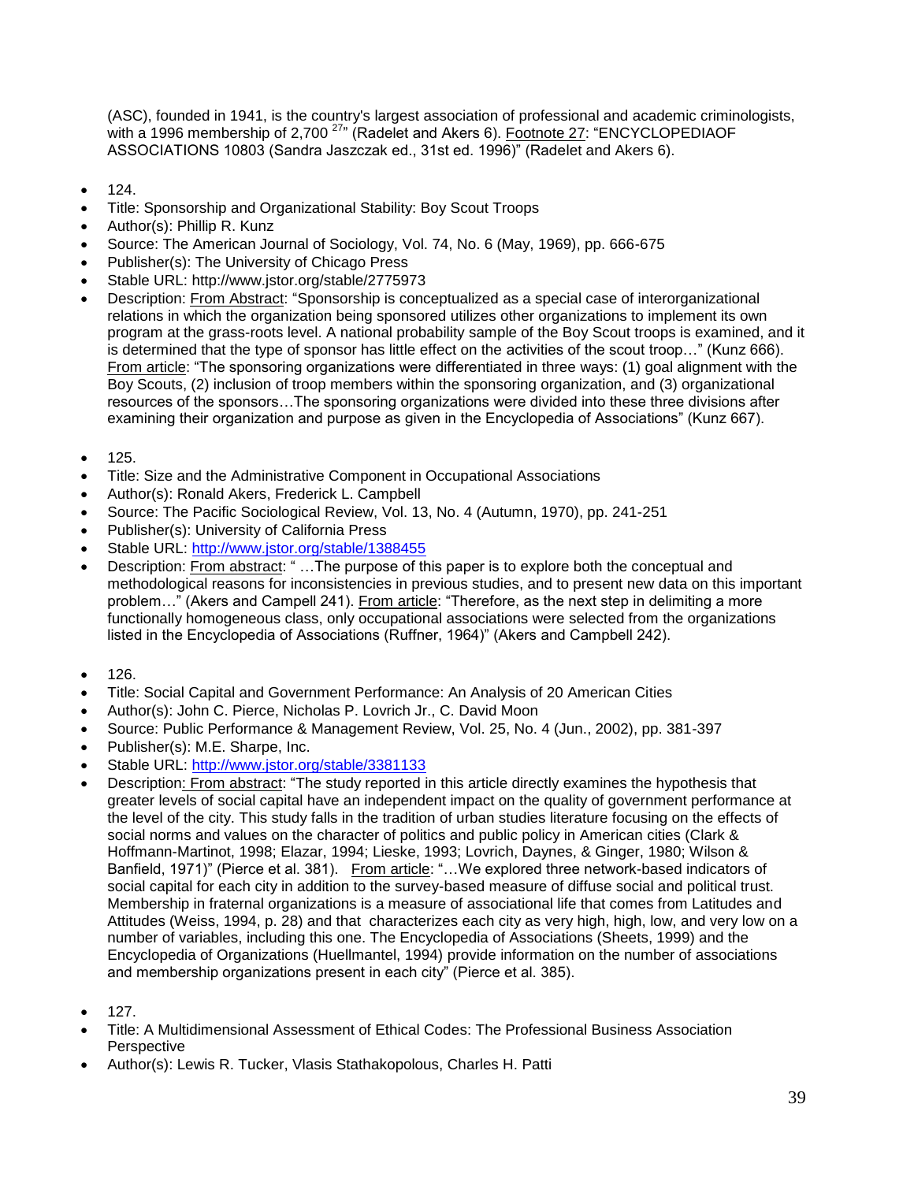(ASC), founded in 1941, is the country's largest association of professional and academic criminologists, with a 1996 membership of 2,700 [27]" (Radelet and Akers 6). Footnote 27: "ENCYCLOPEDIAOF ASSOCIATIONS 10803 (Sandra Jaszczak ed., 31st ed. 1996)" (Radelet and Akers 6).

- 124.
- Title: Sponsorship and Organizational Stability: Boy Scout Troops
- Author(s): Phillip R. Kunz
- Source: The American Journal of Sociology, Vol. 74, No. 6 (May, 1969), pp. 666-675
- Publisher(s): The University of Chicago Press
- Stable URL: http://www.jstor.org/stable/2775973
- Description: From Abstract: "Sponsorship is conceptualized as a special case of interorganizational relations in which the organization being sponsored utilizes other organizations to implement its own program at the grass-roots level. A national probability sample of the Boy Scout troops is examined, and it is determined that the type of sponsor has little effect on the activities of the scout troop…" (Kunz 666). From article: "The sponsoring organizations were differentiated in three ways: (1) goal alignment with the Boy Scouts, (2) inclusion of troop members within the sponsoring organization, and (3) organizational resources of the sponsors…The sponsoring organizations were divided into these three divisions after examining their organization and purpose as given in the Encyclopedia of Associations" (Kunz 667).

- 125.
- Title: Size and the Administrative Component in Occupational Associations
- Author(s): Ronald Akers, Frederick L. Campbell
- Source: The Pacific Sociological Review, Vol. 13, No. 4 (Autumn, 1970), pp. 241-251
- Publisher(s): University of California Press
- Stable URL: http://www.jstor.org/stable/1388455
- Description: From abstract: " …The purpose of this paper is to explore both the conceptual and methodological reasons for inconsistencies in previous studies, and to present new data on this important problem…" (Akers and Campell 241). From article: "Therefore, as the next step in delimiting a more functionally homogeneous class, only occupational associations were selected from the organizations listed in the Encyclopedia of Associations (Ruffner, 1964)" (Akers and Campbell 242).

- 126.
- Title: Social Capital and Government Performance: An Analysis of 20 American Cities
- Author(s): John C. Pierce, Nicholas P. Lovrich Jr., C. David Moon
- Source: Public Performance & Management Review, Vol. 25, No. 4 (Jun., 2002), pp. 381-397
- Publisher(s): M.E. Sharpe, Inc.
- Stable URL: http://www.jstor.org/stable/3381133
- Description: From abstract: "The study reported in this article directly examines the hypothesis that greater levels of social capital have an independent impact on the quality of government performance at the level of the city. This study falls in the tradition of urban studies literature focusing on the effects of social norms and values on the character of politics and public policy in American cities (Clark & Hoffmann-Martinot, 1998; Elazar, 1994; Lieske, 1993; Lovrich, Daynes, & Ginger, 1980; Wilson & Banfield, 1971)" (Pierce et al. 381). From article: "…We explored three network-based indicators of social capital for each city in addition to the survey-based measure of diffuse social and political trust. Membership in fraternal organizations is a measure of associational life that comes from Latitudes and Attitudes (Weiss, 1994, p. 28) and that characterizes each city as very high, high, low, and very low on a number of variables, including this one. The Encyclopedia of Associations (Sheets, 1999) and the Encyclopedia of Organizations (Huellmantel, 1994) provide information on the number of associations and membership organizations present in each city" (Pierce et al. 385).

- 127.
- Title: A Multidimensional Assessment of Ethical Codes: The Professional Business Association Perspective
- Author(s): Lewis R. Tucker, Vlasis Stathakopolous, Charles H. Patti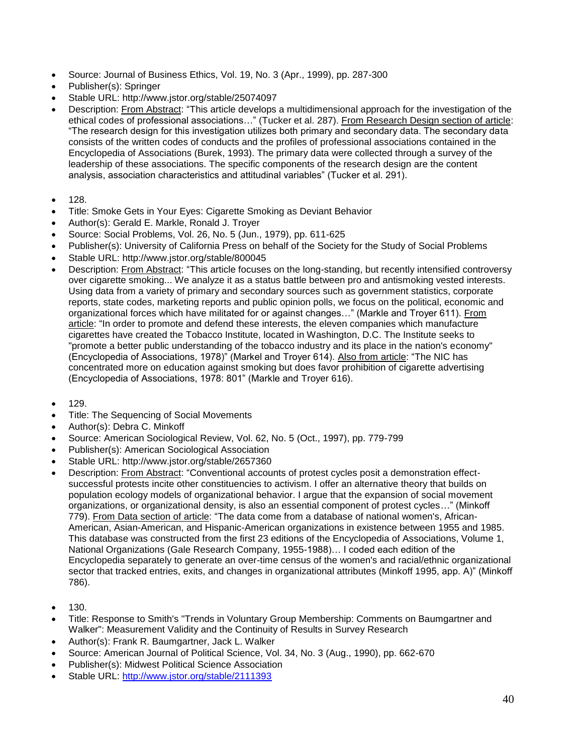- Source: Journal of Business Ethics, Vol. 19, No. 3 (Apr., 1999), pp. 287-300
- Publisher(s): Springer
- Stable URL: http://www.jstor.org/stable/25074097
- Description: From Abstract: "This article develops a multidimensional approach for the investigation of the ethical codes of professional associations…" (Tucker et al. 287). From Research Design section of article: "The research design for this investigation utilizes both primary and secondary data. The secondary data consists of the written codes of conducts and the profiles of professional associations contained in the Encyclopedia of Associations (Burek, 1993). The primary data were collected through a survey of the leadership of these associations. The specific components of the research design are the content analysis, association characteristics and attitudinal variables" (Tucker et al. 291).

- 128.
- Title: Smoke Gets in Your Eyes: Cigarette Smoking as Deviant Behavior
- Author(s): Gerald E. Markle, Ronald J. Troyer
- Source: Social Problems, Vol. 26, No. 5 (Jun., 1979), pp. 611-625
- Publisher(s): University of California Press on behalf of the Society for the Study of Social Problems
- Stable URL: http://www.jstor.org/stable/800045
- Description: From Abstract: "This article focuses on the long-standing, but recently intensified controversy over cigarette smoking... We analyze it as a status battle between pro and antismoking vested interests. Using data from a variety of primary and secondary sources such as government statistics, corporate reports, state codes, marketing reports and public opinion polls, we focus on the political, economic and organizational forces which have militated for or against changes…" (Markle and Troyer 611). From article: "In order to promote and defend these interests, the eleven companies which manufacture cigarettes have created the Tobacco Institute, located in Washington, D.C. The Institute seeks to "promote a better public understanding of the tobacco industry and its place in the nation's economy" (Encyclopedia of Associations, 1978)" (Markel and Troyer 614). Also from article: "The NIC has concentrated more on education against smoking but does favor prohibition of cigarette advertising (Encyclopedia of Associations, 1978: 801" (Markle and Troyer 616).

- 129.
- Title: The Sequencing of Social Movements
- Author(s): Debra C. Minkoff
- Source: American Sociological Review, Vol. 62, No. 5 (Oct., 1997), pp. 779-799
- Publisher(s): American Sociological Association
- Stable URL: http://www.jstor.org/stable/2657360
- Description: From Abstract: "Conventional accounts of protest cycles posit a demonstration effect-successful protests incite other constituencies to activism. I offer an alternative theory that builds on population ecology models of organizational behavior. I argue that the expansion of social movement organizations, or organizational density, is also an essential component of protest cycles…" (Minkoff 779). From Data section of article: "The data come from a database of national women's, African-American, Asian-American, and Hispanic-American organizations in existence between 1955 and 1985. This database was constructed from the first 23 editions of the Encyclopedia of Associations, Volume 1, National Organizations (Gale Research Company, 1955-1988)… I coded each edition of the Encyclopedia separately to generate an over-time census of the women's and racial/ethnic organizational sector that tracked entries, exits, and changes in organizational attributes (Minkoff 1995, app. A)" (Minkoff 786).

- 130.
- Title: Response to Smith's "Trends in Voluntary Group Membership: Comments on Baumgartner and Walker": Measurement Validity and the Continuity of Results in Survey Research
- Author(s): Frank R. Baumgartner, Jack L. Walker
- Source: American Journal of Political Science, Vol. 34, No. 3 (Aug., 1990), pp. 662-670
- Publisher(s): Midwest Political Science Association
- Stable URL: http://www.jstor.org/stable/2111393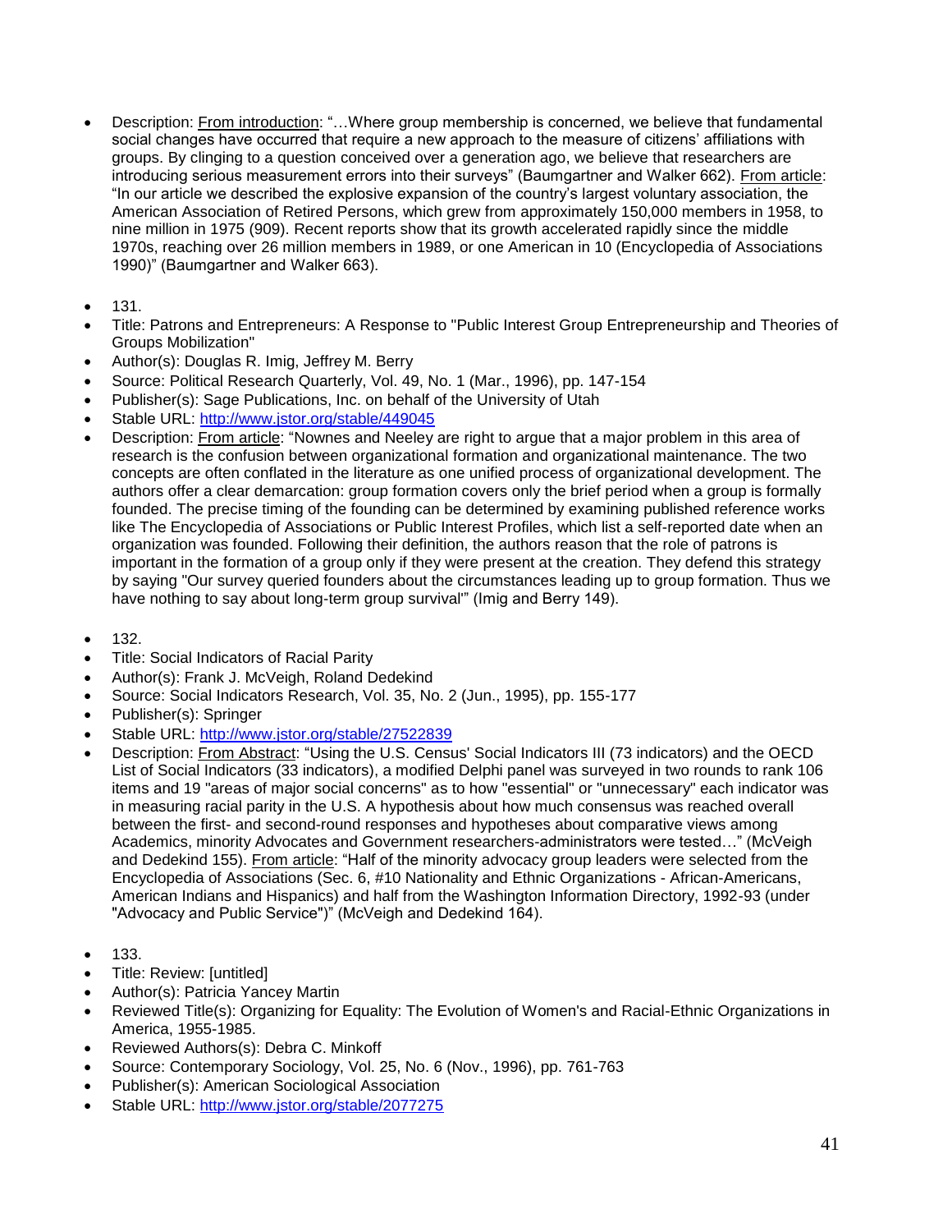- Description: From introduction: "…Where group membership is concerned, we believe that fundamental social changes have occurred that require a new approach to the measure of citizens' affiliations with groups. By clinging to a question conceived over a generation ago, we believe that researchers are introducing serious measurement errors into their surveys" (Baumgartner and Walker 662). From article: "In our article we described the explosive expansion of the country's largest voluntary association, the American Association of Retired Persons, which grew from approximately 150,000 members in 1958, to nine million in 1975 (909). Recent reports show that its growth accelerated rapidly since the middle 1970s, reaching over 26 million members in 1989, or one American in 10 (Encyclopedia of Associations 1990)" (Baumgartner and Walker 663).

- 131.
- Title: Patrons and Entrepreneurs: A Response to "Public Interest Group Entrepreneurship and Theories of Groups Mobilization"
- Author(s): Douglas R. Imig, Jeffrey M. Berry
- Source: Political Research Quarterly, Vol. 49, No. 1 (Mar., 1996), pp. 147-154
- Publisher(s): Sage Publications, Inc. on behalf of the University of Utah
- Stable URL: http://www.jstor.org/stable/449045
- Description: From article: "Nownes and Neeley are right to argue that a major problem in this area of research is the confusion between organizational formation and organizational maintenance. The two concepts are often conflated in the literature as one unified process of organizational development. The authors offer a clear demarcation: group formation covers only the brief period when a group is formally founded. The precise timing of the founding can be determined by examining published reference works like The Encyclopedia of Associations or Public Interest Profiles, which list a self-reported date when an organization was founded. Following their definition, the authors reason that the role of patrons is important in the formation of a group only if they were present at the creation. They defend this strategy by saying "Our survey queried founders about the circumstances leading up to group formation. Thus we have nothing to say about long-term group survival'" (Imig and Berry 149).

- 132.
- Title: Social Indicators of Racial Parity
- Author(s): Frank J. McVeigh, Roland Dedekind
- Source: Social Indicators Research, Vol. 35, No. 2 (Jun., 1995), pp. 155-177
- Publisher(s): Springer
- Stable URL: http://www.jstor.org/stable/27522839
- Description: From Abstract: "Using the U.S. Census' Social Indicators III (73 indicators) and the OECD List of Social Indicators (33 indicators), a modified Delphi panel was surveyed in two rounds to rank 106 items and 19 "areas of major social concerns" as to how "essential" or "unnecessary" each indicator was in measuring racial parity in the U.S. A hypothesis about how much consensus was reached overall between the first- and second-round responses and hypotheses about comparative views among Academics, minority Advocates and Government researchers-administrators were tested…" (McVeigh and Dedekind 155). From article: "Half of the minority advocacy group leaders were selected from the Encyclopedia of Associations (Sec. 6, #10 Nationality and Ethnic Organizations - African-Americans, American Indians and Hispanics) and half from the Washington Information Directory, 1992-93 (under "Advocacy and Public Service")" (McVeigh and Dedekind 164).

- 133.
- Title: Review: [untitled]
- Author(s): Patricia Yancey Martin
- Reviewed Title(s): Organizing for Equality: The Evolution of Women's and Racial-Ethnic Organizations in America, 1955-1985.
- Reviewed Authors(s): Debra C. Minkoff
- Source: Contemporary Sociology, Vol. 25, No. 6 (Nov., 1996), pp. 761-763
- Publisher(s): American Sociological Association
- Stable URL: http://www.jstor.org/stable/2077275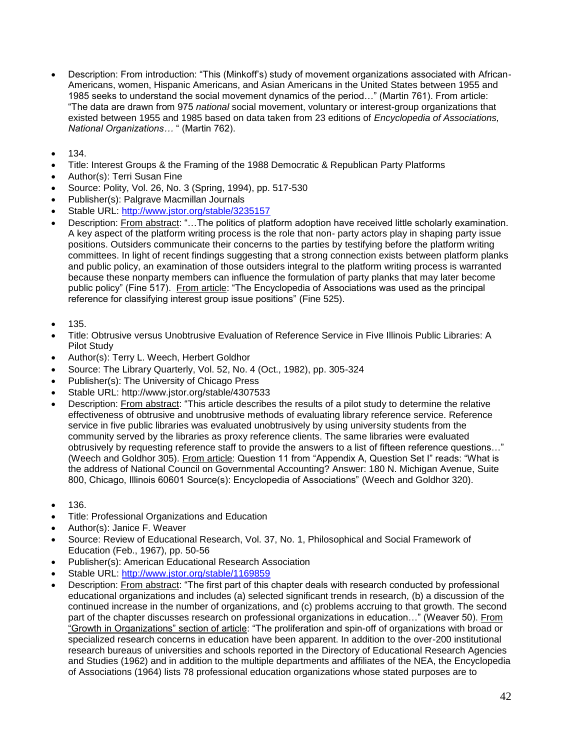- Description: From introduction: "This (Minkoff's) study of movement organizations associated with African-Americans, women, Hispanic Americans, and Asian Americans in the United States between 1955 and 1985 seeks to understand the social movement dynamics of the period…" (Martin 761). From article: "The data are drawn from 975 *national* social movement, voluntary or interest-group organizations that existed between 1955 and 1985 based on data taken from 23 editions of *Encyclopedia of Associations, National Organizations…* " (Martin 762).

- 134.
- Title: Interest Groups & the Framing of the 1988 Democratic & Republican Party Platforms
- Author(s): Terri Susan Fine
- Source: Polity, Vol. 26, No. 3 (Spring, 1994), pp. 517-530
- Publisher(s): Palgrave Macmillan Journals
- Stable URL: http://www.jstor.org/stable/3235157
- Description: From abstract: "…The politics of platform adoption have received little scholarly examination. A key aspect of the platform writing process is the role that non- party actors play in shaping party issue positions. Outsiders communicate their concerns to the parties by testifying before the platform writing committees. In light of recent findings suggesting that a strong connection exists between platform planks and public policy, an examination of those outsiders integral to the platform writing process is warranted because these nonparty members can influence the formulation of party planks that may later become public policy" (Fine 517). From article: "The Encyclopedia of Associations was used as the principal reference for classifying interest group issue positions" (Fine 525).

- 135.
- Title: Obtrusive versus Unobtrusive Evaluation of Reference Service in Five Illinois Public Libraries: A Pilot Study
- Author(s): Terry L. Weech, Herbert Goldhor
- Source: The Library Quarterly, Vol. 52, No. 4 (Oct., 1982), pp. 305-324
- Publisher(s): The University of Chicago Press
- Stable URL: http://www.jstor.org/stable/4307533
- Description: From abstract: "This article describes the results of a pilot study to determine the relative effectiveness of obtrusive and unobtrusive methods of evaluating library reference service. Reference service in five public libraries was evaluated unobtrusively by using university students from the community served by the libraries as proxy reference clients. The same libraries were evaluated obtrusively by requesting reference staff to provide the answers to a list of fifteen reference questions…" (Weech and Goldhor 305). From article: Question 11 from "Appendix A, Question Set I" reads: "What is the address of National Council on Governmental Accounting? Answer: 180 N. Michigan Avenue, Suite 800, Chicago, Illinois 60601 Source(s): Encyclopedia of Associations" (Weech and Goldhor 320).

- 136.
- Title: Professional Organizations and Education
- Author(s): Janice F. Weaver
- Source: Review of Educational Research, Vol. 37, No. 1, Philosophical and Social Framework of Education (Feb., 1967), pp. 50-56
- Publisher(s): American Educational Research Association
- Stable URL: http://www.jstor.org/stable/1169859
- Description: From abstract: "The first part of this chapter deals with research conducted by professional educational organizations and includes (a) selected significant trends in research, (b) a discussion of the continued increase in the number of organizations, and (c) problems accruing to that growth. The second part of the chapter discusses research on professional organizations in education…" (Weaver 50). From "Growth in Organizations" section of article: "The proliferation and spin-off of organizations with broad or specialized research concerns in education have been apparent. In addition to the over-200 institutional research bureaus of universities and schools reported in the Directory of Educational Research Agencies and Studies (1962) and in addition to the multiple departments and affiliates of the NEA, the Encyclopedia of Associations (1964) lists 78 professional education organizations whose stated purposes are to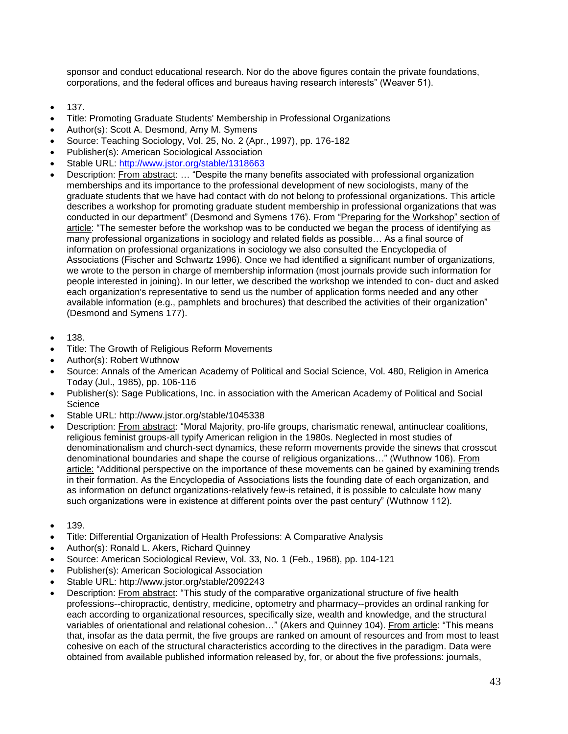sponsor and conduct educational research. Nor do the above figures contain the private foundations, corporations, and the federal offices and bureaus having research interests" (Weaver 51).

- 137.
- Title: Promoting Graduate Students' Membership in Professional Organizations
- Author(s): Scott A. Desmond, Amy M. Symens
- Source: Teaching Sociology, Vol. 25, No. 2 (Apr., 1997), pp. 176-182
- Publisher(s): American Sociological Association
- Stable URL: http://www.jstor.org/stable/1318663
- Description: From abstract: … "Despite the many benefits associated with professional organization memberships and its importance to the professional development of new sociologists, many of the graduate students that we have had contact with do not belong to professional organizations. This article describes a workshop for promoting graduate student membership in professional organizations that was conducted in our department" (Desmond and Symens 176). From "Preparing for the Workshop" section of article: "The semester before the workshop was to be conducted we began the process of identifying as many professional organizations in sociology and related fields as possible… As a final source of information on professional organizations in sociology we also consulted the Encyclopedia of Associations (Fischer and Schwartz 1996). Once we had identified a significant number of organizations, we wrote to the person in charge of membership information (most journals provide such information for people interested in joining). In our letter, we described the workshop we intended to con- duct and asked each organization's representative to send us the number of application forms needed and any other available information (e.g., pamphlets and brochures) that described the activities of their organization" (Desmond and Symens 177).

- 138.
- Title: The Growth of Religious Reform Movements
- Author(s): Robert Wuthnow
- Source: Annals of the American Academy of Political and Social Science, Vol. 480, Religion in America Today (Jul., 1985), pp. 106-116
- Publisher(s): Sage Publications, Inc. in association with the American Academy of Political and Social Science
- Stable URL: http://www.jstor.org/stable/1045338
- Description: From abstract: "Moral Majority, pro-life groups, charismatic renewal, antinuclear coalitions, religious feminist groups-all typify American religion in the 1980s. Neglected in most studies of denominationalism and church-sect dynamics, these reform movements provide the sinews that crosscut denominational boundaries and shape the course of religious organizations…" (Wuthnow 106). From article: "Additional perspective on the importance of these movements can be gained by examining trends in their formation. As the Encyclopedia of Associations lists the founding date of each organization, and as information on defunct organizations-relatively few-is retained, it is possible to calculate how many such organizations were in existence at different points over the past century" (Wuthnow 112).

- 139.
- Title: Differential Organization of Health Professions: A Comparative Analysis
- Author(s): Ronald L. Akers, Richard Quinney
- Source: American Sociological Review, Vol. 33, No. 1 (Feb., 1968), pp. 104-121
- Publisher(s): American Sociological Association
- Stable URL: http://www.jstor.org/stable/2092243
- Description: From abstract: "This study of the comparative organizational structure of five health professions--chiropractic, dentistry, medicine, optometry and pharmacy--provides an ordinal ranking for each according to organizational resources, specifically size, wealth and knowledge, and the structural variables of orientational and relational cohesion…" (Akers and Quinney 104). From article: "This means that, insofar as the data permit, the five groups are ranked on amount of resources and from most to least cohesive on each of the structural characteristics according to the directives in the paradigm. Data were obtained from available published information released by, for, or about the five professions: journals,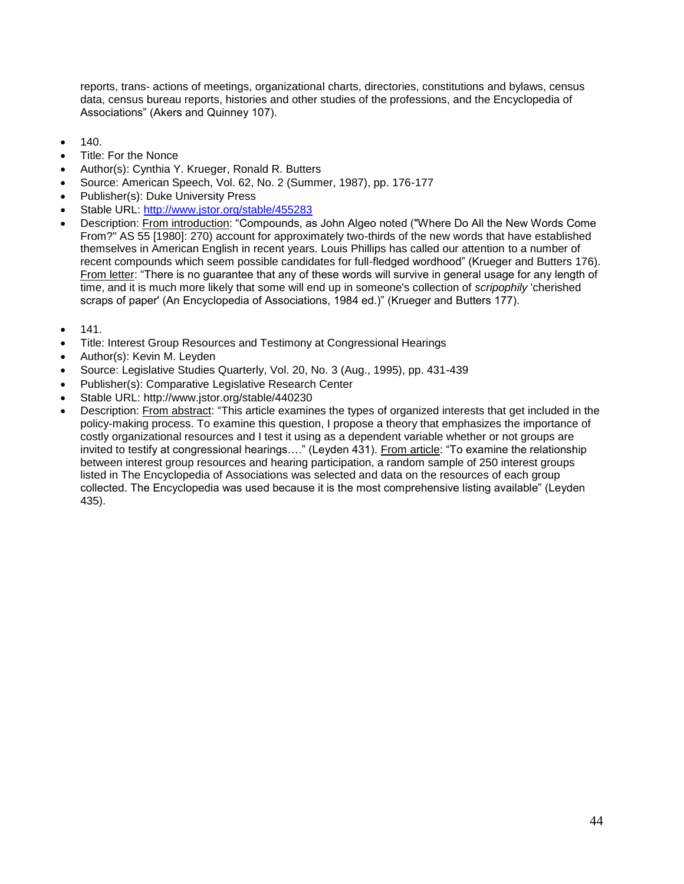reports, trans- actions of meetings, organizational charts, directories, constitutions and bylaws, census data, census bureau reports, histories and other studies of the professions, and the Encyclopedia of Associations" (Akers and Quinney 107).

- 140.
- Title: For the Nonce
- Author(s): Cynthia Y. Krueger, Ronald R. Butters
- Source: American Speech, Vol. 62, No. 2 (Summer, 1987), pp. 176-177
- Publisher(s): Duke University Press
- Stable URL: [http://www.jstor.org/stable/455283](http://www.jstor.org/stable/455283)
- Description: From introduction: "Compounds, as John Algeo noted ("Where Do All the New Words Come From?" AS 55 [1980]: 270) account for approximately two-thirds of the new words that have established themselves in American English in recent years. Louis Phillips has called our attention to a number of recent compounds which seem possible candidates for full-fledged wordhood" (Krueger and Butters 176). From letter: "There is no guarantee that any of these words will survive in general usage for any length of time, and it is much more likely that some will end up in someone's collection of *scripophily* 'cherished scraps of paper' (An Encyclopedia of Associations, 1984 ed.)" (Krueger and Butters 177).

- 141.
- Title: Interest Group Resources and Testimony at Congressional Hearings
- Author(s): Kevin M. Leyden
- Source: Legislative Studies Quarterly, Vol. 20, No. 3 (Aug., 1995), pp. 431-439
- Publisher(s): Comparative Legislative Research Center
- Stable URL: http://www.jstor.org/stable/440230
- Description: From abstract: "This article examines the types of organized interests that get included in the policy-making process. To examine this question, I propose a theory that emphasizes the importance of costly organizational resources and I test it using as a dependent variable whether or not groups are invited to testify at congressional hearings…." (Leyden 431). From article: "To examine the relationship between interest group resources and hearing participation, a random sample of 250 interest groups listed in The Encyclopedia of Associations was selected and data on the resources of each group collected. The Encyclopedia was used because it is the most comprehensive listing available" (Leyden 435).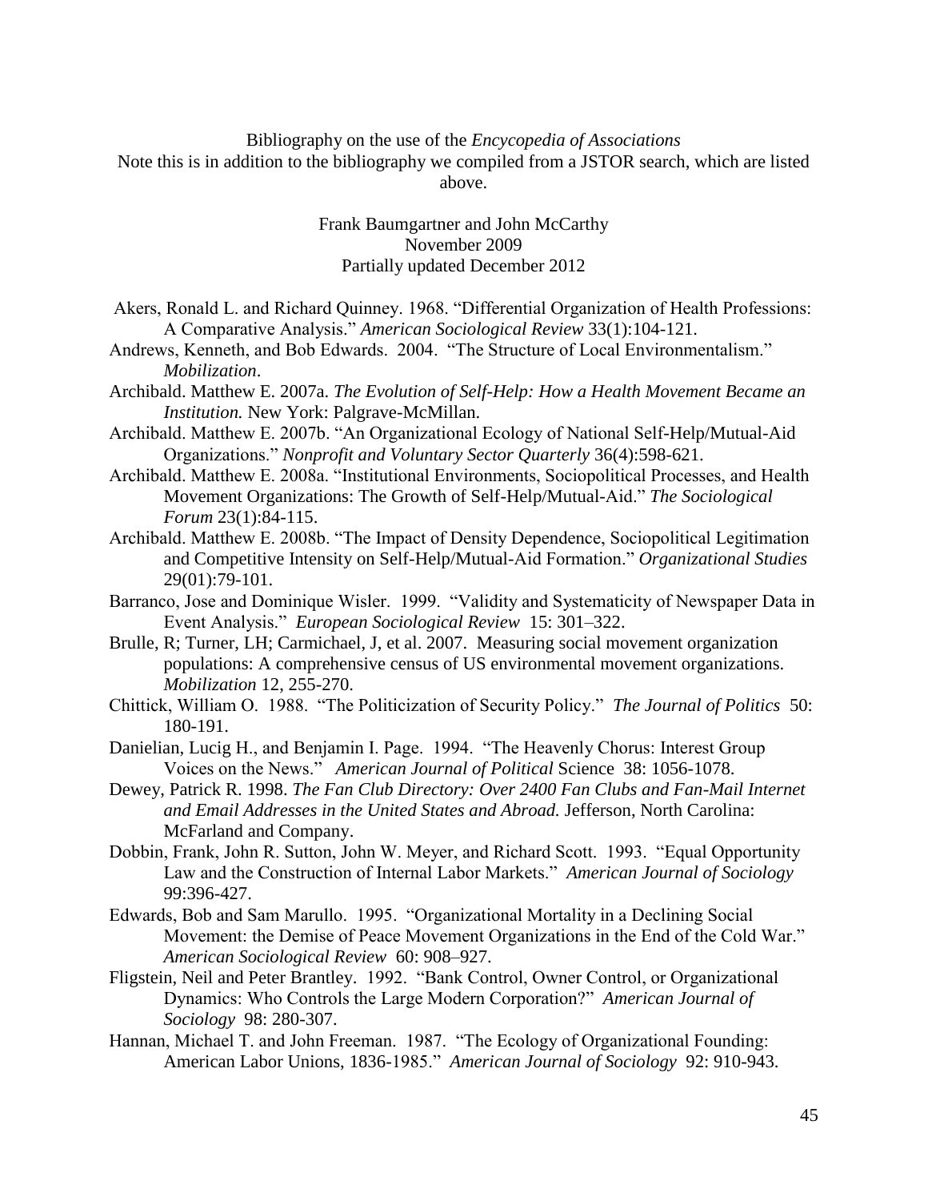Bibliography on the use of the *Encycopedia of Associations*
Note this is in addition to the bibliography we compiled from a JSTOR search, which are listed above.

Frank Baumgartner and John McCarthy
November 2009
Partially updated December 2012

Akers, Ronald L. and Richard Quinney. 1968. "Differential Organization of Health Professions: A Comparative Analysis." *American Sociological Review* 33(1):104-121.

Andrews, Kenneth, and Bob Edwards. 2004. "The Structure of Local Environmentalism." *Mobilization*.

Archibald. Matthew E. 2007a. *The Evolution of Self-Help: How a Health Movement Became an Institution.* New York: Palgrave-McMillan.

Archibald. Matthew E. 2007b. "An Organizational Ecology of National Self-Help/Mutual-Aid Organizations." *Nonprofit and Voluntary Sector Quarterly* 36(4):598-621.

Archibald. Matthew E. 2008a. "Institutional Environments, Sociopolitical Processes, and Health Movement Organizations: The Growth of Self-Help/Mutual-Aid." *The Sociological Forum* 23(1):84-115.

Archibald. Matthew E. 2008b. "The Impact of Density Dependence, Sociopolitical Legitimation and Competitive Intensity on Self-Help/Mutual-Aid Formation." *Organizational Studies* 29(01):79-101.

Barranco, Jose and Dominique Wisler. 1999. "Validity and Systematicity of Newspaper Data in Event Analysis." *European Sociological Review* 15: 301–322.

Brulle, R; Turner, LH; Carmichael, J, et al. 2007. Measuring social movement organization populations: A comprehensive census of US environmental movement organizations. *Mobilization* 12, 255-270.

Chittick, William O. 1988. "The Politicization of Security Policy." *The Journal of Politics* 50: 180-191.

Danielian, Lucig H., and Benjamin I. Page. 1994. "The Heavenly Chorus: Interest Group Voices on the News." *American Journal of Political* Science 38: 1056-1078.

Dewey, Patrick R. 1998. *The Fan Club Directory: Over 2400 Fan Clubs and Fan-Mail Internet and Email Addresses in the United States and Abroad.* Jefferson, North Carolina: McFarland and Company.

Dobbin, Frank, John R. Sutton, John W. Meyer, and Richard Scott. 1993. "Equal Opportunity Law and the Construction of Internal Labor Markets." *American Journal of Sociology* 99:396-427.

Edwards, Bob and Sam Marullo. 1995. "Organizational Mortality in a Declining Social Movement: the Demise of Peace Movement Organizations in the End of the Cold War." *American Sociological Review* 60: 908–927.

Fligstein, Neil and Peter Brantley. 1992. "Bank Control, Owner Control, or Organizational Dynamics: Who Controls the Large Modern Corporation?" *American Journal of Sociology* 98: 280-307.

Hannan, Michael T. and John Freeman. 1987. "The Ecology of Organizational Founding: American Labor Unions, 1836-1985." *American Journal of Sociology* 92: 910-943.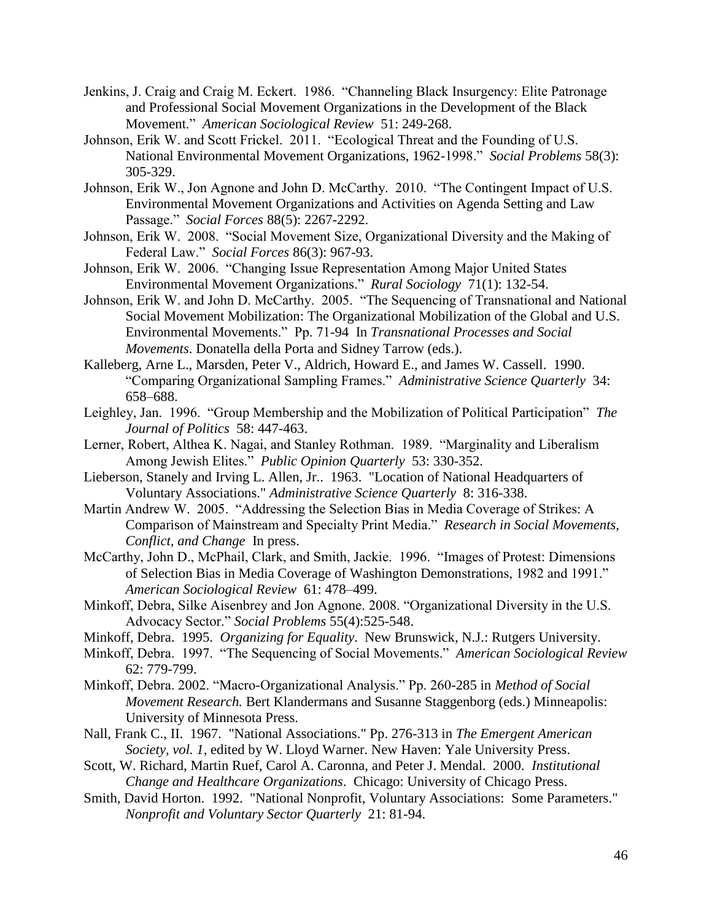Jenkins, J. Craig and Craig M. Eckert. 1986. "Channeling Black Insurgency: Elite Patronage and Professional Social Movement Organizations in the Development of the Black Movement." *American Sociological Review* 51: 249-268.

Johnson, Erik W. and Scott Frickel. 2011. "Ecological Threat and the Founding of U.S. National Environmental Movement Organizations, 1962-1998." *Social Problems* 58(3): 305-329.

Johnson, Erik W., Jon Agnone and John D. McCarthy. 2010. "The Contingent Impact of U.S. Environmental Movement Organizations and Activities on Agenda Setting and Law Passage." *Social Forces* 88(5): 2267-2292.

Johnson, Erik W. 2008. "Social Movement Size, Organizational Diversity and the Making of Federal Law." *Social Forces* 86(3): 967-93.

Johnson, Erik W. 2006. "Changing Issue Representation Among Major United States Environmental Movement Organizations." *Rural Sociology* 71(1): 132-54.

Johnson, Erik W. and John D. McCarthy. 2005. "The Sequencing of Transnational and National Social Movement Mobilization: The Organizational Mobilization of the Global and U.S. Environmental Movements." Pp. 71-94 In *Transnational Processes and Social Movements*. Donatella della Porta and Sidney Tarrow (eds.).

Kalleberg, Arne L., Marsden, Peter V., Aldrich, Howard E., and James W. Cassell. 1990. "Comparing Organizational Sampling Frames." *Administrative Science Quarterly* 34: 658–688.

Leighley, Jan. 1996. "Group Membership and the Mobilization of Political Participation" *The Journal of Politics* 58: 447-463.

Lerner, Robert, Althea K. Nagai, and Stanley Rothman. 1989. "Marginality and Liberalism Among Jewish Elites." *Public Opinion Quarterly* 53: 330-352.

Lieberson, Stanely and Irving L. Allen, Jr.. 1963. "Location of National Headquarters of Voluntary Associations." *Administrative Science Quarterly* 8: 316-338.

Martin Andrew W. 2005. "Addressing the Selection Bias in Media Coverage of Strikes: A Comparison of Mainstream and Specialty Print Media." *Research in Social Movements, Conflict, and Change* In press.

McCarthy, John D., McPhail, Clark, and Smith, Jackie. 1996. "Images of Protest: Dimensions of Selection Bias in Media Coverage of Washington Demonstrations, 1982 and 1991." *American Sociological Review* 61: 478–499.

Minkoff, Debra, Silke Aisenbrey and Jon Agnone. 2008. "Organizational Diversity in the U.S. Advocacy Sector." *Social Problems* 55(4):525-548.

Minkoff, Debra. 1995. *Organizing for Equality*. New Brunswick, N.J.: Rutgers University.

Minkoff, Debra. 1997. "The Sequencing of Social Movements." *American Sociological Review* 62: 779-799.

Minkoff, Debra. 2002. "Macro-Organizational Analysis." Pp. 260-285 in *Method of Social Movement Research.* Bert Klandermans and Susanne Staggenborg (eds.) Minneapolis: University of Minnesota Press.

Nall, Frank C., II. 1967. "National Associations." Pp. 276-313 in *The Emergent American Society, vol. 1*, edited by W. Lloyd Warner. New Haven: Yale University Press.

Scott, W. Richard, Martin Ruef, Carol A. Caronna, and Peter J. Mendal. 2000. *Institutional Change and Healthcare Organizations*. Chicago: University of Chicago Press.

Smith, David Horton. 1992. "National Nonprofit, Voluntary Associations: Some Parameters." *Nonprofit and Voluntary Sector Quarterly* 21: 81-94.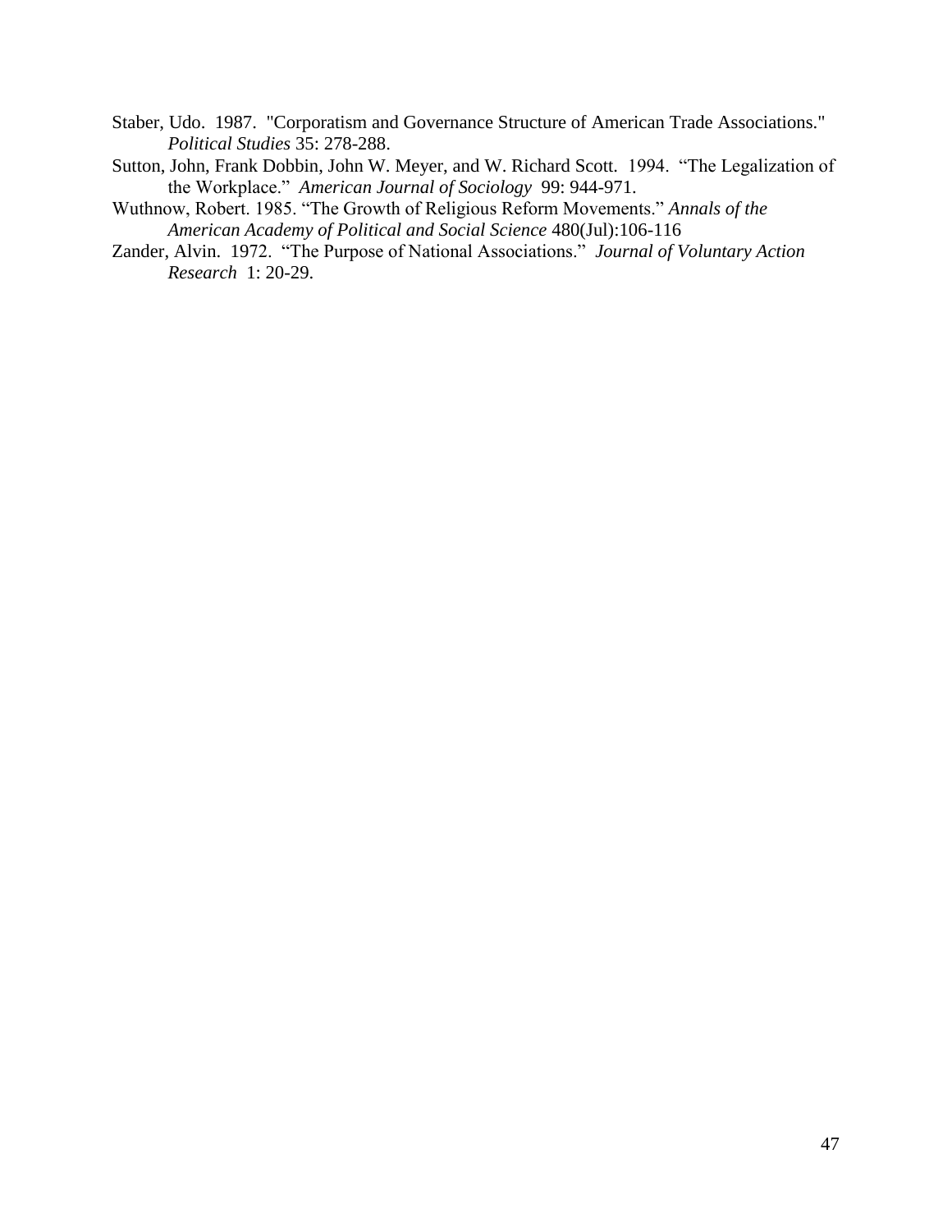Staber, Udo. 1987. "Corporatism and Governance Structure of American Trade Associations." *Political Studies* 35: 278-288.

Sutton, John, Frank Dobbin, John W. Meyer, and W. Richard Scott. 1994. "The Legalization of the Workplace." *American Journal of Sociology* 99: 944-971.

Wuthnow, Robert. 1985. "The Growth of Religious Reform Movements." *Annals of the American Academy of Political and Social Science* 480(Jul):106-116

Zander, Alvin. 1972. "The Purpose of National Associations." *Journal of Voluntary Action Research* 1: 20-29.